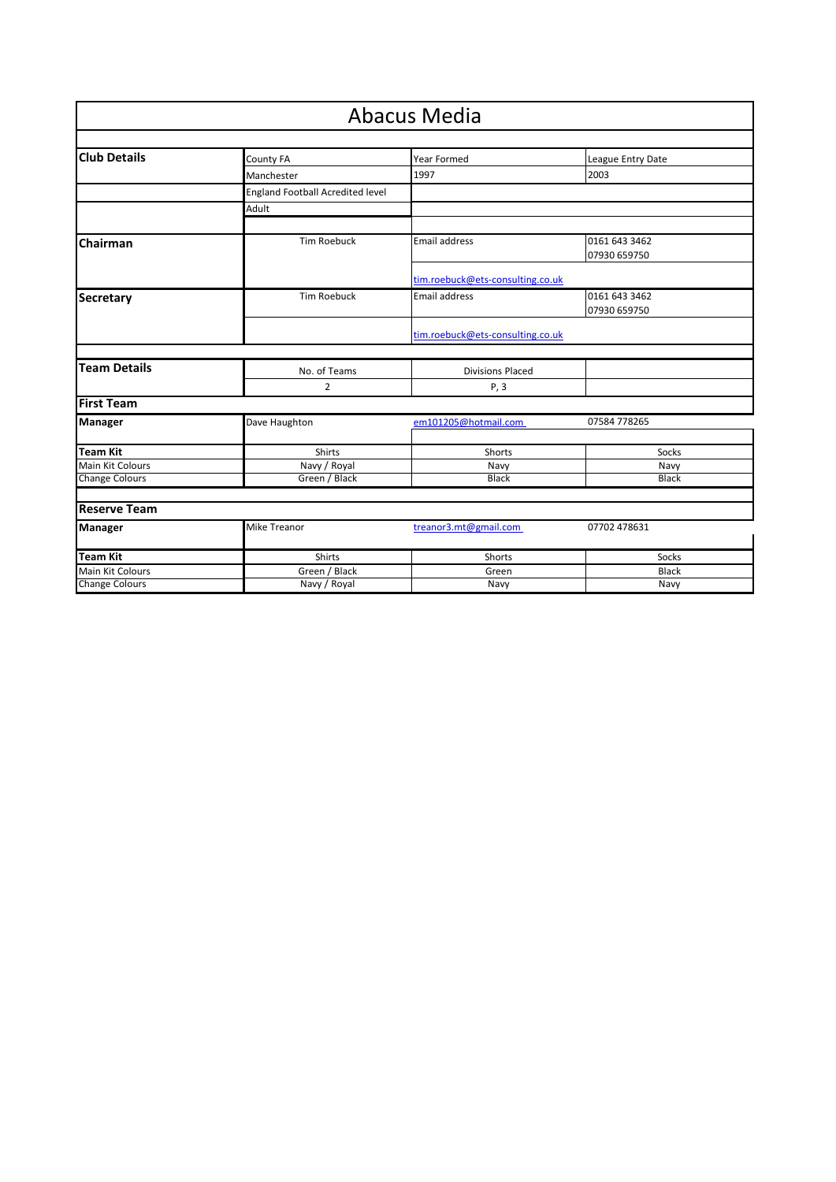# Abacus Media

| **Club Details** | County FA | Year Formed | League Entry Date |
|---|---|---|---|
| | Manchester | 1997 | 2003 |
| | England Football Acredited level | | |
| | Adult | | |
| **Chairman** | Tim Roebuck | Email address | 0161 643 3462<br>07930 659750 |
| | | tim.roebuck@ets-consulting.co.uk | |
| **Secretary** | Tim Roebuck | Email address | 0161 643 3462<br>07930 659750 |
| | | tim.roebuck@ets-consulting.co.uk | |

| **Team Details** | No. of Teams | Divisions Placed | |
|---|---|---|---|
| | 2 | P, 3 | |

## First Team

| **Manager** | Dave Haughton | em101205@hotmail.com | 07584 778265 |
|---|---|---|---|
| **Team Kit** | Shirts | Shorts | Socks |
| Main Kit Colours | Navy / Royal | Navy | Navy |
| Change Colours | Green / Black | Black | Black |

## Reserve Team

| **Manager** | Mike Treanor | treanor3.mt@gmail.com | 07702 478631 |
|---|---|---|---|
| **Team Kit** | Shirts | Shorts | Socks |
| Main Kit Colours | Green / Black | Green | Black |
| Change Colours | Navy / Royal | Navy | Navy |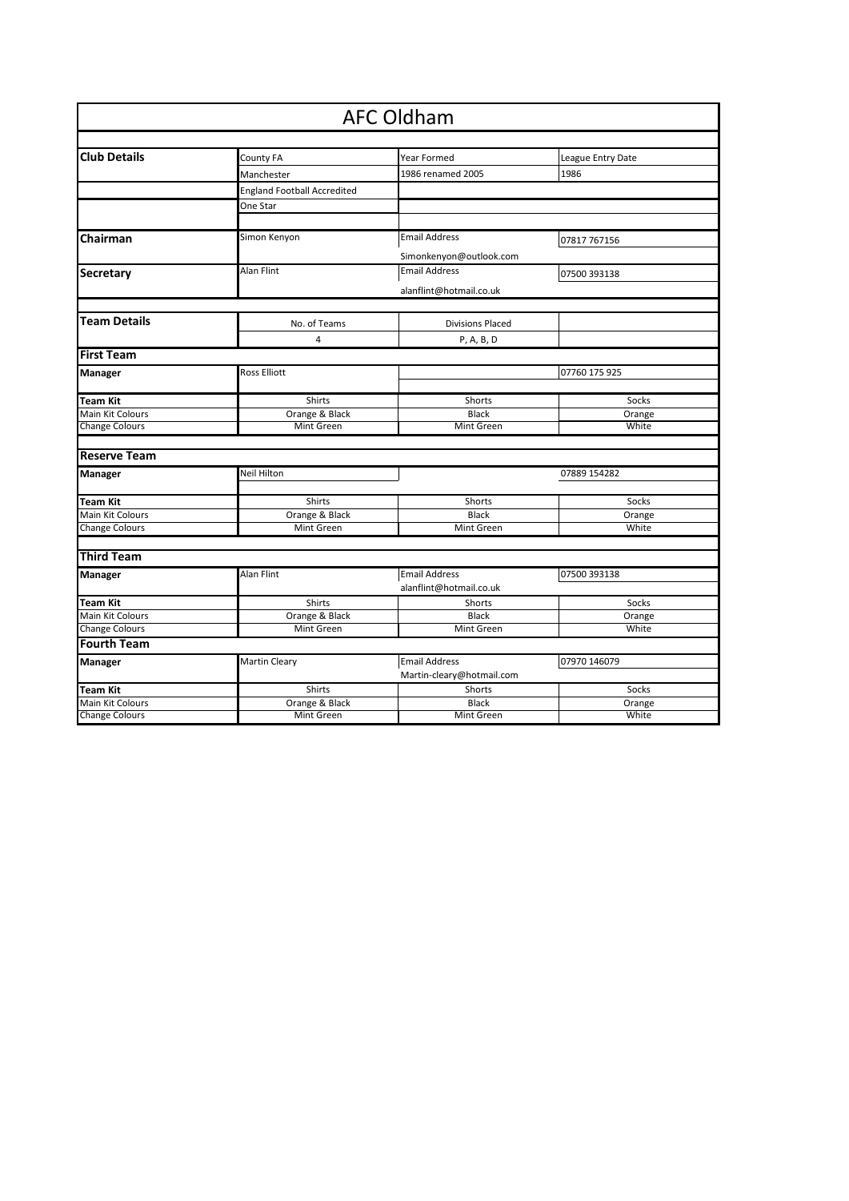# AFC Oldham

| Club Details | County FA | Year Formed | League Entry Date |
| --- | --- | --- | --- |
| | Manchester | 1986 renamed 2005 | 1986 |
| | England Football Accredited | | |
| | One Star | | |

| Chairman | Simon Kenyon | Email Address | 07817 767156 |
| --- | --- | --- | --- |
| | | Simonkenyon@outlook.com | |
| **Secretary** | Alan Flint | Email Address | 07500 393138 |
| | | alanflint@hotmail.co.uk | |

| Team Details | No. of Teams | Divisions Placed | |
| --- | --- | --- | --- |
| | 4 | P, A, B, D | |

## First Team

| Manager | Ross Elliott | | 07760 175 925 |
| --- | --- | --- | --- |
| **Team Kit** | Shirts | Shorts | Socks |
| Main Kit Colours | Orange & Black | Black | Orange |
| Change Colours | Mint Green | Mint Green | White |

## Reserve Team

| Manager | Neil Hilton | | 07889 154282 |
| --- | --- | --- | --- |
| **Team Kit** | Shirts | Shorts | Socks |
| Main Kit Colours | Orange & Black | Black | Orange |
| Change Colours | Mint Green | Mint Green | White |

## Third Team

| Manager | Alan Flint | Email Address | 07500 393138 |
| --- | --- | --- | --- |
| | | alanflint@hotmail.co.uk | |
| **Team Kit** | Shirts | Shorts | Socks |
| Main Kit Colours | Orange & Black | Black | Orange |
| Change Colours | Mint Green | Mint Green | White |

## Fourth Team

| Manager | Martin Cleary | Email Address | 07970 146079 |
| --- | --- | --- | --- |
| | | Martin-cleary@hotmail.com | |
| **Team Kit** | Shirts | Shorts | Socks |
| Main Kit Colours | Orange & Black | Black | Orange |
| Change Colours | Mint Green | Mint Green | White |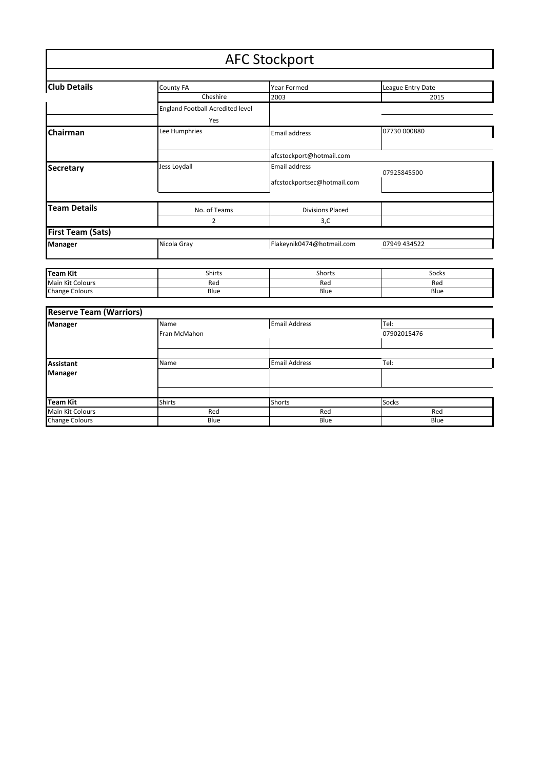# AFC Stockport

| Club Details | County FA | Year Formed | League Entry Date |
|---|---|---|---|
| | Cheshire | 2003 | 2015 |
| | England Football Acredited level | | |
| | Yes | | |
| Chairman | Lee Humphries | Email address | 07730 000880 |
| | | afcstockport@hotmail.com | |
| Secretary | Jess Loydall | Email address<br>afcstockportsec@hotmail.com | 07925845500 |

| Team Details | No. of Teams | Divisions Placed | |
|---|---|---|---|
| | 2 | 3,C | |
| **First Team (Sats)** | | | |
| Manager | Nicola Gray | Flakeynik0474@hotmail.com | 07949 434522 |

| Team Kit | Shirts | Shorts | Socks |
|---|---|---|---|
| Main Kit Colours | Red | Red | Red |
| Change Colours | Blue | Blue | Blue |

## Reserve Team (Warriors)

| Manager | Name | Email Address | Tel: |
|---|---|---|---|
| | Fran McMahon | | 07902015476 |
| Assistant Manager | Name | Email Address | Tel: |
| | | | |

| Team Kit | Shirts | Shorts | Socks |
|---|---|---|---|
| Main Kit Colours | Red | Red | Red |
| Change Colours | Blue | Blue | Blue |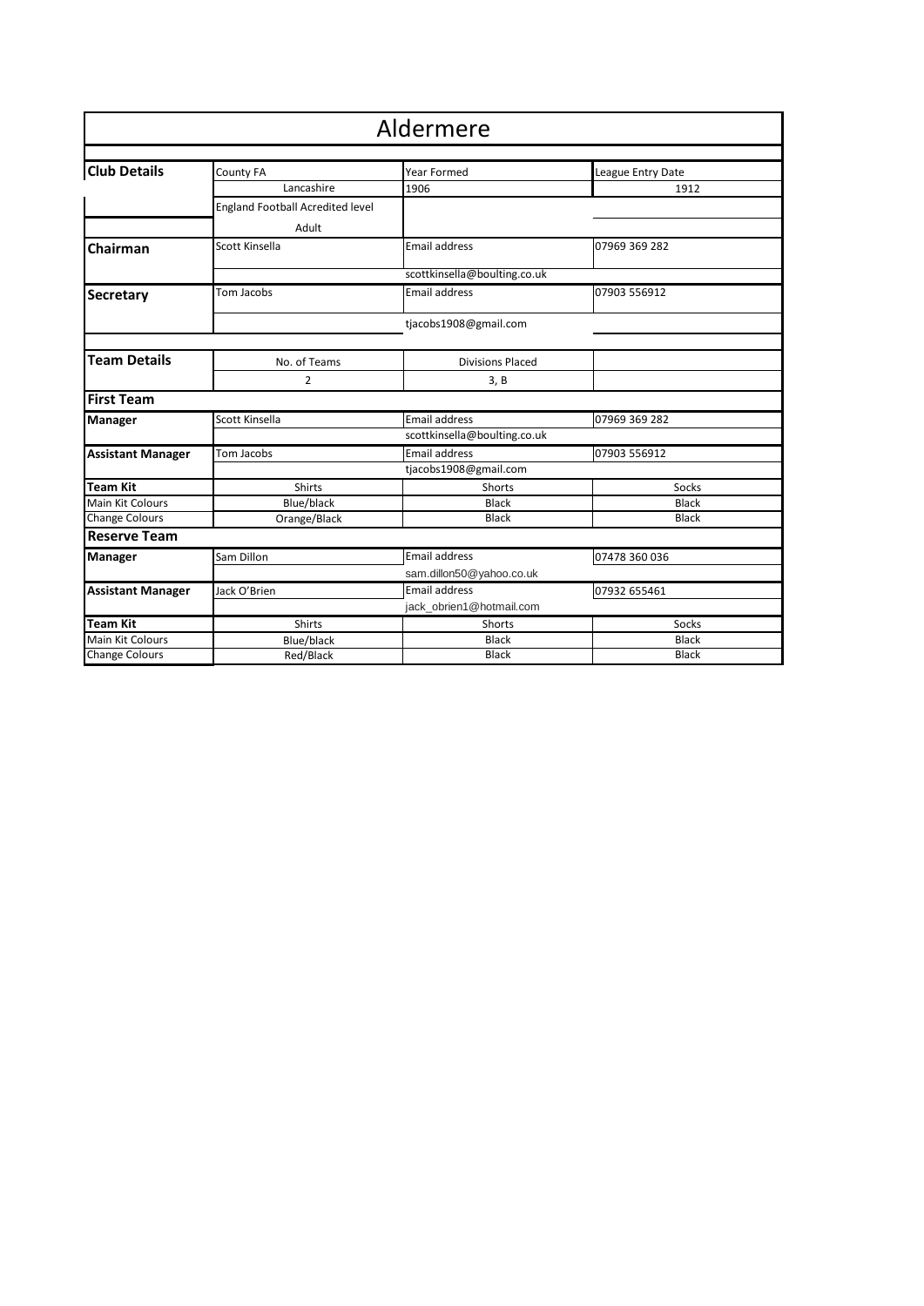# Aldermere

| | | | |
|---|---|---|---|
| **Club Details** | County FA | Year Formed | League Entry Date |
| | Lancashire | 1906 | 1912 |
| | England Football Acredited level | | |
| | Adult | | |
| **Chairman** | Scott Kinsella | Email address | 07969 369 282 |
| | | scottkinsella@boulting.co.uk | |
| **Secretary** | Tom Jacobs | Email address | 07903 556912 |
| | | tjacobs1908@gmail.com | |
| **Team Details** | No. of Teams | Divisions Placed | |
| | 2 | 3, B | |
| **First Team** | | | |
| **Manager** | Scott Kinsella | Email address | 07969 369 282 |
| | | scottkinsella@boulting.co.uk | |
| **Assistant Manager** | Tom Jacobs | Email address | 07903 556912 |
| | | tjacobs1908@gmail.com | |
| **Team Kit** | Shirts | Shorts | Socks |
| Main Kit Colours | Blue/black | Black | Black |
| Change Colours | Orange/Black | Black | Black |
| **Reserve Team** | | | |
| **Manager** | Sam Dillon | Email address | 07478 360 036 |
| | | sam.dillon50@yahoo.co.uk | |
| **Assistant Manager** | Jack O'Brien | Email address | 07932 655461 |
| | | jack_obrien1@hotmail.com | |
| **Team Kit** | Shirts | Shorts | Socks |
| Main Kit Colours | Blue/black | Black | Black |
| Change Colours | Red/Black | Black | Black |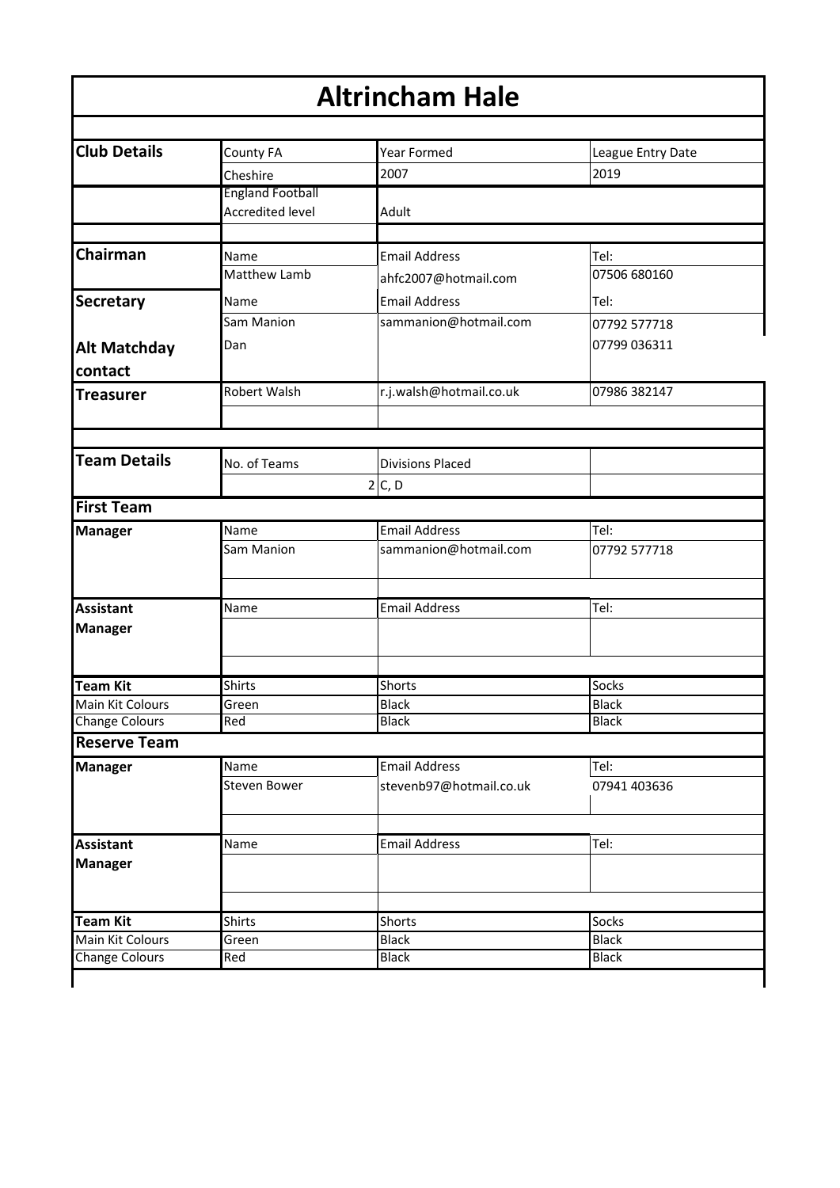# Altrincham Hale

| Club Details | County FA | Year Formed | League Entry Date |
|---|---|---|---|
| | Cheshire | 2007 | 2019 |
| | England Football Accredited level | Adult | |
| | | | |
| **Chairman** | Name | Email Address | Tel: |
| | Matthew Lamb | ahfc2007@hotmail.com | 07506 680160 |
| **Secretary** | Name | Email Address | Tel: |
| | Sam Manion | sammanion@hotmail.com | 07792 577718 |
| **Alt Matchday contact** | Dan | | 07799 036311 |
| **Treasurer** | Robert Walsh | r.j.walsh@hotmail.co.uk | 07986 382147 |

| Team Details | No. of Teams | Divisions Placed | |
|---|---|---|---|
| | 2 | C, D | |

## First Team

| Manager | Name | Email Address | Tel: |
|---|---|---|---|
| | Sam Manion | sammanion@hotmail.com | 07792 577718 |
| **Assistant Manager** | Name | Email Address | Tel: |
| | | | |
| **Team Kit** | Shirts | Shorts | Socks |
| Main Kit Colours | Green | Black | Black |
| Change Colours | Red | Black | Black |

## Reserve Team

| Manager | Name | Email Address | Tel: |
|---|---|---|---|
| | Steven Bower | stevenb97@hotmail.co.uk | 07941 403636 |
| **Assistant Manager** | Name | Email Address | Tel: |
| | | | |
| **Team Kit** | Shirts | Shorts | Socks |
| Main Kit Colours | Green | Black | Black |
| Change Colours | Red | Black | Black |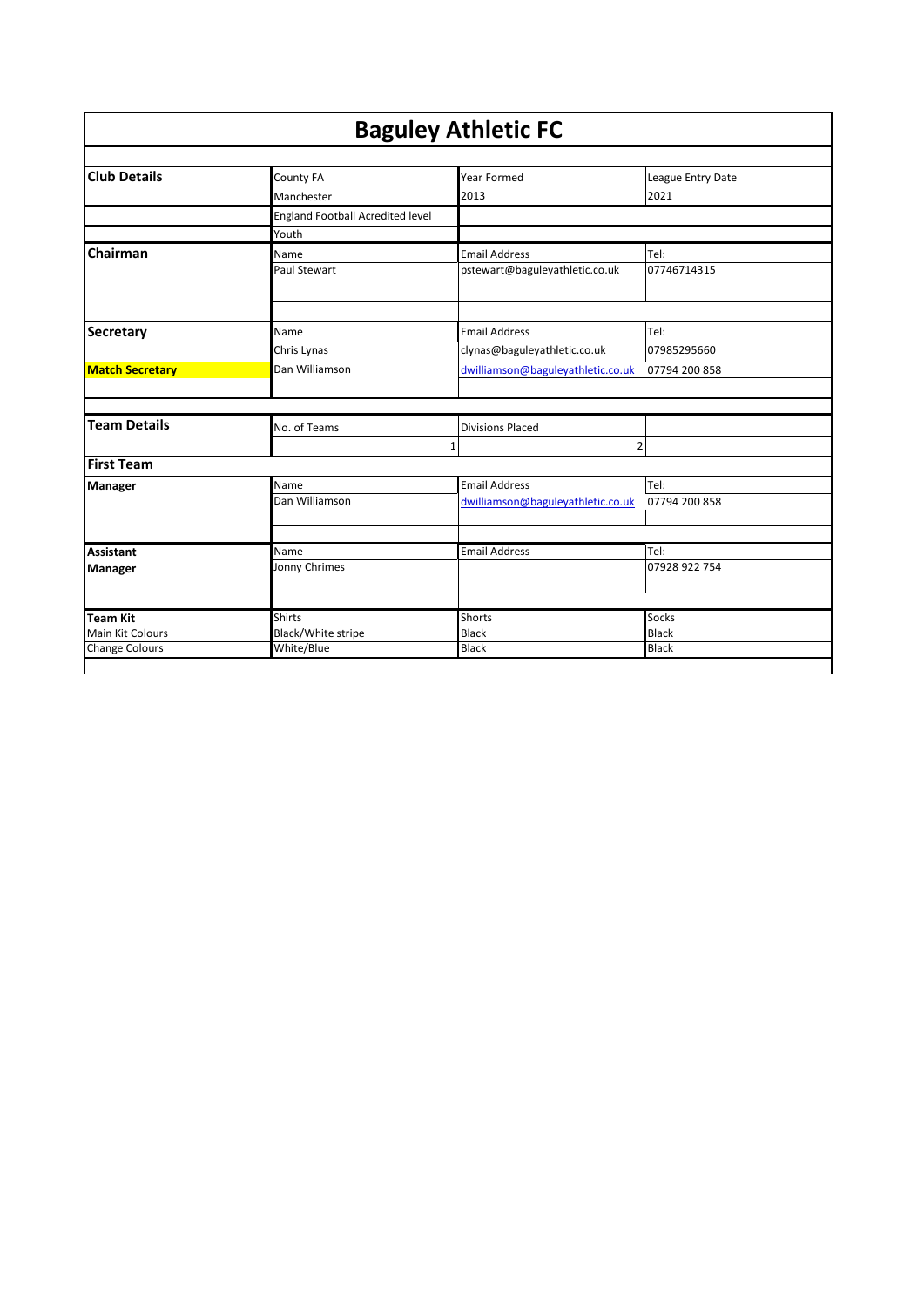# Baguley Athletic FC

| | | | |
|---|---|---|---|
| **Club Details** | County FA | Year Formed | League Entry Date |
| | Manchester | 2013 | 2021 |
| | England Football Acredited level | | |
| | Youth | | |
| **Chairman** | Name | Email Address | Tel: |
| | Paul Stewart | pstewart@baguleyathletic.co.uk | 07746714315 |
| **Secretary** | Name | Email Address | Tel: |
| | Chris Lynas | clynas@baguleyathletic.co.uk | 07985295660 |
| **Match Secretary** | Dan Williamson | dwilliamson@baguleyathletic.co.uk | 07794 200 858 |
| **Team Details** | No. of Teams | Divisions Placed | |
| | 1 | 2 | |
| **First Team** | | | |
| **Manager** | Name | Email Address | Tel: |
| | Dan Williamson | dwilliamson@baguleyathletic.co.uk | 07794 200 858 |
| **Assistant Manager** | Name | Email Address | Tel: |
| | Jonny Chrimes | | 07928 922 754 |
| **Team Kit** | Shirts | Shorts | Socks |
| Main Kit Colours | Black/White stripe | Black | Black |
| Change Colours | White/Blue | Black | Black |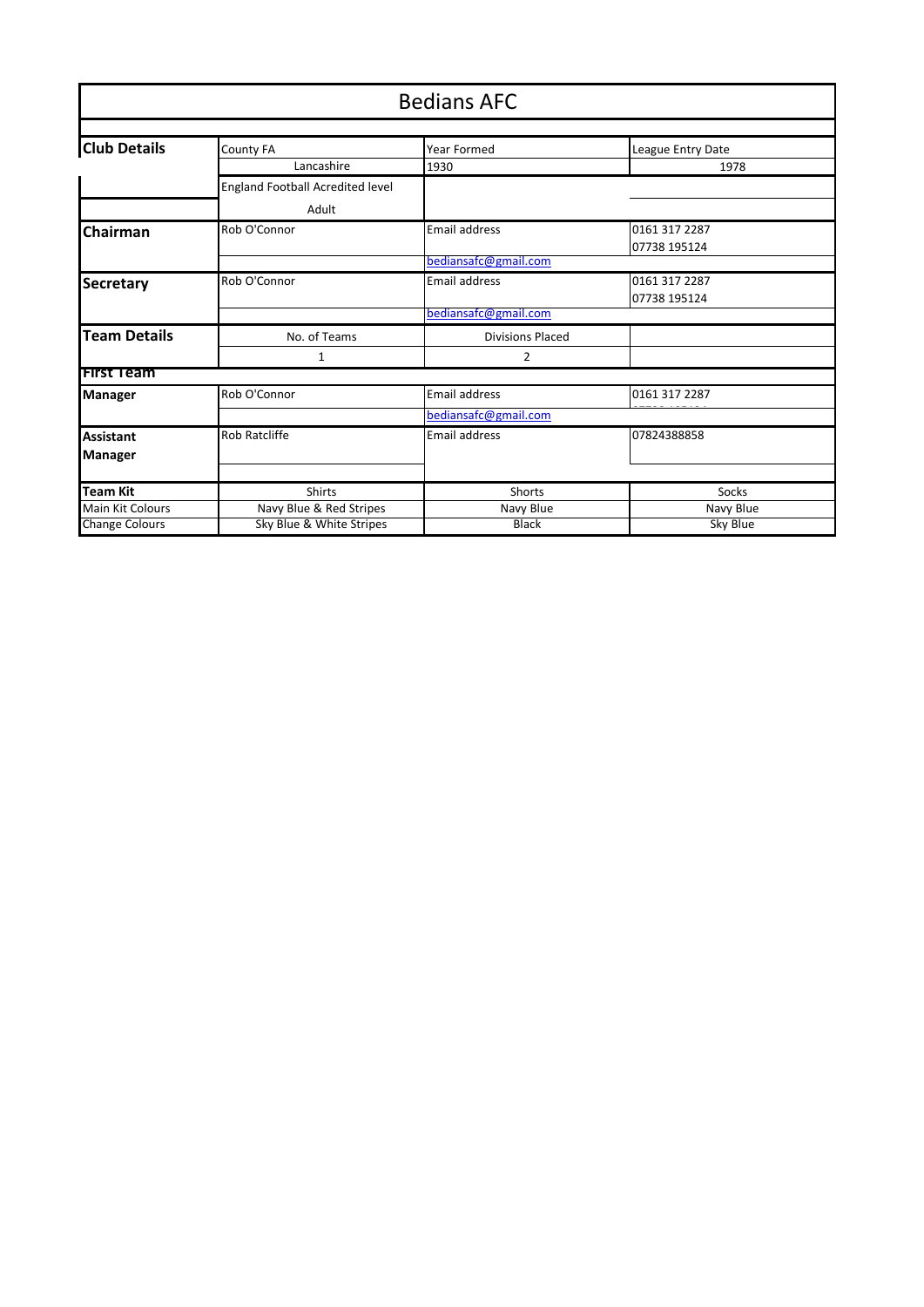# Bedians AFC

| | | | |
|---|---|---|---|
| **Club Details** | County FA | Year Formed | League Entry Date |
| | Lancashire | 1930 | 1978 |
| | England Football Acredited level | | |
| | Adult | | |
| **Chairman** | Rob O'Connor | Email address | 0161 317 2287<br>07738 195124 |
| | | bediansafc@gmail.com | |
| **Secretary** | Rob O'Connor | Email address | 0161 317 2287<br>07738 195124 |
| | | bediansafc@gmail.com | |
| **Team Details** | No. of Teams | Divisions Placed | |
| | 1 | 2 | |
| **First Team** | | | |
| **Manager** | Rob O'Connor | Email address | 0161 317 2287 |
| | | bediansafc@gmail.com | |
| **Assistant Manager** | Rob Ratcliffe | Email address | 07824388858 |
| | | | |
| **Team Kit** | Shirts | Shorts | Socks |
| Main Kit Colours | Navy Blue & Red Stripes | Navy Blue | Navy Blue |
| Change Colours | Sky Blue & White Stripes | Black | Sky Blue |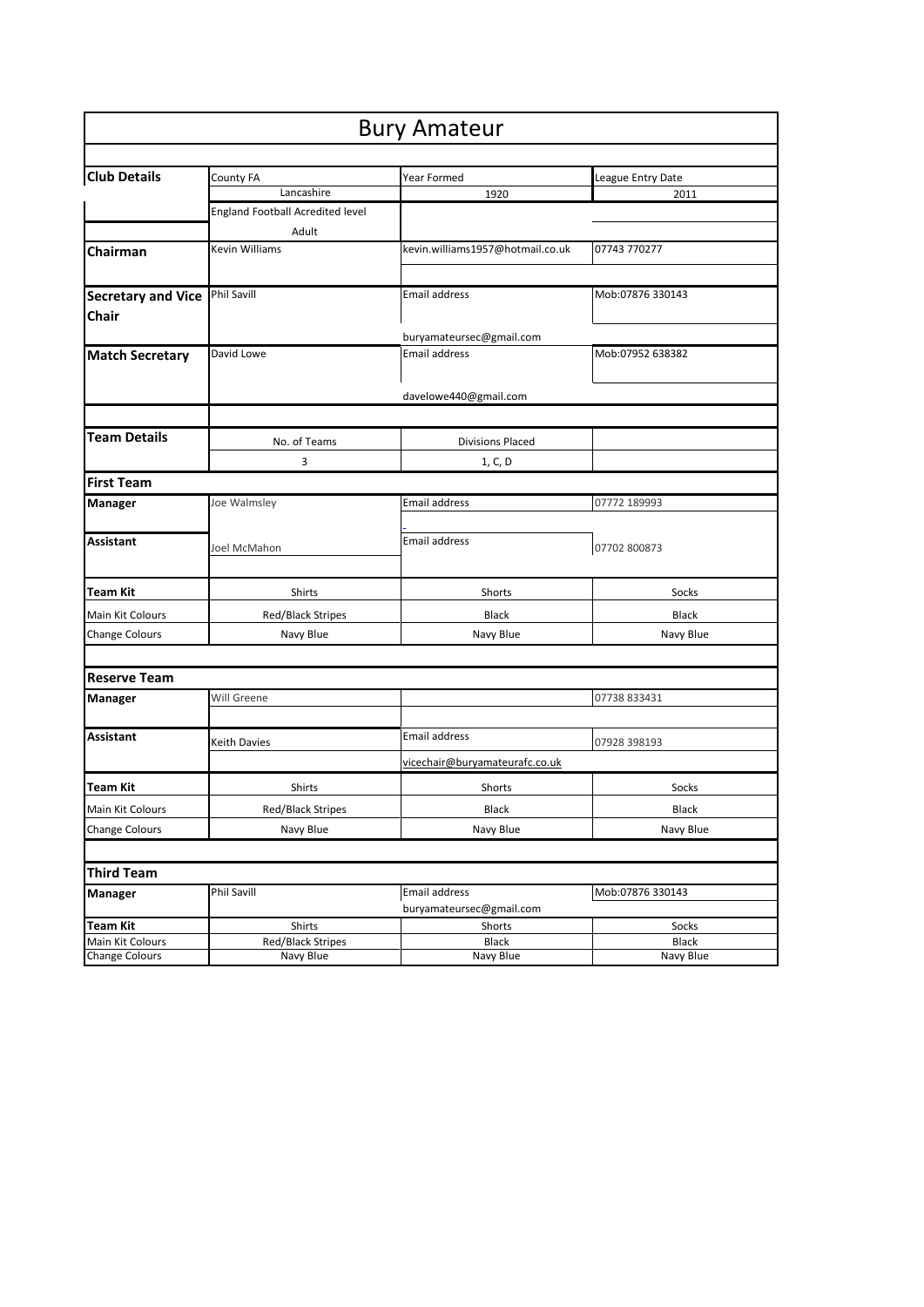# Bury Amateur

| | | | |
|---|---|---|---|
| **Club Details** | County FA | Year Formed | League Entry Date |
| | Lancashire | 1920 | 2011 |
| | England Football Acredited level | | |
| | Adult | | |
| **Chairman** | Kevin Williams | kevin.williams1957@hotmail.co.uk | 07743 770277 |
| **Secretary and Vice Chair** | Phil Savill | Email address | Mob:07876 330143 |
| | | buryamateursec@gmail.com | |
| **Match Secretary** | David Lowe | Email address | Mob:07952 638382 |
| | | davelowe440@gmail.com | |
| **Team Details** | No. of Teams | Divisions Placed | |
| | 3 | 1, C, D | |

## First Team

| | | | |
|---|---|---|---|
| **Manager** | Joe Walmsley | Email address | 07772 189993 |
| | | - | |
| **Assistant** | Joel McMahon | Email address | 07702 800873 |
| **Team Kit** | Shirts | Shorts | Socks |
| Main Kit Colours | Red/Black Stripes | Black | Black |
| Change Colours | Navy Blue | Navy Blue | Navy Blue |

## Reserve Team

| | | | |
|---|---|---|---|
| **Manager** | Will Greene | | 07738 833431 |
| **Assistant** | Keith Davies | Email address | 07928 398193 |
| | | vicechair@buryamateurafc.co.uk | |
| **Team Kit** | Shirts | Shorts | Socks |
| Main Kit Colours | Red/Black Stripes | Black | Black |
| Change Colours | Navy Blue | Navy Blue | Navy Blue |

## Third Team

| | | | |
|---|---|---|---|
| **Manager** | Phil Savill | Email address | Mob:07876 330143 |
| | | buryamateursec@gmail.com | |
| **Team Kit** | Shirts | Shorts | Socks |
| Main Kit Colours | Red/Black Stripes | Black | Black |
| Change Colours | Navy Blue | Navy Blue | Navy Blue |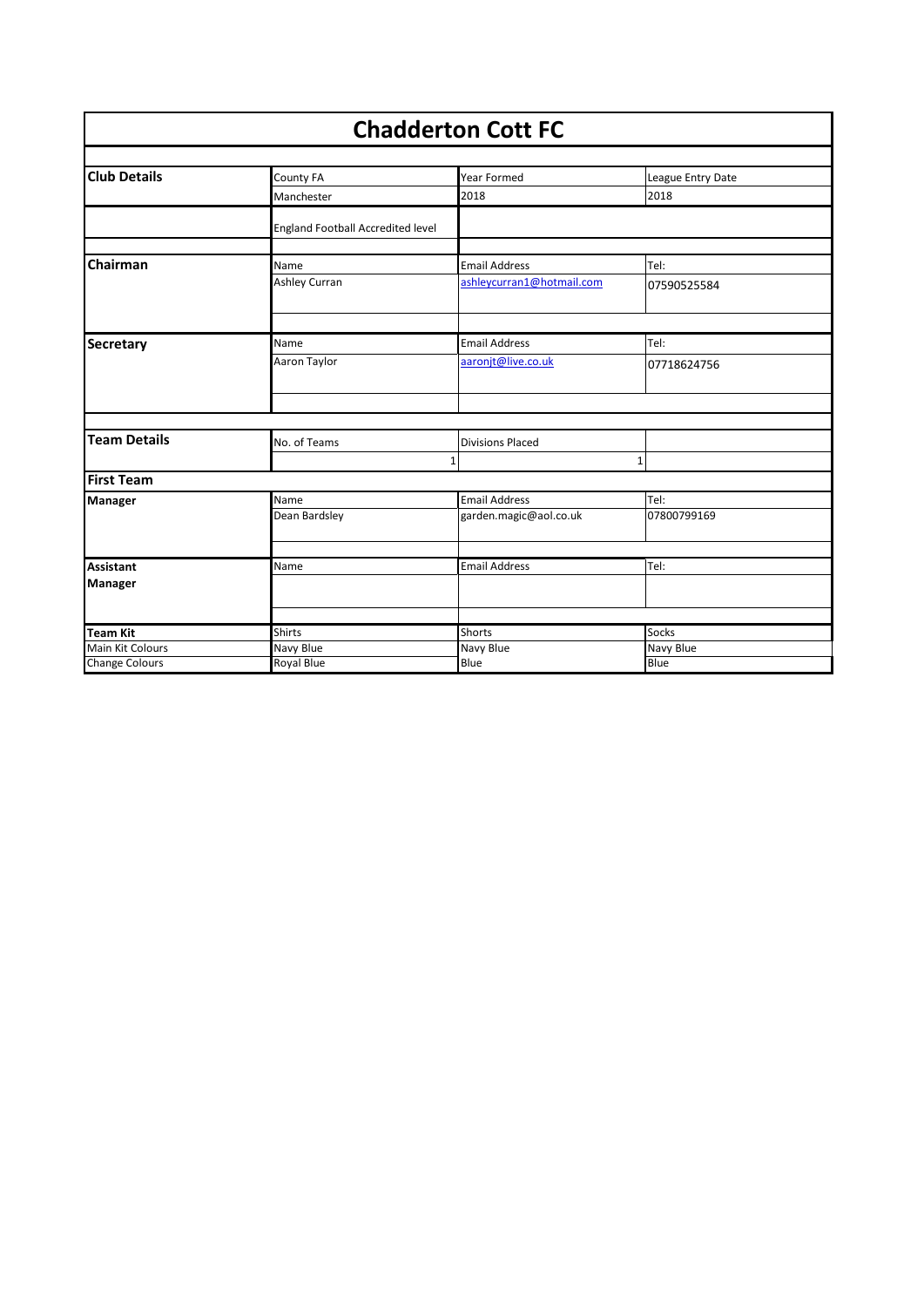# Chadderton Cott FC

| | | | |
|---|---|---|---|
| **Club Details** | County FA | Year Formed | League Entry Date |
| | Manchester | 2018 | 2018 |
| | England Football Accredited level | | |
| **Chairman** | Name | Email Address | Tel: |
| | Ashley Curran | ashleycurran1@hotmail.com | 07590525584 |
| **Secretary** | Name | Email Address | Tel: |
| | Aaron Taylor | aaronjt@live.co.uk | 07718624756 |
| **Team Details** | No. of Teams | Divisions Placed | |
| | 1 | 1 | |
| **First Team** | | | |
| **Manager** | Name | Email Address | Tel: |
| | Dean Bardsley | garden.magic@aol.co.uk | 07800799169 |
| **Assistant Manager** | Name | Email Address | Tel: |
| | | | |
| **Team Kit** | Shirts | Shorts | Socks |
| Main Kit Colours | Navy Blue | Navy Blue | Navy Blue |
| Change Colours | Royal Blue | Blue | Blue |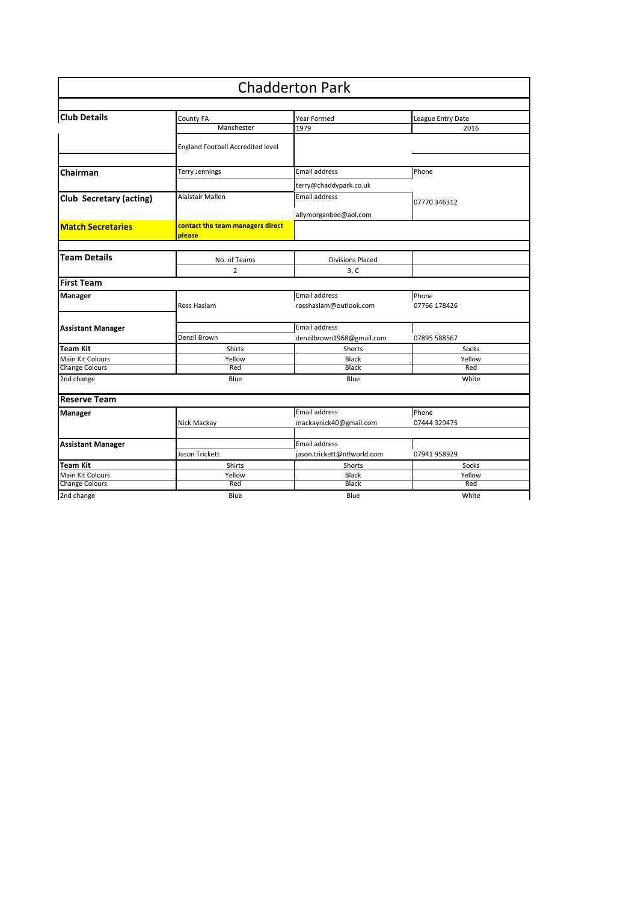# Chadderton Park

| Club Details | County FA | Year Formed | League Entry Date |
|---|---|---|---|
| | Manchester | 1979 | 2016 |
| | England Football Accredited level | | |
| **Chairman** | Terry Jennings | Email address | Phone |
| | | terry@chaddypark.co.uk | |
| **Club Secretary (acting)** | Alaistair Mallen | Email address | 07770 346312 |
| | | allymorganbee@aol.com | |
| **Match Secretaries** | **contact the team managers direct please** | | |

| Team Details | No. of Teams | Divisions Placed | |
|---|---|---|---|
| | 2 | 3, C | |

## First Team

| | | | |
|---|---|---|---|
| **Manager** | | Email address | Phone |
| | Ross Haslam | rosshaslam@outlook.com | 07766 178426 |
| **Assistant Manager** | | Email address | |
| | Denzil Brown | denzilbrown1968@gmail.com | 07895 588567 |
| **Team Kit** | Shirts | Shorts | Socks |
| Main Kit Colours | Yellow | Black | Yellow |
| Change Colours | Red | Black | Red |
| 2nd change | Blue | Blue | White |

## Reserve Team

| | | | |
|---|---|---|---|
| **Manager** | | Email address | Phone |
| | Nick Mackay | mackaynick40@gmail.com | 07444 329475 |
| **Assistant Manager** | | Email address | |
| | Jason Trickett | jason.trickett@ntlworld.com | 07941 958929 |
| **Team Kit** | Shirts | Shorts | Socks |
| Main Kit Colours | Yellow | Black | Yellow |
| Change Colours | Red | Black | Red |
| 2nd change | Blue | Blue | White |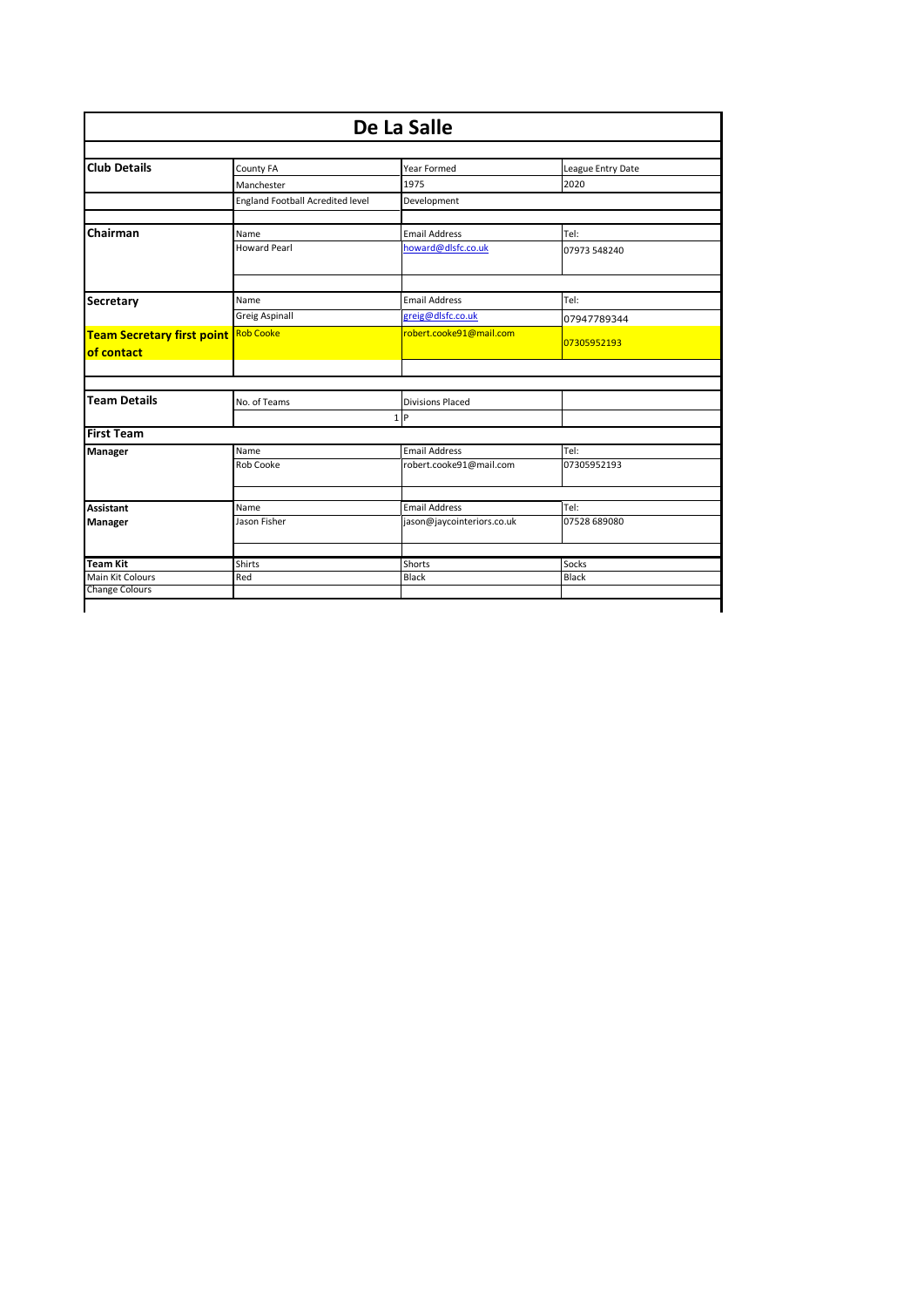# De La Salle

| | | | |
|---|---|---|---|
| **Club Details** | County FA | Year Formed | League Entry Date |
| | Manchester | 1975 | 2020 |
| | England Football Acredited level | Development | |
| | | | |
| **Chairman** | Name | Email Address | Tel: |
| | Howard Pearl | howard@dlsfc.co.uk | 07973 548240 |
| | | | |
| **Secretary** | Name | Email Address | Tel: |
| | Greig Aspinall | greig@dlsfc.co.uk | 07947789344 |
| **Team Secretary first point of contact** | Rob Cooke | robert.cooke91@mail.com | 07305952193 |
| | | | |
| **Team Details** | No. of Teams | Divisions Placed | |
| | 1 | P | |
| **First Team** | | | |
| **Manager** | Name | Email Address | Tel: |
| | Rob Cooke | robert.cooke91@mail.com | 07305952193 |
| | | | |
| **Assistant Manager** | Name | Email Address | Tel: |
| | Jason Fisher | jason@jaycointeriors.co.uk | 07528 689080 |
| | | | |
| **Team Kit** | Shirts | Shorts | Socks |
| Main Kit Colours | Red | Black | Black |
| Change Colours | | | |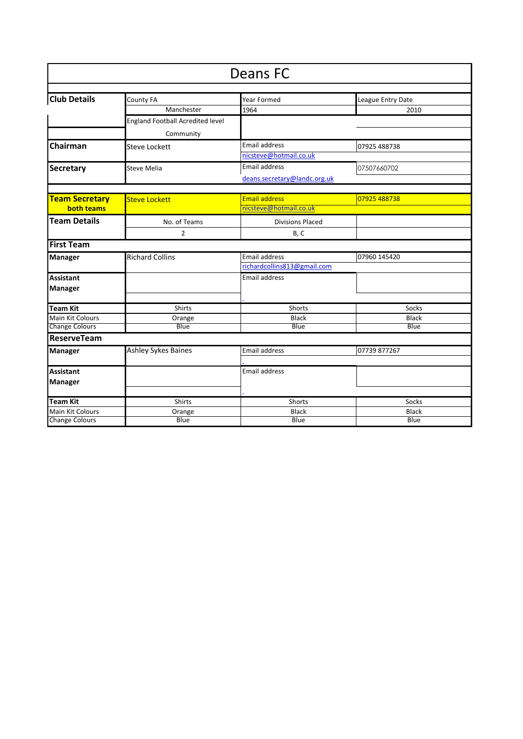# Deans FC

| | | | |
|---|---|---|---|
| **Club Details** | County FA | Year Formed | League Entry Date |
| | Manchester | 1964 | 2010 |
| | England Football Acredited level | | |
| | Community | | |
| **Chairman** | Steve Lockett | Email address | 07925 488738 |
| | | nicsteve@hotmail.co.uk | |
| **Secretary** | Steve Melia | Email address | 07507660702 |
| | | deans.secretary@landc.org.uk | |
| **Team Secretary both teams** | Steve Lockett | Email address | 07925 488738 |
| | | nicsteve@hotmail.co.uk | |
| **Team Details** | No. of Teams | Divisions Placed | |
| | 2 | B, C | |
| **First Team** | | | |
| **Manager** | Richard Collins | Email address | 07960 145420 |
| | | richardcollins813@gmail.com | |
| **Assistant Manager** | | Email address | |
| | | - | |
| **Team Kit** | Shirts | Shorts | Socks |
| Main Kit Colours | Orange | Black | Black |
| Change Colours | Blue | Blue | Blue |
| **ReserveTeam** | | | |
| **Manager** | Ashley Sykes Baines | Email address | 07739 877267 |
| | | - | |
| **Assistant Manager** | | Email address | |
| | | - | |
| **Team Kit** | Shirts | Shorts | Socks |
| Main Kit Colours | Orange | Black | Black |
| Change Colours | Blue | Blue | Blue |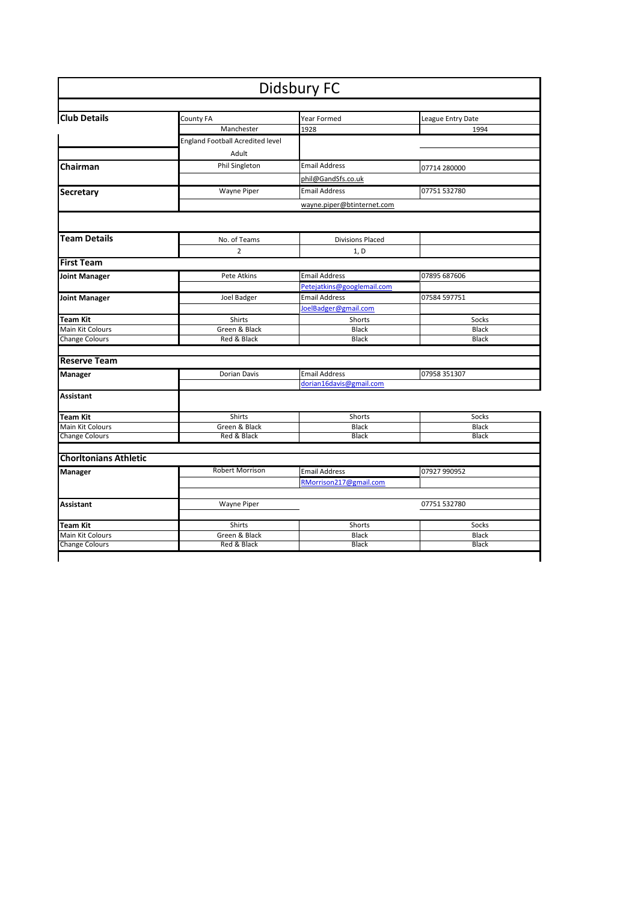# Didsbury FC

| Club Details | County FA | Year Formed | League Entry Date |
|---|---|---|---|
| | Manchester | 1928 | 1994 |
| | England Football Acredited level | | |
| | Adult | | |
| **Chairman** | Phil Singleton | Email Address | 07714 280000 |
| | | phil@GandSfs.co.uk | |
| **Secretary** | Wayne Piper | Email Address | 07751 532780 |
| | | wayne.piper@btinternet.com | |

| Team Details | No. of Teams | Divisions Placed | |
|---|---|---|---|
| | 2 | 1, D | |

## First Team

| | | | |
|---|---|---|---|
| **Joint Manager** | Pete Atkins | Email Address | 07895 687606 |
| | | Petejatkins@googlemail.com | |
| **Joint Manager** | Joel Badger | Email Address | 07584 597751 |
| | | JoelBadger@gmail.com | |
| **Team Kit** | Shirts | Shorts | Socks |
| Main Kit Colours | Green & Black | Black | Black |
| Change Colours | Red & Black | Black | Black |

## Reserve Team

| | | | |
|---|---|---|---|
| **Manager** | Dorian Davis | Email Address | 07958 351307 |
| | | dorian16davis@gmail.com | |
| **Assistant** | | | |
| **Team Kit** | Shirts | Shorts | Socks |
| Main Kit Colours | Green & Black | Black | Black |
| Change Colours | Red & Black | Black | Black |

## Chorltonians Athletic

| | | | |
|---|---|---|---|
| **Manager** | Robert Morrison | Email Address | 07927 990952 |
| | | RMorrison217@gmail.com | |
| **Assistant** | Wayne Piper | | 07751 532780 |
| **Team Kit** | Shirts | Shorts | Socks |
| Main Kit Colours | Green & Black | Black | Black |
| Change Colours | Red & Black | Black | Black |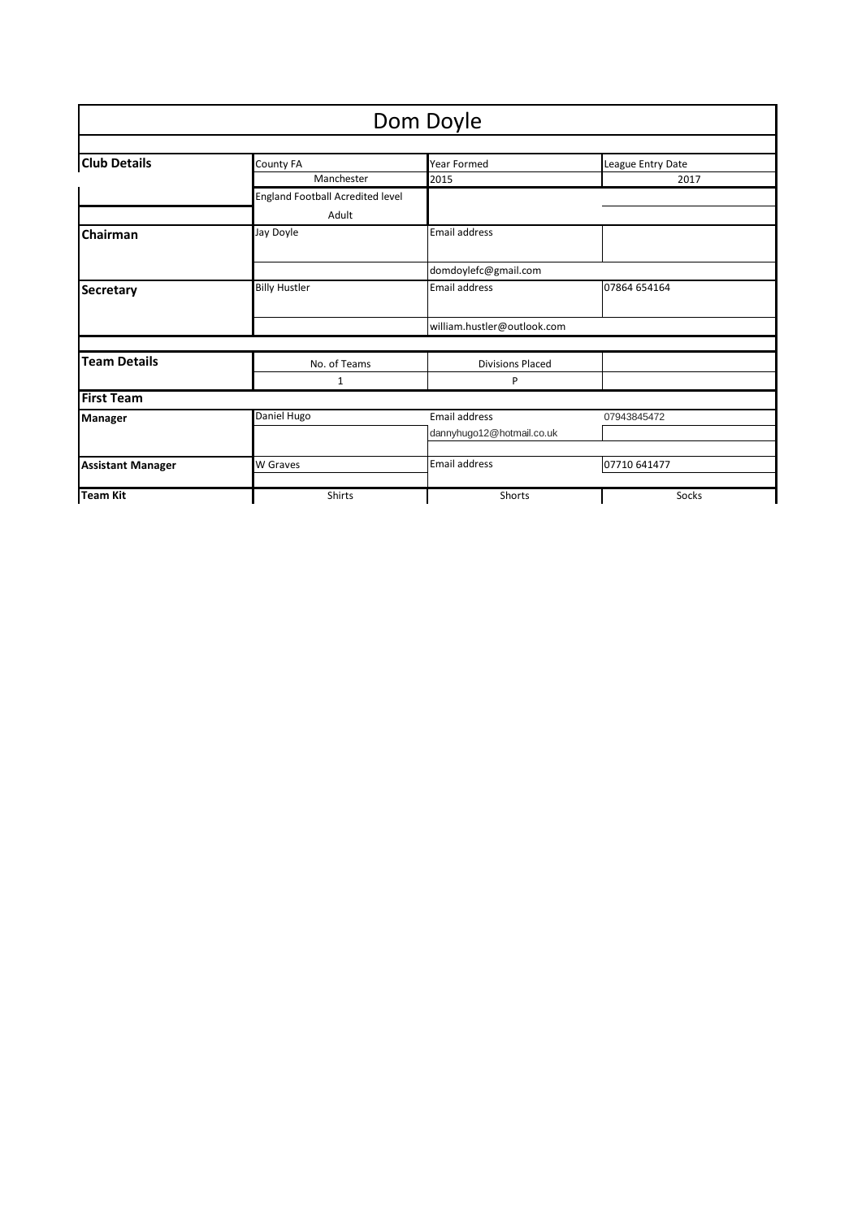# Dom Doyle

| | | | |
|---|---|---|---|
| **Club Details** | County FA | Year Formed | League Entry Date |
| | Manchester | 2015 | 2017 |
| | England Football Acredited level | | |
| | Adult | | |
| **Chairman** | Jay Doyle | Email address | |
| | | domdoylefc@gmail.com | |
| **Secretary** | Billy Hustler | Email address | 07864 654164 |
| | | william.hustler@outlook.com | |
| | | | |
| **Team Details** | No. of Teams | Divisions Placed | |
| | 1 | P | |
| **First Team** | | | |
| **Manager** | Daniel Hugo | Email address | 07943845472 |
| | | dannyhugo12@hotmail.co.uk | |
| **Assistant Manager** | W Graves | Email address | 07710 641477 |
| **Team Kit** | Shirts | Shorts | Socks |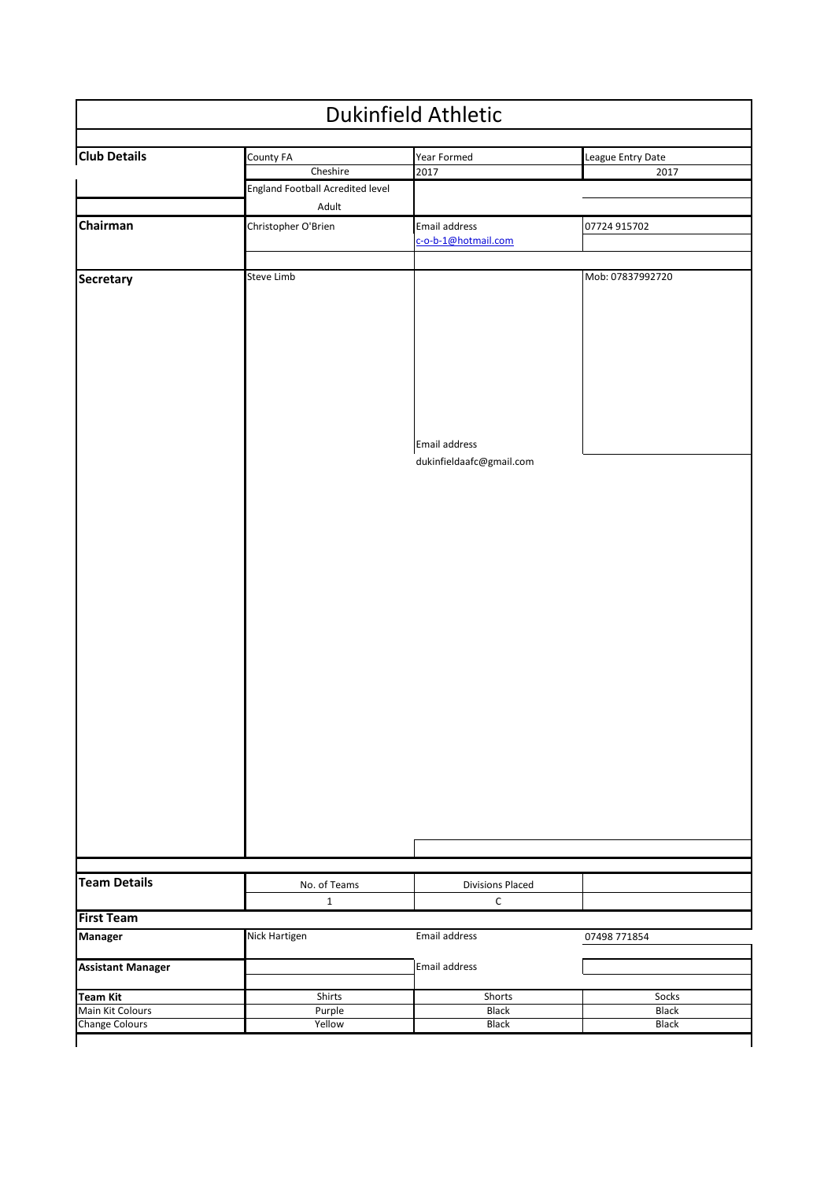# Dukinfield Athletic

| Club Details | County FA | Year Formed | League Entry Date |
|---|---|---|---|
| | Cheshire | 2017 | 2017 |
| | England Football Acredited level | | |
| | Adult | | |
| **Chairman** | Christopher O'Brien | Email address | 07724 915702 |
| | | c-o-b-1@hotmail.com | |
| **Secretary** | Steve Limb | | Mob: 07837992720 |
| | | Email address | |
| | | dukinfieldaafc@gmail.com | |

| Team Details | No. of Teams | Divisions Placed | |
|---|---|---|---|
| | 1 | C | |
| **First Team** | | | |
| **Manager** | Nick Hartigen | Email address | 07498 771854 |
| **Assistant Manager** | | Email address | |
| **Team Kit** | Shirts | Shorts | Socks |
| Main Kit Colours | Purple | Black | Black |
| Change Colours | Yellow | Black | Black |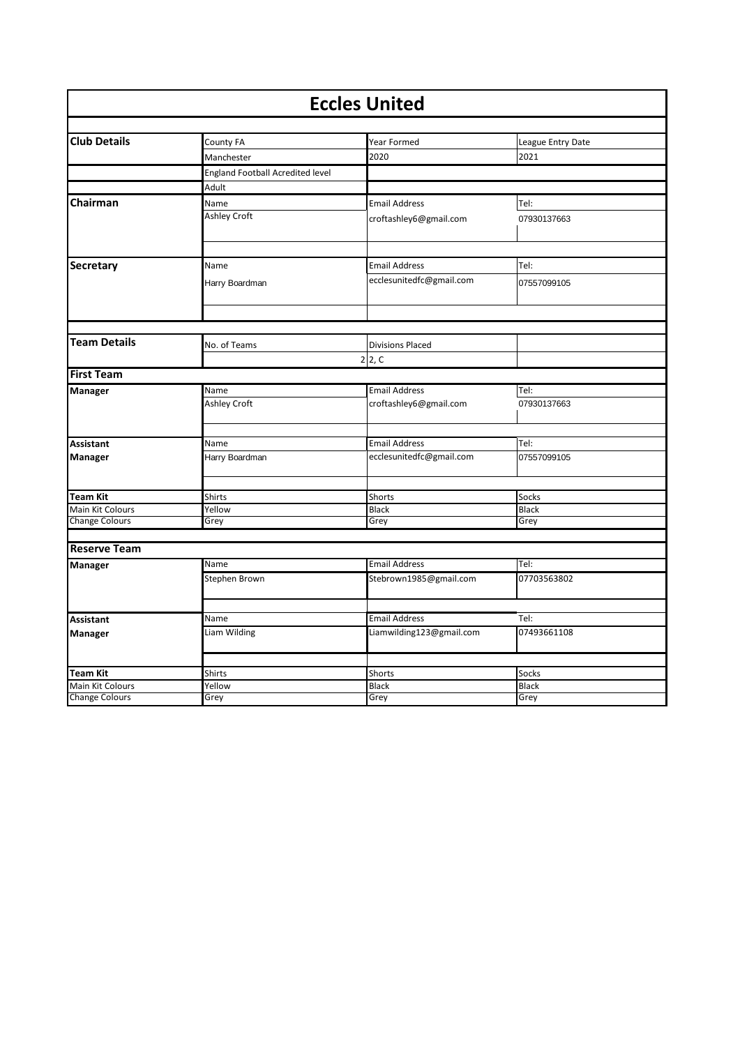# Eccles United

| | | | |
|---|---|---|---|
| **Club Details** | County FA | Year Formed | League Entry Date |
| | Manchester | 2020 | 2021 |
| | England Football Acredited level | | |
| | Adult | | |
| **Chairman** | Name | Email Address | Tel: |
| | Ashley Croft | croftashley6@gmail.com | 07930137663 |
| **Secretary** | Name | Email Address | Tel: |
| | Harry Boardman | ecclesunitedfc@gmail.com | 07557099105 |
| **Team Details** | No. of Teams | Divisions Placed | |
| | 2 | 2, C | |
| **First Team** | | | |
| **Manager** | Name | Email Address | Tel: |
| | Ashley Croft | croftashley6@gmail.com | 07930137663 |
| **Assistant Manager** | Name | Email Address | Tel: |
| | Harry Boardman | ecclesunitedfc@gmail.com | 07557099105 |
| **Team Kit** | Shirts | Shorts | Socks |
| Main Kit Colours | Yellow | Black | Black |
| Change Colours | Grey | Grey | Grey |
| **Reserve Team** | | | |
| **Manager** | Name | Email Address | Tel: |
| | Stephen Brown | Stebrown1985@gmail.com | 07703563802 |
| **Assistant Manager** | Name | Email Address | Tel: |
| | Liam Wilding | Liamwilding123@gmail.com | 07493661108 |
| **Team Kit** | Shirts | Shorts | Socks |
| Main Kit Colours | Yellow | Black | Black |
| Change Colours | Grey | Grey | Grey |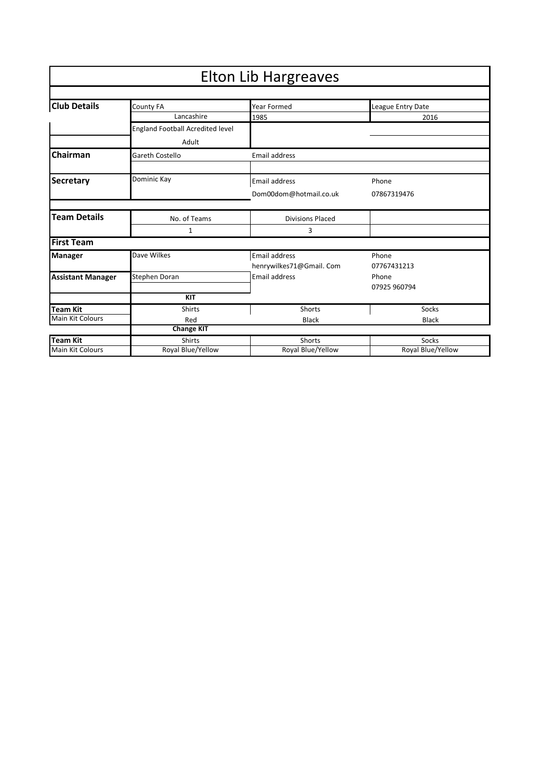# Elton Lib Hargreaves

| | | | |
|---|---|---|---|
| **Club Details** | County FA | Year Formed | League Entry Date |
| | Lancashire | 1985 | 2016 |
| | England Football Acredited level | | |
| | Adult | | |
| **Chairman** | Gareth Costello | Email address | |
| | | | |
| **Secretary** | Dominic Kay | Email address | Phone |
| | | Dom00dom@hotmail.co.uk | 07867319476 |
| **Team Details** | No. of Teams | Divisions Placed | |
| | 1 | 3 | |
| **First Team** | | | |
| **Manager** | Dave Wilkes | Email address | Phone |
| | | henrywilkes71@Gmail. Com | 07767431213 |
| **Assistant Manager** | Stephen Doran | Email address | Phone |
| | | | 07925 960794 |
| | **KIT** | | |
| **Team Kit** | Shirts | Shorts | Socks |
| Main Kit Colours | Red | Black | Black |
| | **Change KIT** | | |
| **Team Kit** | Shirts | Shorts | Socks |
| Main Kit Colours | Royal Blue/Yellow | Royal Blue/Yellow | Royal Blue/Yellow |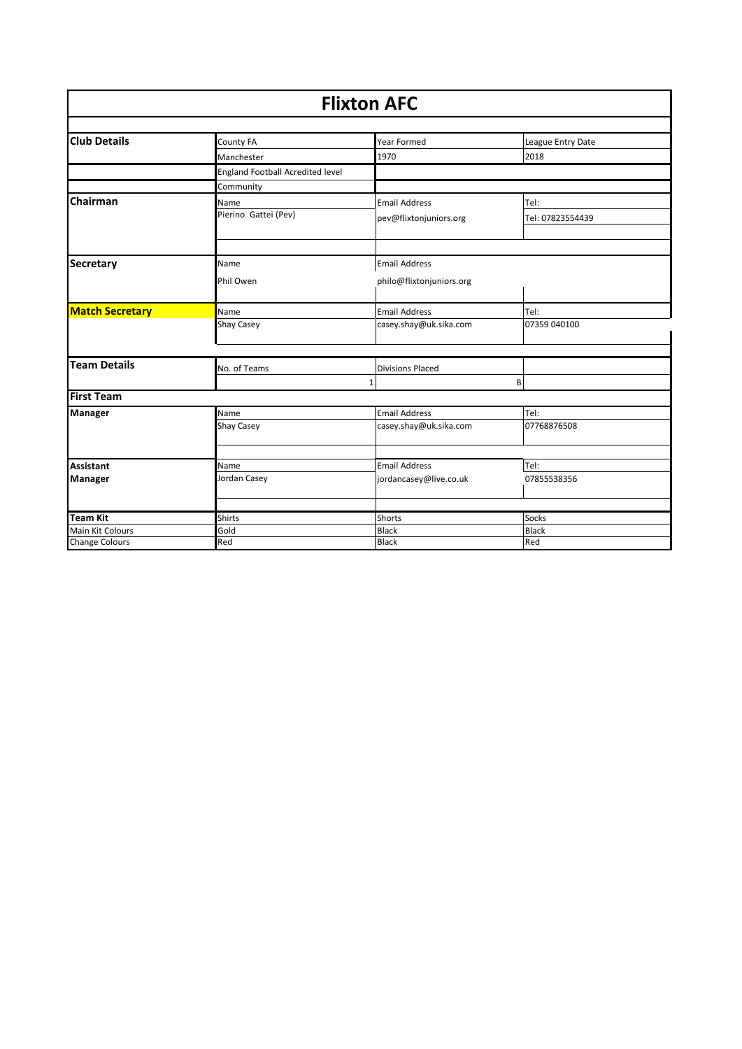# Flixton AFC

| | | | |
|---|---|---|---|
| **Club Details** | County FA | Year Formed | League Entry Date |
| | Manchester | 1970 | 2018 |
| | England Football Acredited level | | |
| | Community | | |
| **Chairman** | Name | Email Address | Tel: |
| | Pierino Gattei (Pev) | pev@flixtonjuniors.org | Tel: 07823554439 |
| **Secretary** | Name | Email Address | |
| | Phil Owen | philo@flixtonjuniors.org | |
| **Match Secretary** | Name | Email Address | Tel: |
| | Shay Casey | casey.shay@uk.sika.com | 07359 040100 |
| **Team Details** | No. of Teams | Divisions Placed | |
| | 1 | B | |
| **First Team** | | | |
| **Manager** | Name | Email Address | Tel: |
| | Shay Casey | casey.shay@uk.sika.com | 07768876508 |
| **Assistant Manager** | Name | Email Address | Tel: |
| | Jordan Casey | jordancasey@live.co.uk | 07855538356 |
| **Team Kit** | Shirts | Shorts | Socks |
| Main Kit Colours | Gold | Black | Black |
| Change Colours | Red | Black | Red |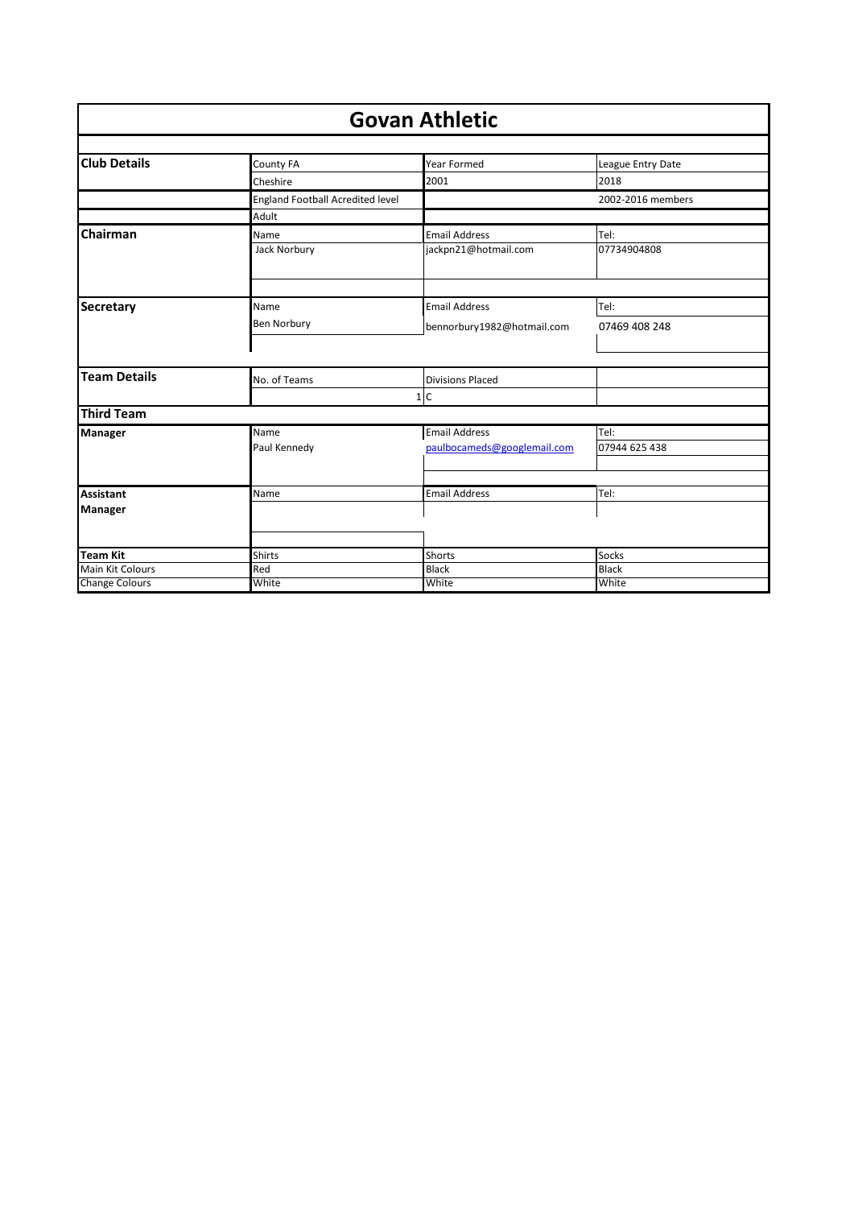# Govan Athletic

| | | | |
|---|---|---|---|
| **Club Details** | County FA | Year Formed | League Entry Date |
| | Cheshire | 2001 | 2018 |
| | England Football Acredited level | | 2002-2016 members |
| | Adult | | |
| **Chairman** | Name | Email Address | Tel: |
| | Jack Norbury | jackpn21@hotmail.com | 07734904808 |
| **Secretary** | Name | Email Address | Tel: |
| | Ben Norbury | bennorbury1982@hotmail.com | 07469 408 248 |
| **Team Details** | No. of Teams | Divisions Placed | |
| | 1 | C | |
| **Third Team** | | | |
| **Manager** | Name | Email Address | Tel: |
| | Paul Kennedy | paulbocameds@googlemail.com | 07944 625 438 |
| **Assistant Manager** | Name | Email Address | Tel: |
| **Team Kit** | Shirts | Shorts | Socks |
| Main Kit Colours | Red | Black | Black |
| Change Colours | White | White | White |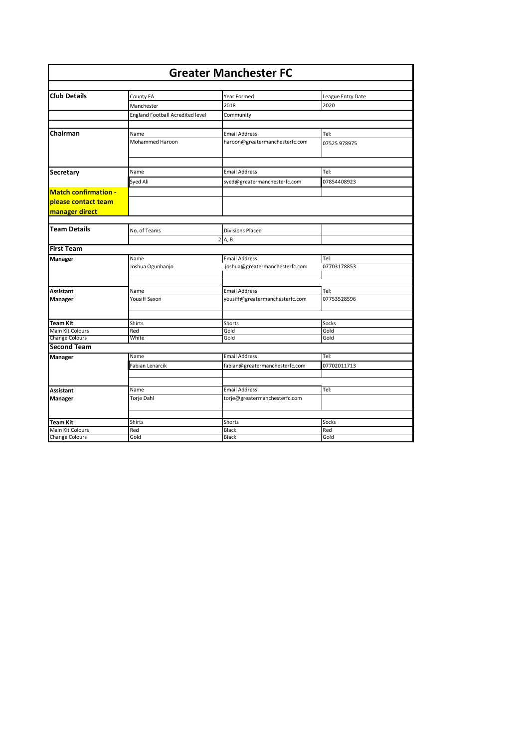# Greater Manchester FC

| | | | |
|---|---|---|---|
| **Club Details** | County FA | Year Formed | League Entry Date |
| | Manchester | 2018 | 2020 |
| | England Football Acredited level | Community | |
| **Chairman** | Name | Email Address | Tel: |
| | Mohammed Haroon | haroon@greatermanchesterfc.com | 07525 978975 |
| **Secretary** | Name | Email Address | Tel: |
| | Syed Ali | syed@greatermanchesterfc.com | 07854408923 |
| **Match confirmation - please contact team manager direct** | | | |
| **Team Details** | No. of Teams | Divisions Placed | |
| | 2 | A, B | |
| **First Team** | | | |
| **Manager** | Name | Email Address | Tel: |
| | Joshua Ogunbanjo | joshua@greatermanchesterfc.com | 07703178853 |
| **Assistant Manager** | Name | Email Address | Tel: |
| | Yousiff Saxon | yousiff@greatermanchesterfc.com | 07753528596 |
| **Team Kit** | Shirts | Shorts | Socks |
| Main Kit Colours | Red | Gold | Gold |
| Change Colours | White | Gold | Gold |
| **Second Team** | | | |
| **Manager** | Name | Email Address | Tel: |
| | Fabian Lenarcik | fabian@greatermanchesterfc.com | 07702011713 |
| **Assistant Manager** | Name | Email Address | Tel: |
| | Torje Dahl | torje@greatermanchesterfc.com | |
| **Team Kit** | Shirts | Shorts | Socks |
| Main Kit Colours | Red | Black | Red |
| Change Colours | Gold | Black | Gold |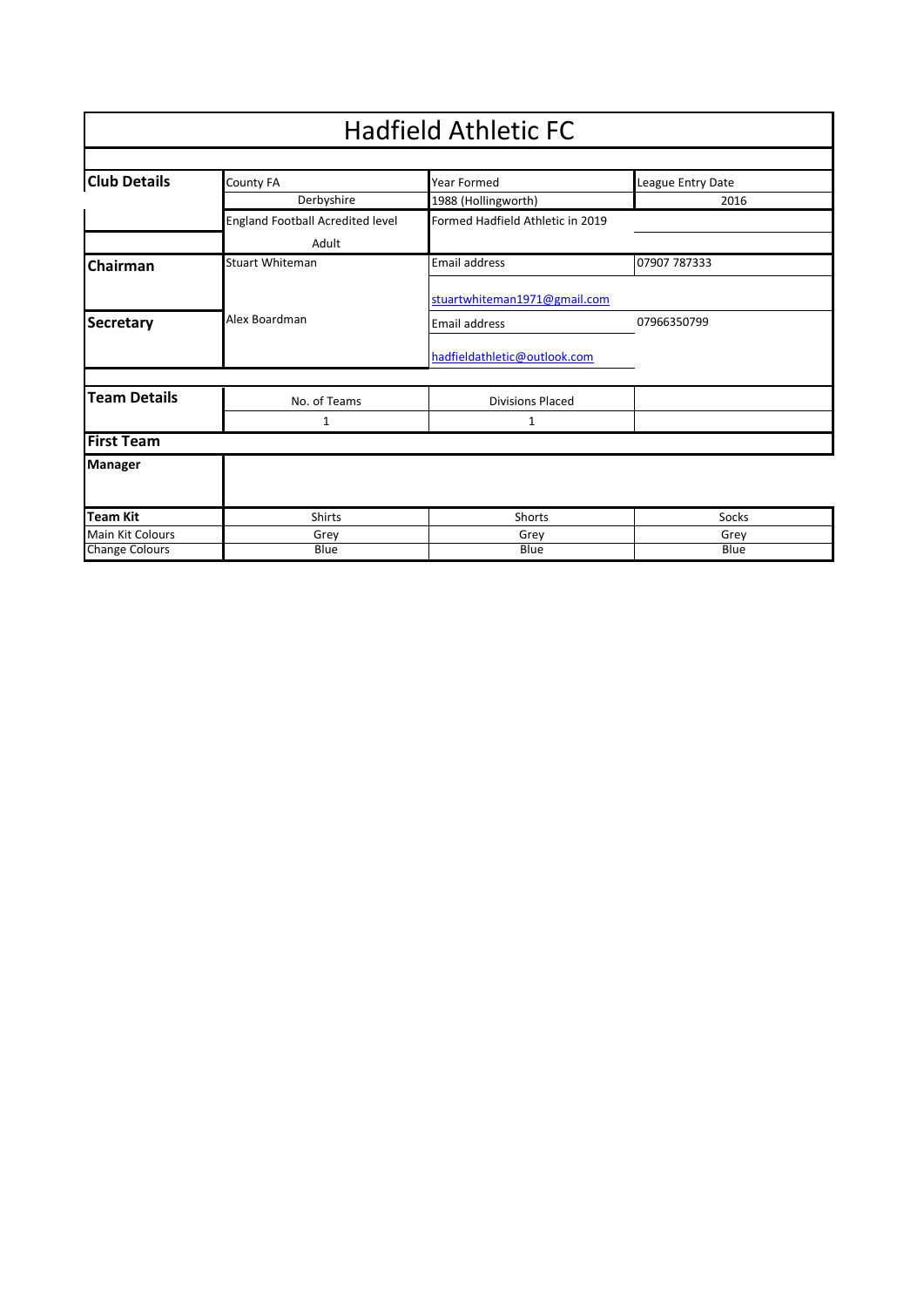# Hadfield Athletic FC

| Club Details | County FA | Year Formed | League Entry Date |
|---|---|---|---|
| | Derbyshire | 1988 (Hollingworth) | 2016 |
| | England Football Acredited level | Formed Hadfield Athletic in 2019 | |
| | Adult | | |
| **Chairman** | Stuart Whiteman | Email address | 07907 787333 |
| | | stuartwhiteman1971@gmail.com | |
| **Secretary** | Alex Boardman | Email address | 07966350799 |
| | | hadfieldathletic@outlook.com | |

| Team Details | No. of Teams | Divisions Placed | |
|---|---|---|---|
| | 1 | 1 | |

**First Team**

| Manager | | | |
|---|---|---|---|
| | | | |

| Team Kit | Shirts | Shorts | Socks |
|---|---|---|---|
| Main Kit Colours | Grey | Grey | Grey |
| Change Colours | Blue | Blue | Blue |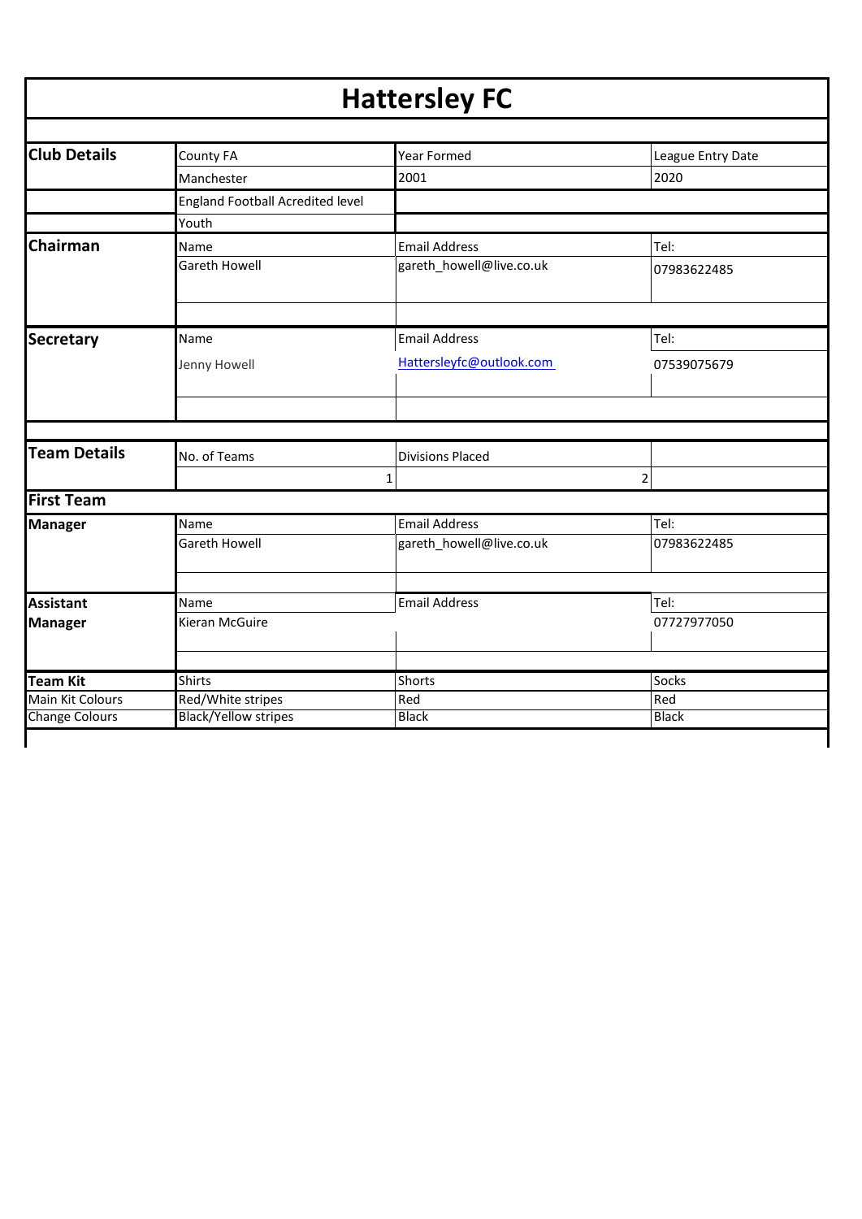# Hattersley FC

| | | | |
|---|---|---|---|
| **Club Details** | County FA | Year Formed | League Entry Date |
| | Manchester | 2001 | 2020 |
| | England Football Acredited level | | |
| | Youth | | |
| **Chairman** | Name | Email Address | Tel: |
| | Gareth Howell | gareth_howell@live.co.uk | 07983622485 |
| **Secretary** | Name | Email Address | Tel: |
| | Jenny Howell | Hattersleyfc@outlook.com | 07539075679 |
| **Team Details** | No. of Teams | Divisions Placed | |
| | 1 | 2 | |
| **First Team** | | | |
| **Manager** | Name | Email Address | Tel: |
| | Gareth Howell | gareth_howell@live.co.uk | 07983622485 |
| **Assistant Manager** | Name | Email Address | Tel: |
| | Kieran McGuire | | 07727977050 |
| **Team Kit** | Shirts | Shorts | Socks |
| Main Kit Colours | Red/White stripes | Red | Red |
| Change Colours | Black/Yellow stripes | Black | Black |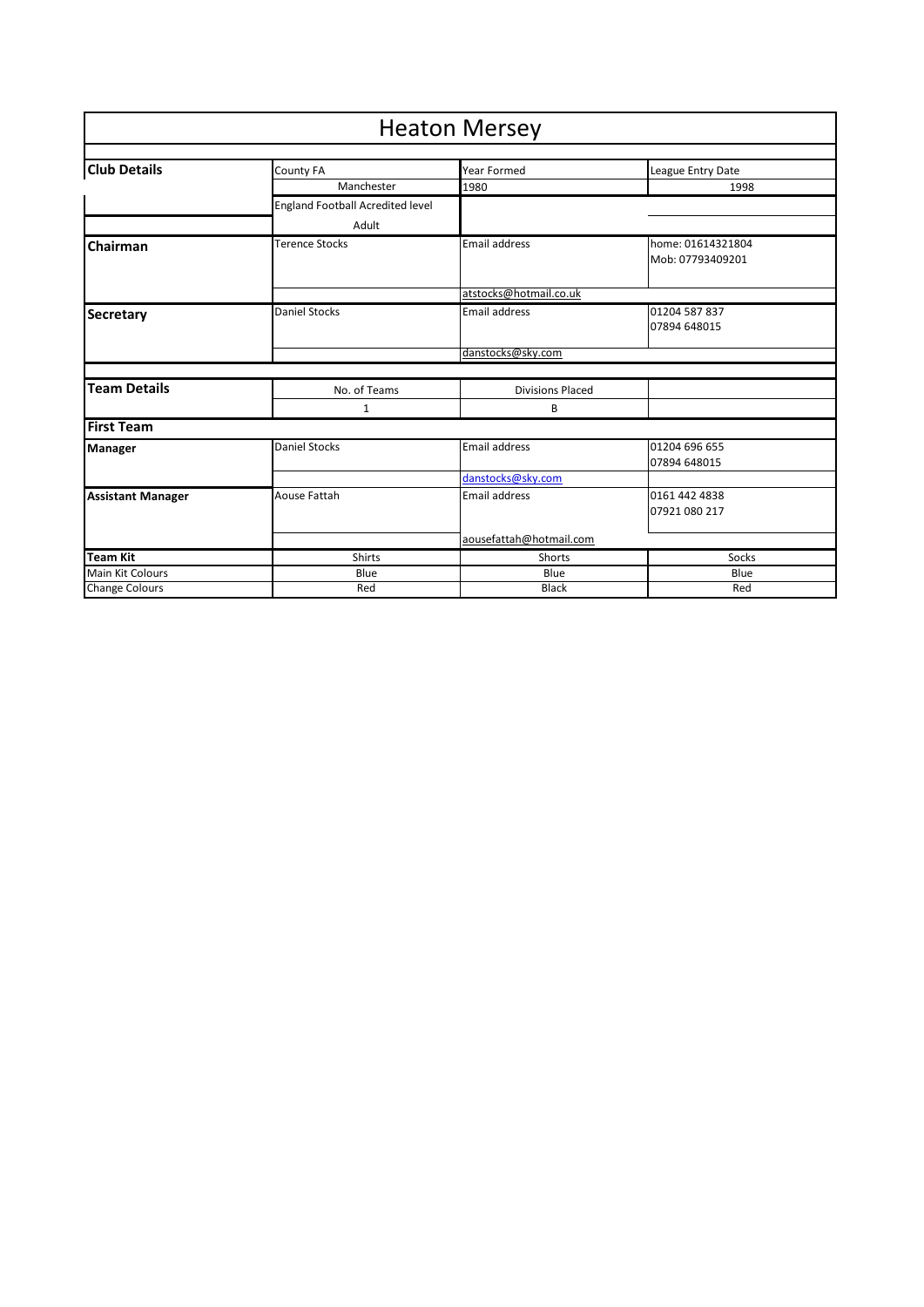# Heaton Mersey

| | | | |
|---|---|---|---|
| **Club Details** | County FA | Year Formed | League Entry Date |
| | Manchester | 1980 | 1998 |
| | England Football Acredited level | | |
| | Adult | | |
| **Chairman** | Terence Stocks | Email address | home: 01614321804<br>Mob: 07793409201 |
| | | atstocks@hotmail.co.uk | |
| **Secretary** | Daniel Stocks | Email address | 01204 587 837<br>07894 648015 |
| | | danstocks@sky.com | |
| **Team Details** | No. of Teams | Divisions Placed | |
| | 1 | B | |
| **First Team** | | | |
| **Manager** | Daniel Stocks | Email address | 01204 696 655<br>07894 648015 |
| | | danstocks@sky.com | |
| **Assistant Manager** | Aouse Fattah | Email address | 0161 442 4838<br>07921 080 217 |
| | | aousefattah@hotmail.com | |
| **Team Kit** | Shirts | Shorts | Socks |
| Main Kit Colours | Blue | Blue | Blue |
| Change Colours | Red | Black | Red |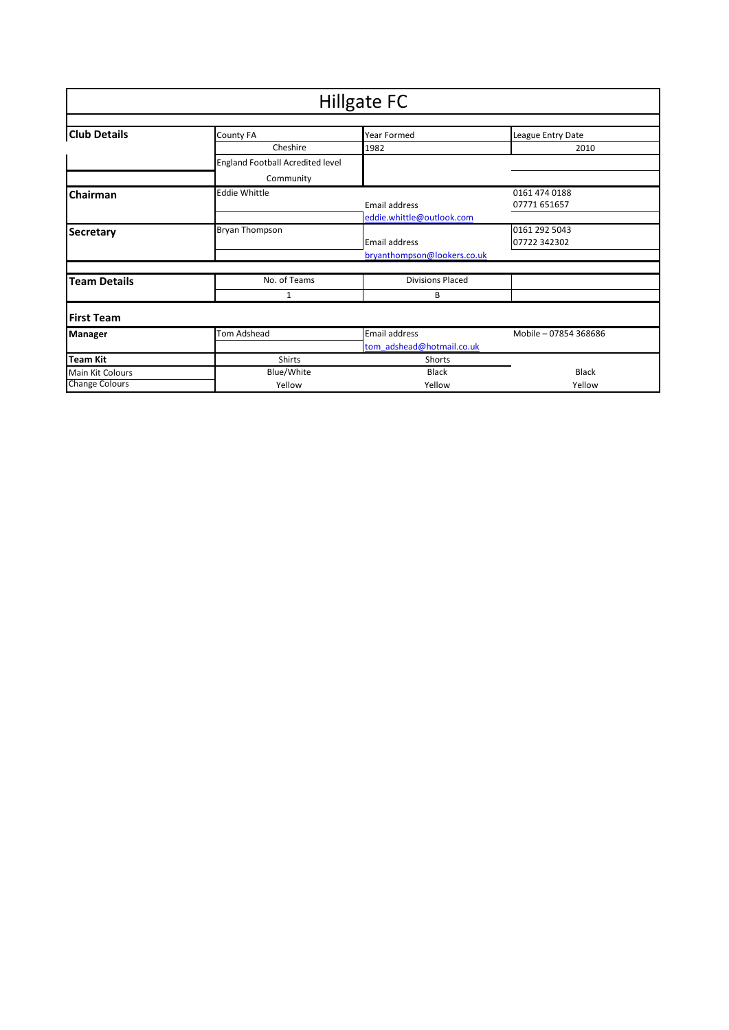# Hillgate FC

| **Club Details** | County FA | Year Formed | League Entry Date |
|---|---|---|---|
| | Cheshire | 1982 | 2010 |
| | England Football Acredited level | | |
| | Community | | |
| **Chairman** | Eddie Whittle | Email address | 0161 474 0188<br>07771 651657 |
| | | eddie.whittle@outlook.com | |
| **Secretary** | Bryan Thompson | Email address | 0161 292 5043<br>07722 342302 |
| | | bryanthompson@lookers.co.uk | |
| **Team Details** | No. of Teams | Divisions Placed | |
| | 1 | B | |
| **First Team** | | | |
| **Manager** | Tom Adshead | Email address | Mobile – 07854 368686 |
| | | tom_adshead@hotmail.co.uk | |
| **Team Kit** | Shirts | Shorts | |
| Main Kit Colours | Blue/White | Black | Black |
| Change Colours | Yellow | Yellow | Yellow |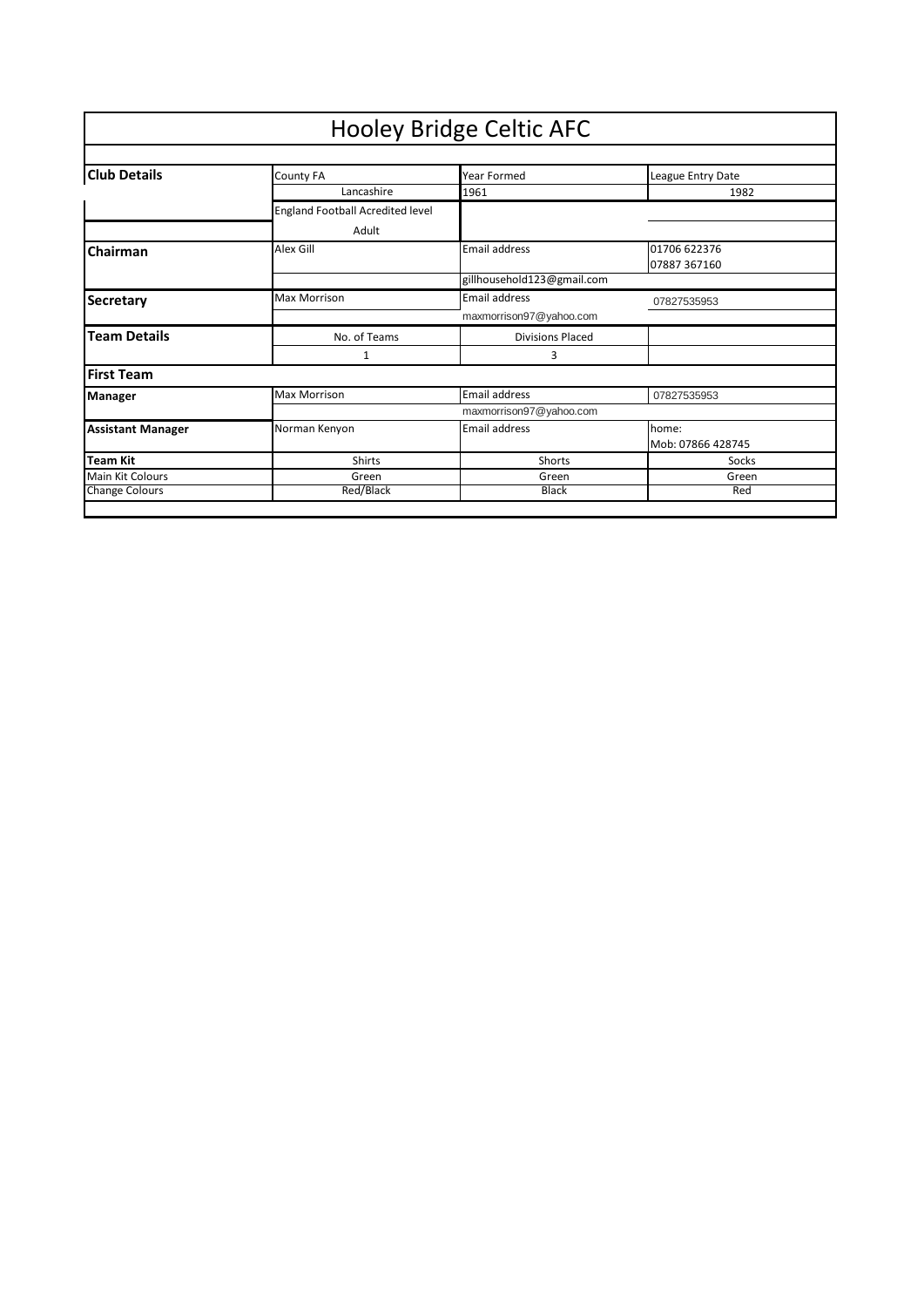# Hooley Bridge Celtic AFC

| | | | |
|---|---|---|---|
| **Club Details** | County FA | Year Formed | League Entry Date |
| | Lancashire | 1961 | 1982 |
| | England Football Acredited level | | |
| | Adult | | |
| **Chairman** | Alex Gill | Email address | 01706 622376<br>07887 367160 |
| | | gillhousehold123@gmail.com | |
| **Secretary** | Max Morrison | Email address | 07827535953 |
| | | maxmorrison97@yahoo.com | |
| **Team Details** | No. of Teams | Divisions Placed | |
| | 1 | 3 | |
| **First Team** | | | |
| **Manager** | Max Morrison | Email address | 07827535953 |
| | | maxmorrison97@yahoo.com | |
| **Assistant Manager** | Norman Kenyon | Email address | home:<br>Mob: 07866 428745 |
| **Team Kit** | Shirts | Shorts | Socks |
| Main Kit Colours | Green | Green | Green |
| Change Colours | Red/Black | Black | Red |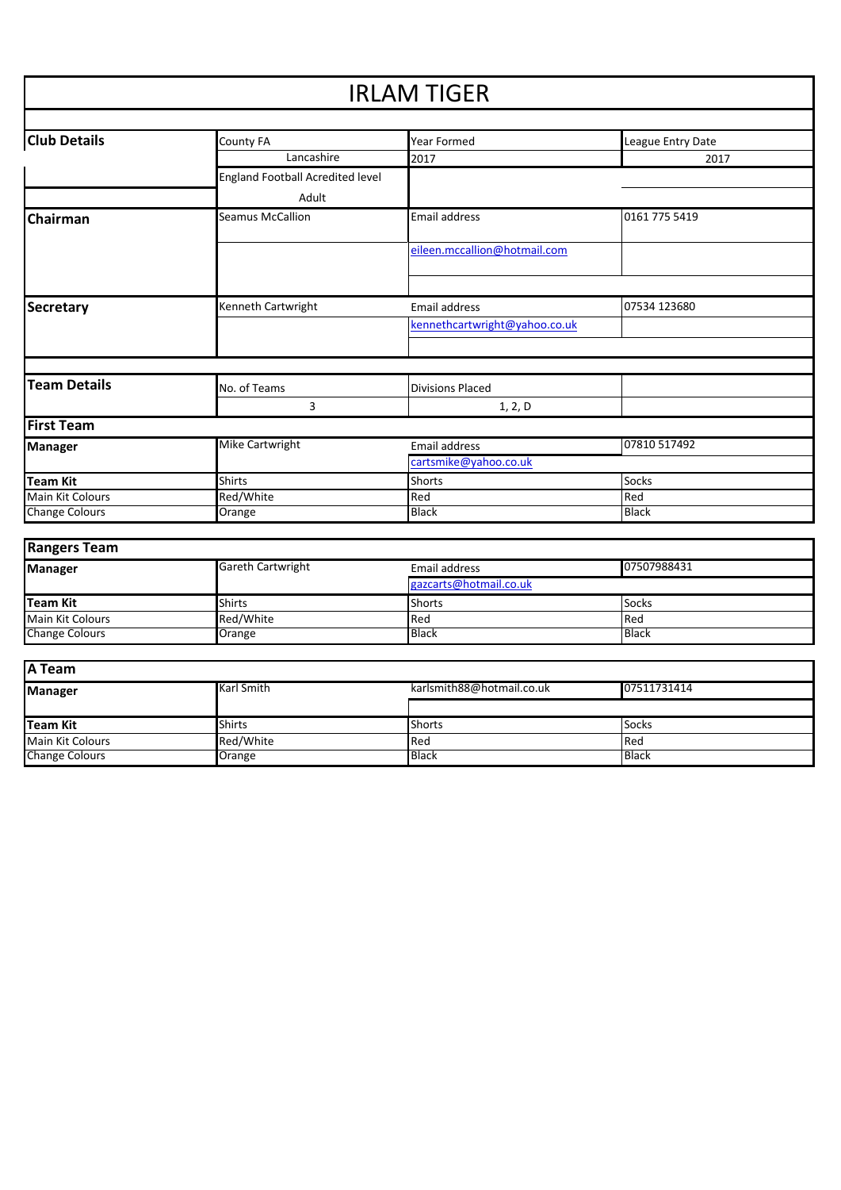# IRLAM TIGER

| Club Details | County FA | Year Formed | League Entry Date |
|---|---|---|---|
| | Lancashire | 2017 | 2017 |
| | England Football Acredited level | | |
| | Adult | | |
| **Chairman** | Seamus McCallion | Email address | 0161 775 5419 |
| | | eileen.mccallion@hotmail.com | |
| **Secretary** | Kenneth Cartwright | Email address | 07534 123680 |
| | | kennethcartwright@yahoo.co.uk | |
| **Team Details** | No. of Teams | Divisions Placed | |
| | 3 | 1, 2, D | |

## First Team

| Manager | Mike Cartwright | Email address | 07810 517492 |
|---|---|---|---|
| | | cartsmike@yahoo.co.uk | |
| **Team Kit** | Shirts | Shorts | Socks |
| Main Kit Colours | Red/White | Red | Red |
| Change Colours | Orange | Black | Black |

## Rangers Team

| Manager | Gareth Cartwright | Email address | 07507988431 |
|---|---|---|---|
| | | gazcarts@hotmail.co.uk | |
| **Team Kit** | Shirts | Shorts | Socks |
| Main Kit Colours | Red/White | Red | Red |
| Change Colours | Orange | Black | Black |

## A Team

| Manager | Karl Smith | karlsmith88@hotmail.co.uk | 07511731414 |
|---|---|---|---|
| **Team Kit** | Shirts | Shorts | Socks |
| Main Kit Colours | Red/White | Red | Red |
| Change Colours | Orange | Black | Black |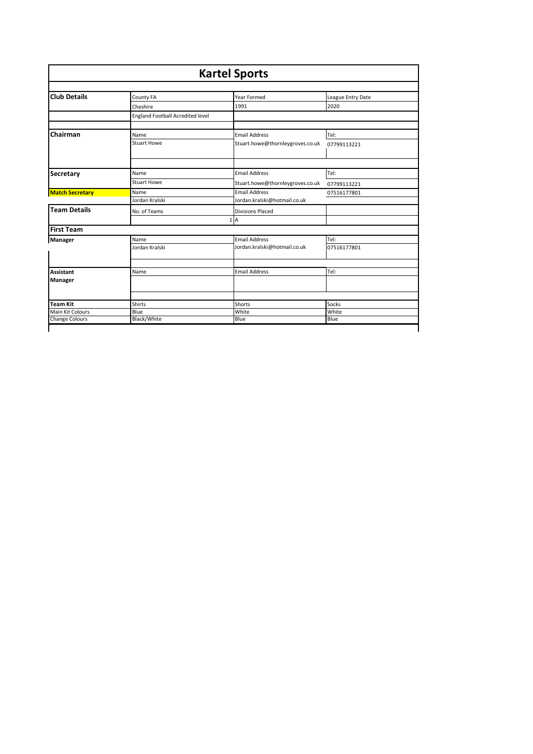# Kartel Sports

| | | | |
|---|---|---|---|
| **Club Details** | County FA | Year Formed | League Entry Date |
| | Cheshire | 1991 | 2020 |
| | England Football Acredited level | | |
| **Chairman** | Name | Email Address | Tel: |
| | Stuart Howe | Stuart.howe@thornleygroves.co.uk | 07799113221 |
| **Secretary** | Name | Email Address | Tel: |
| | Stuart Howe | Stuart.howe@thornleygroves.co.uk | 07799113221 |
| **Match Secretary** | Name | Email Address | 07516177801 |
| | Jordan Kralski | Jordan.kralski@hotmail.co.uk | |
| **Team Details** | No. of Teams | Divisions Placed | |
| | 1 | A | |
| **First Team** | | | |
| **Manager** | Name | Email Address | Tel: |
| | Jordan Kralski | Jordan.kralski@hotmail.co.uk | 07516177801 |
| **Assistant Manager** | Name | Email Address | Tel: |
| | | | |
| **Team Kit** | Shirts | Shorts | Socks |
| Main Kit Colours | Blue | White | White |
| Change Colours | Black/White | Blue | Blue |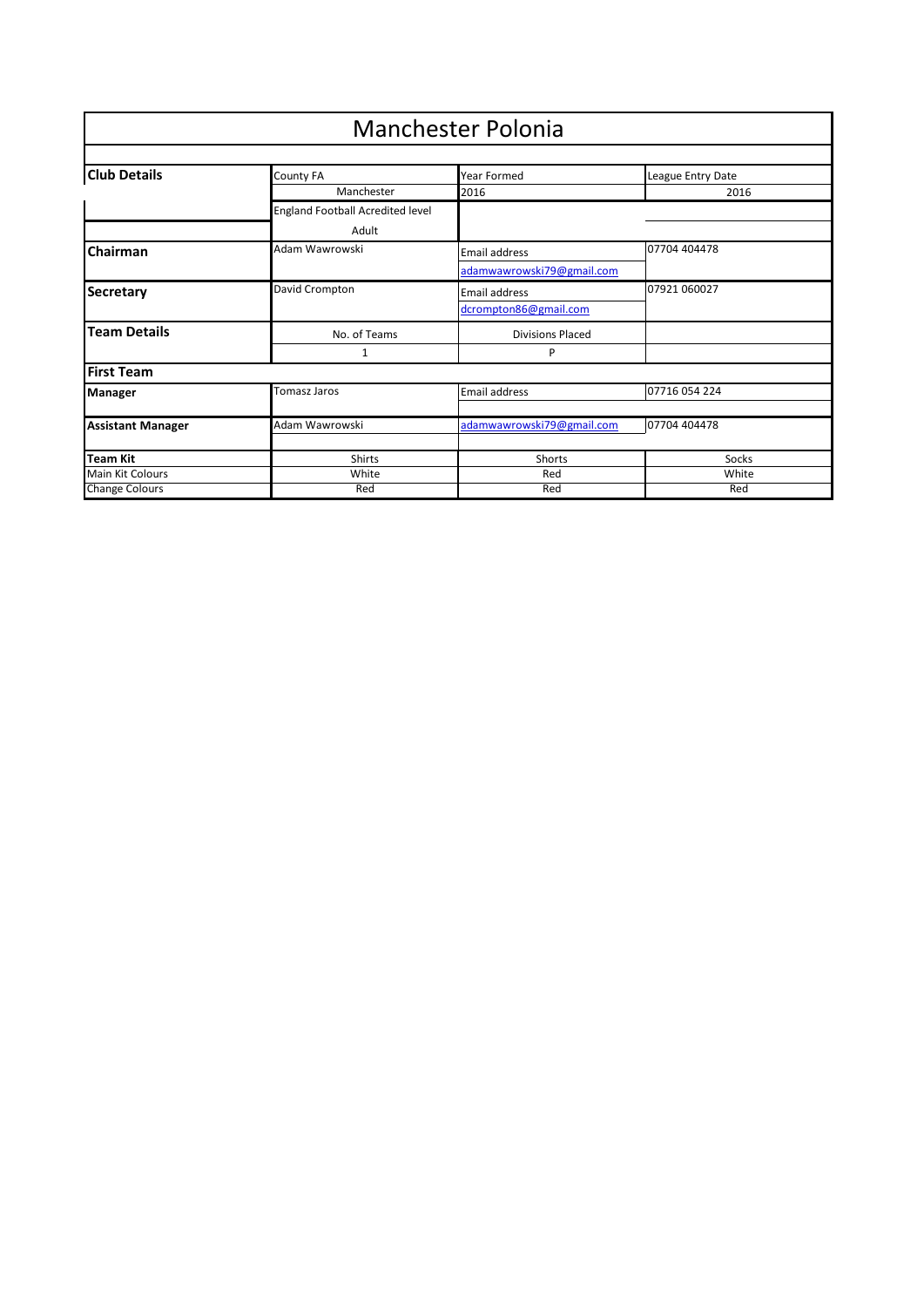# Manchester Polonia

| | | | |
|---|---|---|---|
| **Club Details** | County FA | Year Formed | League Entry Date |
| | Manchester | 2016 | 2016 |
| | England Football Acredited level | | |
| | Adult | | |
| **Chairman** | Adam Wawrowski | Email address | 07704 404478 |
| | | adamwawrowski79@gmail.com | |
| **Secretary** | David Crompton | Email address | 07921 060027 |
| | | dcrompton86@gmail.com | |
| **Team Details** | No. of Teams | Divisions Placed | |
| | 1 | P | |
| **First Team** | | | |
| **Manager** | Tomasz Jaros | Email address | 07716 054 224 |
| **Assistant Manager** | Adam Wawrowski | adamwawrowski79@gmail.com | 07704 404478 |
| **Team Kit** | Shirts | Shorts | Socks |
| Main Kit Colours | White | Red | White |
| Change Colours | Red | Red | Red |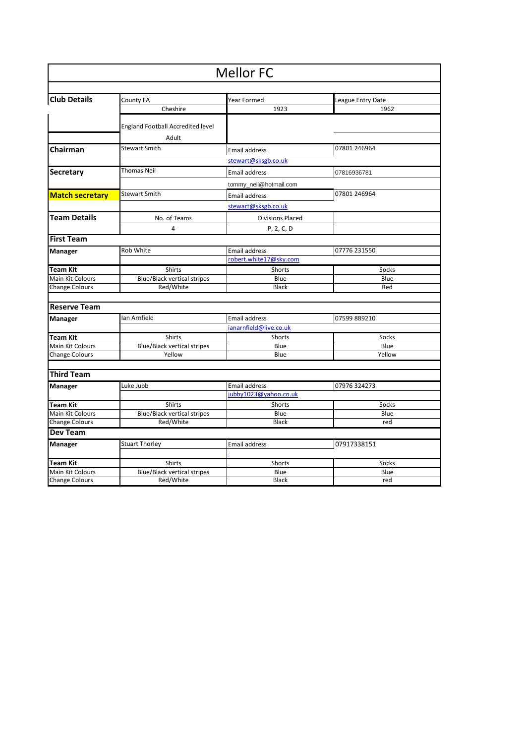# Mellor FC

| Club Details | County FA | Year Formed | League Entry Date |
|---|---|---|---|
| | Cheshire | 1923 | 1962 |
| | England Football Accredited level | | |
| | Adult | | |
| **Chairman** | Stewart Smith | Email address | 07801 246964 |
| | | stewart@sksgb.co.uk | |
| **Secretary** | Thomas Neil | Email address | 07816936781 |
| | | tommy_neil@hotmail.com | |
| **Match secretary** | Stewart Smith | Email address | 07801 246964 |
| | | stewart@sksgb.co.uk | |
| **Team Details** | No. of Teams | Divisions Placed | |
| | 4 | P, 2, C, D | |

## First Team

| **Manager** | Rob White | Email address | 07776 231550 |
|---|---|---|---|
| | | robert.white17@sky.com | |
| **Team Kit** | Shirts | Shorts | Socks |
| Main Kit Colours | Blue/Black vertical stripes | Blue | Blue |
| Change Colours | Red/White | Black | Red |

## Reserve Team

| **Manager** | Ian Arnfield | Email address | 07599 889210 |
|---|---|---|---|
| | | ianarnfield@live.co.uk | |
| **Team Kit** | Shirts | Shorts | Socks |
| Main Kit Colours | Blue/Black vertical stripes | Blue | Blue |
| Change Colours | Yellow | Blue | Yellow |

## Third Team

| **Manager** | Luke Jubb | Email address | 07976 324273 |
|---|---|---|---|
| | | jubby1023@yahoo.co.uk | |
| **Team Kit** | Shirts | Shorts | Socks |
| Main Kit Colours | Blue/Black vertical stripes | Blue | Blue |
| Change Colours | Red/White | Black | red |

## Dev Team

| **Manager** | Stuart Thorley | Email address | 07917338151 |
|---|---|---|---|
| | | - | |
| **Team Kit** | Shirts | Shorts | Socks |
| Main Kit Colours | Blue/Black vertical stripes | Blue | Blue |
| Change Colours | Red/White | Black | red |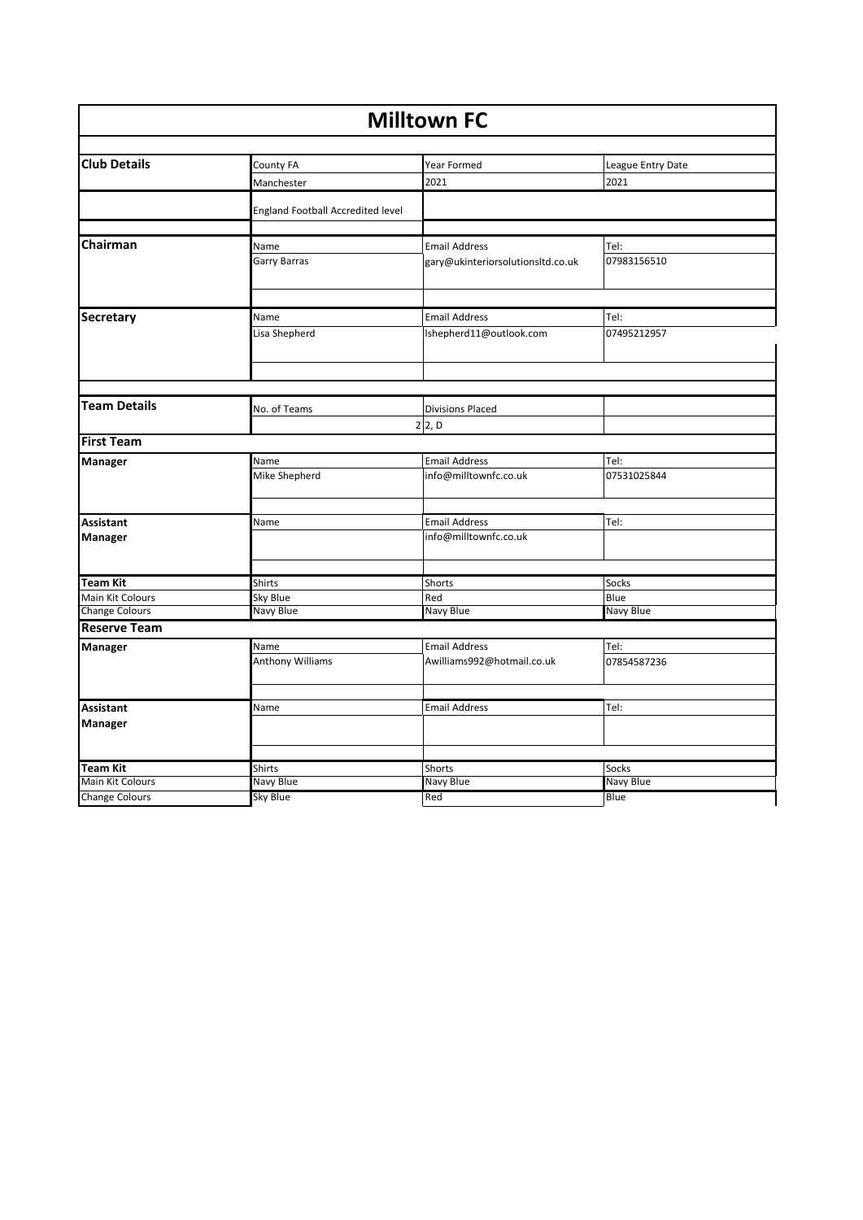# Milltown FC

| | | | |
|---|---|---|---|
| **Club Details** | County FA | Year Formed | League Entry Date |
| | Manchester | 2021 | 2021 |
| | England Football Accredited level | | |
| **Chairman** | Name | Email Address | Tel: |
| | Garry Barras | gary@ukinteriorsolutionsltd.co.uk | 07983156510 |
| **Secretary** | Name | Email Address | Tel: |
| | Lisa Shepherd | lshepherd11@outlook.com | 07495212957 |
| **Team Details** | No. of Teams | Divisions Placed | |
| | 2 | 2, D | |
| **First Team** | | | |
| **Manager** | Name | Email Address | Tel: |
| | Mike Shepherd | info@milltownfc.co.uk | 07531025844 |
| **Assistant Manager** | Name | Email Address | Tel: |
| | | info@milltownfc.co.uk | |
| **Team Kit** | Shirts | Shorts | Socks |
| Main Kit Colours | Sky Blue | Red | Blue |
| Change Colours | Navy Blue | Navy Blue | Navy Blue |
| **Reserve Team** | | | |
| **Manager** | Name | Email Address | Tel: |
| | Anthony Williams | Awilliams992@hotmail.co.uk | 07854587236 |
| **Assistant Manager** | Name | Email Address | Tel: |
| | | | |
| **Team Kit** | Shirts | Shorts | Socks |
| Main Kit Colours | Navy Blue | Navy Blue | Navy Blue |
| Change Colours | Sky Blue | Red | Blue |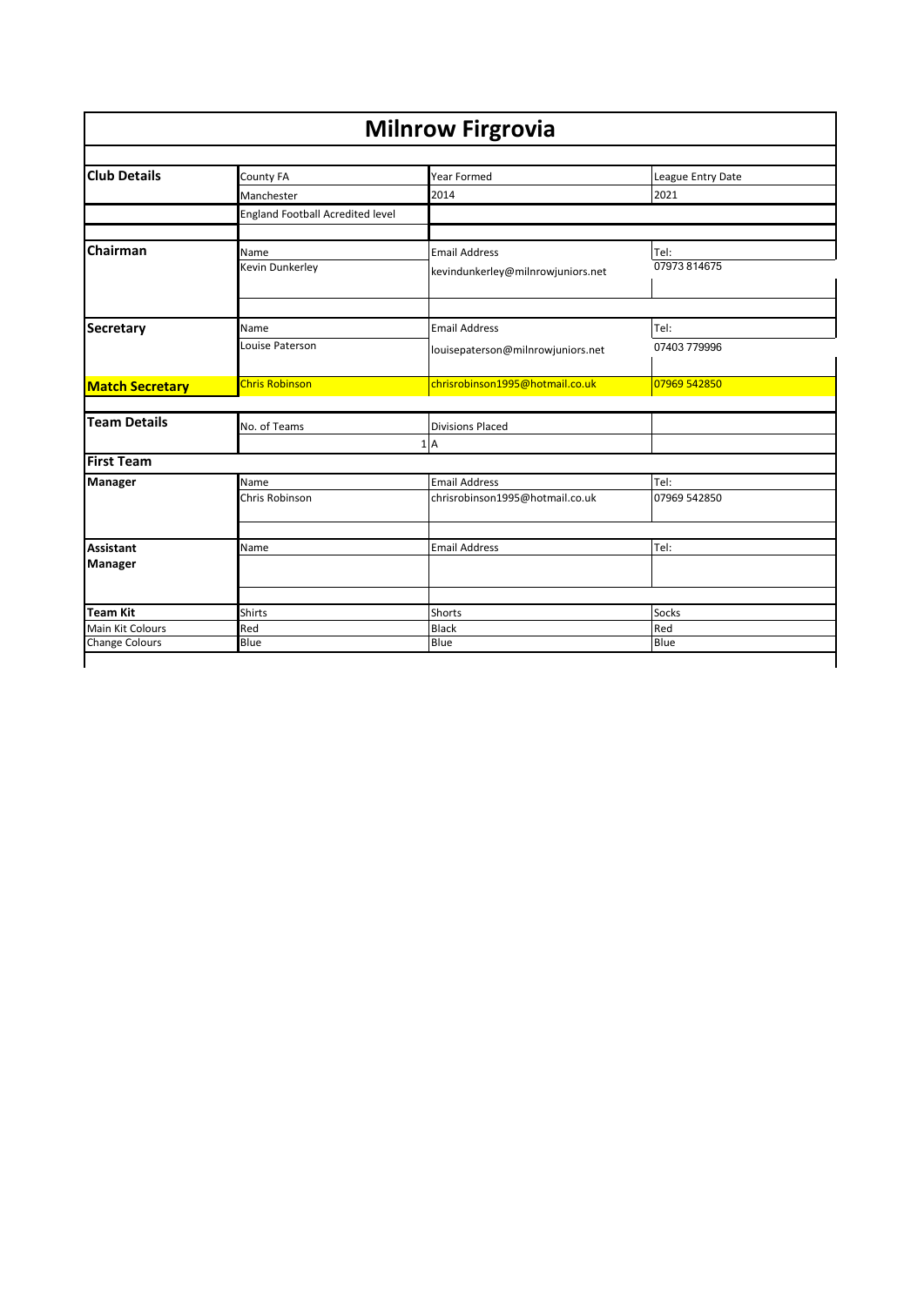# Milnrow Firgrovia

| | | | |
|---|---|---|---|
| **Club Details** | County FA | Year Formed | League Entry Date |
| | Manchester | 2014 | 2021 |
| | England Football Acredited level | | |
| | | | |
| **Chairman** | Name | Email Address | Tel: |
| | Kevin Dunkerley | kevindunkerley@milnrowjuniors.net | 07973 814675 |
| | | | |
| **Secretary** | Name | Email Address | Tel: |
| | Louise Paterson | louisepaterson@milnrowjuniors.net | 07403 779996 |
| **Match Secretary** | Chris Robinson | chrisrobinson1995@hotmail.co.uk | 07969 542850 |
| | | | |
| **Team Details** | No. of Teams | Divisions Placed | |
| | 1 | A | |
| **First Team** | | | |
| **Manager** | Name | Email Address | Tel: |
| | Chris Robinson | chrisrobinson1995@hotmail.co.uk | 07969 542850 |
| | | | |
| **Assistant Manager** | Name | Email Address | Tel: |
| | | | |
| | | | |
| **Team Kit** | Shirts | Shorts | Socks |
| Main Kit Colours | Red | Black | Red |
| Change Colours | Blue | Blue | Blue |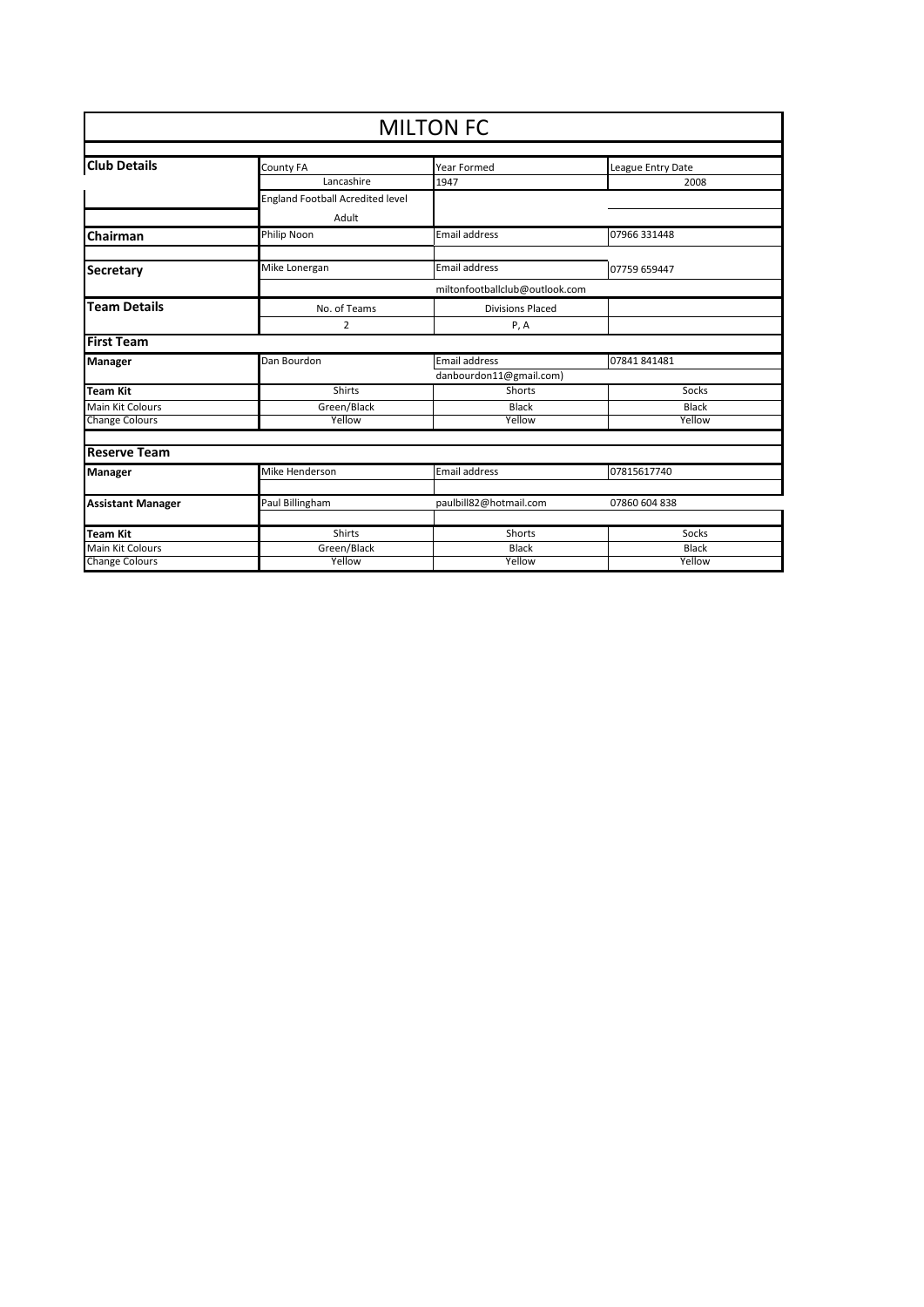# MILTON FC

| | | | |
|---|---|---|---|
| **Club Details** | County FA | Year Formed | League Entry Date |
| | Lancashire | 1947 | 2008 |
| | England Football Acredited level | | |
| | Adult | | |
| **Chairman** | Philip Noon | Email address | 07966 331448 |
| **Secretary** | Mike Lonergan | Email address | 07759 659447 |
| | | miltonfootballclub@outlook.com | |
| **Team Details** | No. of Teams | Divisions Placed | |
| | 2 | P, A | |
| **First Team** | | | |
| **Manager** | Dan Bourdon | Email address | 07841 841481 |
| | | danbourdon11@gmail.com) | |
| **Team Kit** | Shirts | Shorts | Socks |
| Main Kit Colours | Green/Black | Black | Black |
| Change Colours | Yellow | Yellow | Yellow |
| **Reserve Team** | | | |
| **Manager** | Mike Henderson | Email address | 07815617740 |
| **Assistant Manager** | Paul Billingham | paulbill82@hotmail.com | 07860 604 838 |
| **Team Kit** | Shirts | Shorts | Socks |
| Main Kit Colours | Green/Black | Black | Black |
| Change Colours | Yellow | Yellow | Yellow |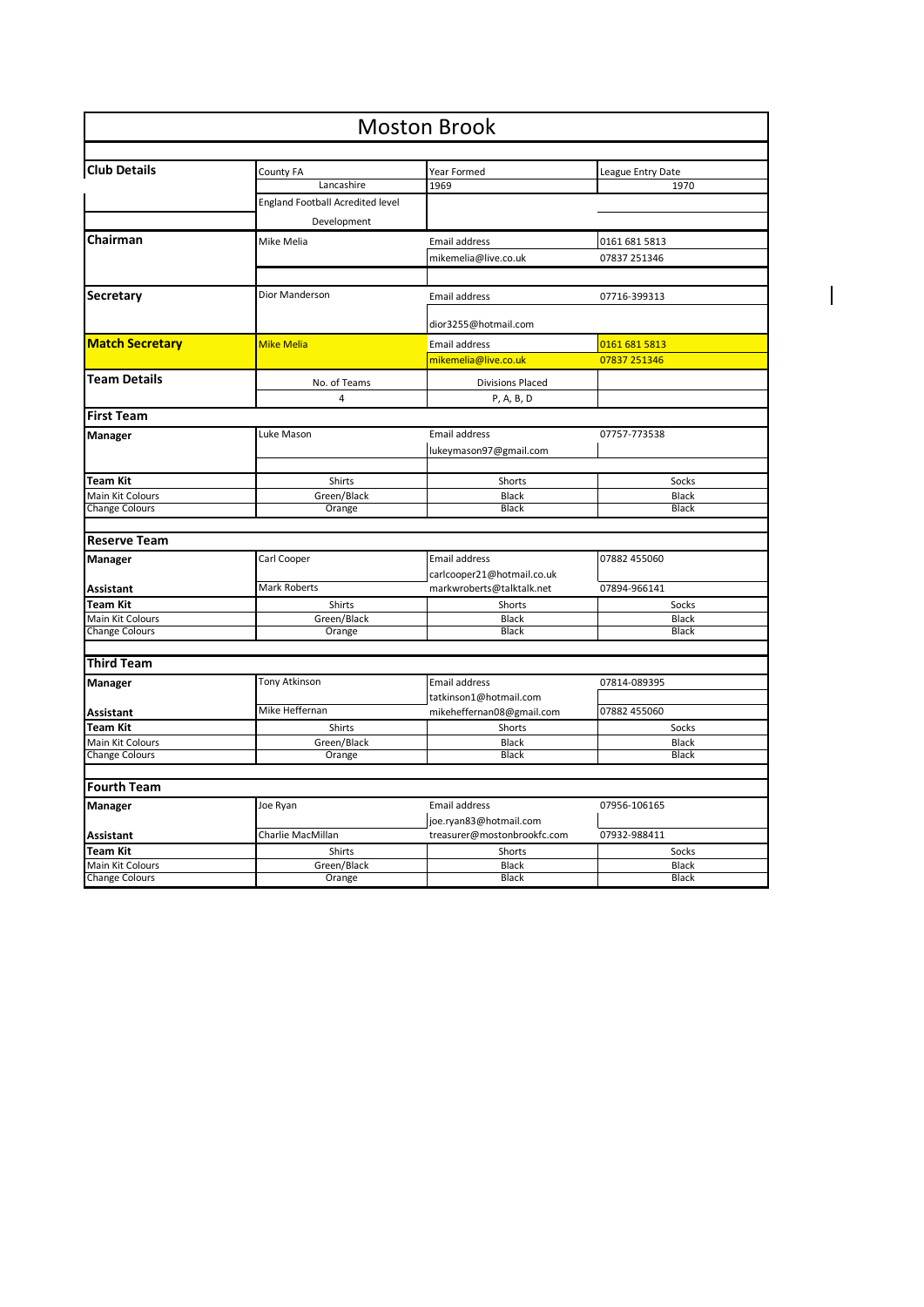# Moston Brook

| | | | |
|---|---|---|---|
| **Club Details** | County FA | Year Formed | League Entry Date |
| | Lancashire | 1969 | 1970 |
| | England Football Acredited level | | |
| | Development | | |
| **Chairman** | Mike Melia | Email address | 0161 681 5813 |
| | | mikemelia@live.co.uk | 07837 251346 |
| **Secretary** | Dior Manderson | Email address | 07716-399313 |
| | | dior3255@hotmail.com | |
| **Match Secretary** | Mike Melia | Email address | 0161 681 5813 |
| | | mikemelia@live.co.uk | 07837 251346 |
| **Team Details** | No. of Teams | Divisions Placed | |
| | 4 | P, A, B, D | |
| **First Team** | | | |
| **Manager** | Luke Mason | Email address | 07757-773538 |
| | | lukeymason97@gmail.com | |
| **Team Kit** | Shirts | Shorts | Socks |
| Main Kit Colours | Green/Black | Black | Black |
| Change Colours | Orange | Black | Black |
| **Reserve Team** | | | |
| **Manager** | Carl Cooper | Email address | 07882 455060 |
| | | carlcooper21@hotmail.co.uk | |
| **Assistant** | Mark Roberts | markwroberts@talktalk.net | 07894-966141 |
| **Team Kit** | Shirts | Shorts | Socks |
| Main Kit Colours | Green/Black | Black | Black |
| Change Colours | Orange | Black | Black |
| **Third Team** | | | |
| **Manager** | Tony Atkinson | Email address | 07814-089395 |
| | | tatkinson1@hotmail.com | |
| **Assistant** | Mike Heffernan | mikeheffernan08@gmail.com | 07882 455060 |
| **Team Kit** | Shirts | Shorts | Socks |
| Main Kit Colours | Green/Black | Black | Black |
| Change Colours | Orange | Black | Black |
| **Fourth Team** | | | |
| **Manager** | Joe Ryan | Email address | 07956-106165 |
| | | joe.ryan83@hotmail.com | |
| **Assistant** | Charlie MacMillan | treasurer@mostonbrookfc.com | 07932-988411 |
| **Team Kit** | Shirts | Shorts | Socks |
| Main Kit Colours | Green/Black | Black | Black |
| Change Colours | Orange | Black | Black |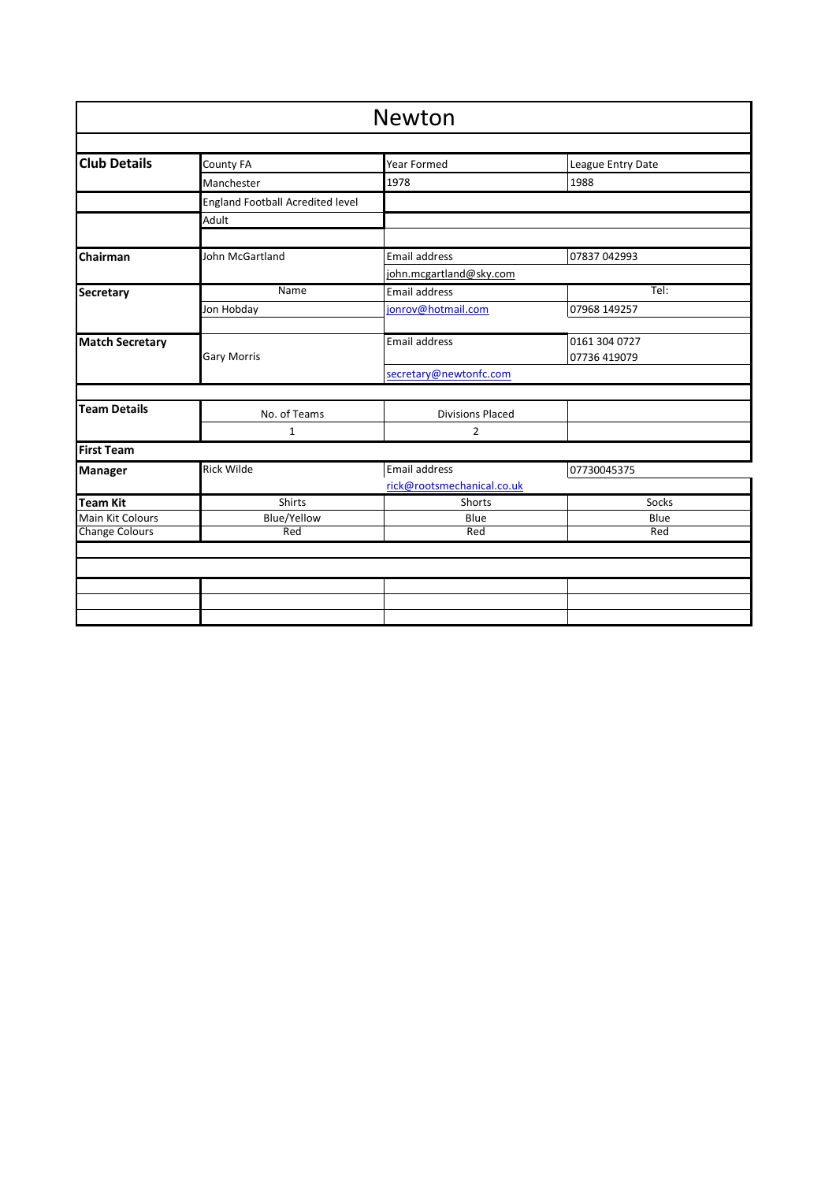# Newton

| | | | |
|---|---|---|---|
| **Club Details** | County FA | Year Formed | League Entry Date |
| | Manchester | 1978 | 1988 |
| | England Football Acredited level | | |
| | Adult | | |
| | | | |
| **Chairman** | John McGartland | Email address | 07837 042993 |
| | | john.mcgartland@sky.com | |
| **Secretary** | Name | Email address | Tel: |
| | Jon Hobday | jonrov@hotmail.com | 07968 149257 |
| | | | |
| **Match Secretary** | Gary Morris | Email address | 0161 304 0727<br>07736 419079 |
| | | secretary@newtonfc.com | |
| | | | |
| **Team Details** | No. of Teams | Divisions Placed | |
| | 1 | 2 | |
| **First Team** | | | |
| **Manager** | Rick Wilde | Email address | 07730045375 |
| | | rick@rootsmechanical.co.uk | |
| **Team Kit** | Shirts | Shorts | Socks |
| Main Kit Colours | Blue/Yellow | Blue | Blue |
| Change Colours | Red | Red | Red |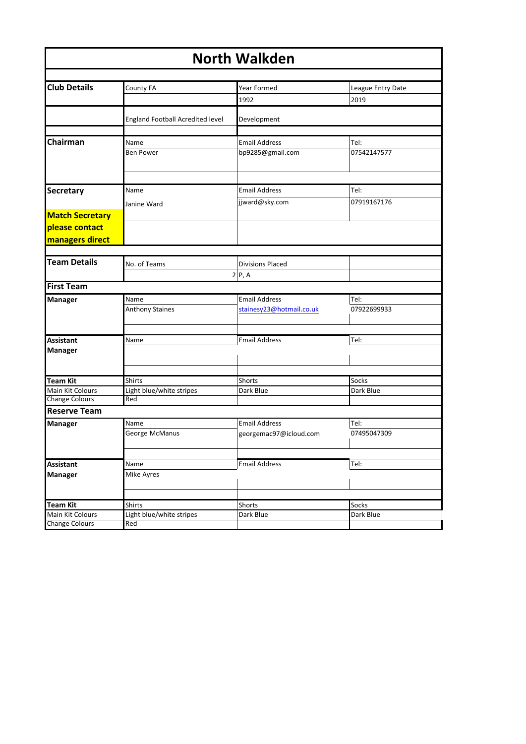# North Walkden

| | | | |
|---|---|---|---|
| **Club Details** | County FA | Year Formed | League Entry Date |
| | | 1992 | 2019 |
| | England Football Acredited level | Development | |
| **Chairman** | Name | Email Address | Tel: |
| | Ben Power | bp9285@gmail.com | 07542147577 |
| **Secretary** | Name | Email Address | Tel: |
| | Janine Ward | jjward@sky.com | 07919167176 |
| **Match Secretary please contact managers direct** | | | |
| **Team Details** | No. of Teams | Divisions Placed | |
| | 2 | P, A | |
| **First Team** | | | |
| **Manager** | Name | Email Address | Tel: |
| | Anthony Staines | stainesy23@hotmail.co.uk | 07922699933 |
| **Assistant Manager** | Name | Email Address | Tel: |
| | | | |
| **Team Kit** | Shirts | Shorts | Socks |
| Main Kit Colours | Light blue/white stripes | Dark Blue | Dark Blue |
| Change Colours | Red | | |
| **Reserve Team** | | | |
| **Manager** | Name | Email Address | Tel: |
| | George McManus | georgemac97@icloud.com | 07495047309 |
| **Assistant Manager** | Name | Email Address | Tel: |
| | Mike Ayres | | |
| **Team Kit** | Shirts | Shorts | Socks |
| Main Kit Colours | Light blue/white stripes | Dark Blue | Dark Blue |
| Change Colours | Red | | |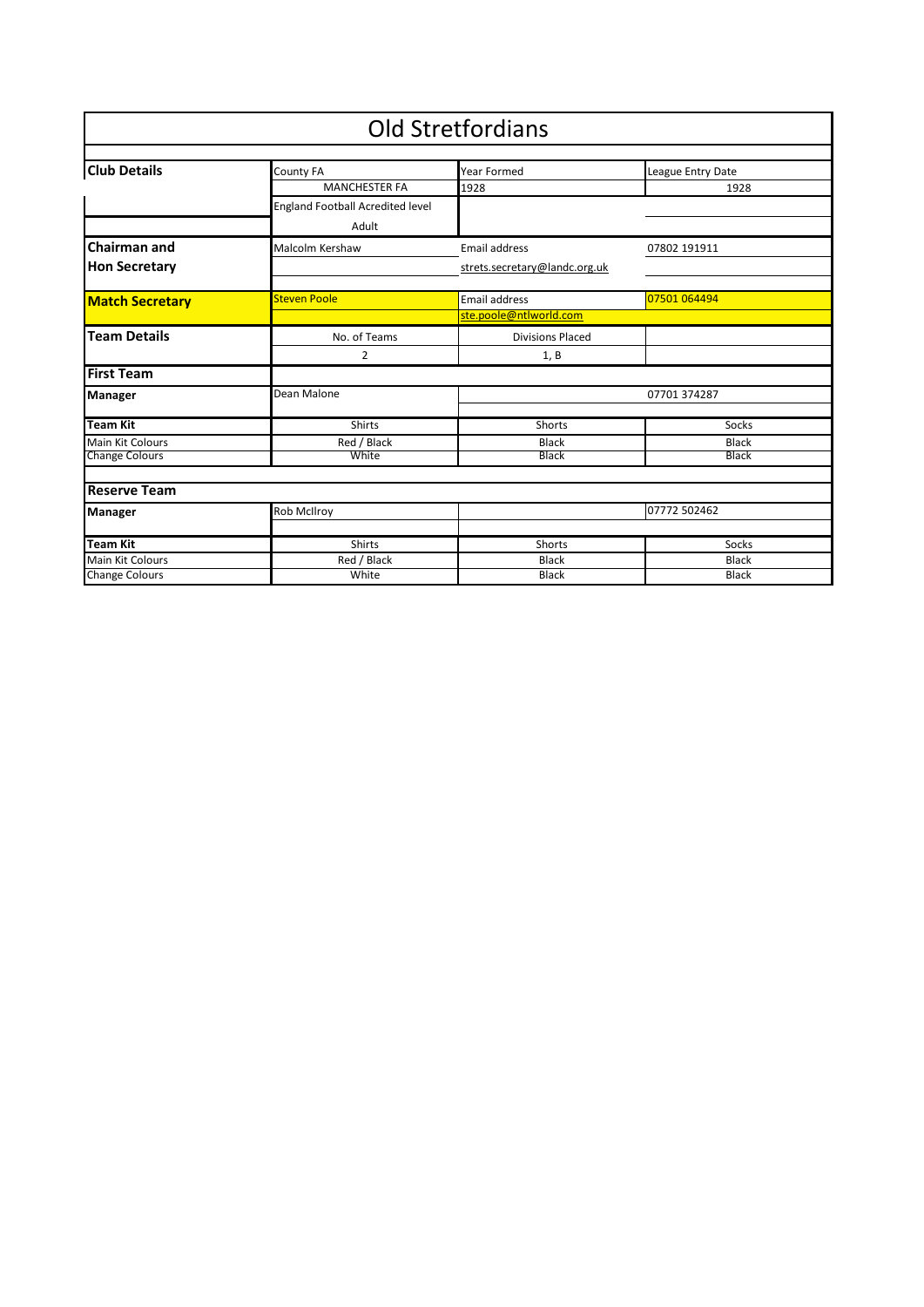# Old Stretfordians

| | | | |
|---|---|---|---|
| **Club Details** | County FA | Year Formed | League Entry Date |
| | MANCHESTER FA | 1928 | 1928 |
| | England Football Acredited level | | |
| | Adult | | |
| **Chairman and Hon Secretary** | Malcolm Kershaw | Email address | 07802 191911 |
| | | strets.secretary@landc.org.uk | |
| **Match Secretary** | Steven Poole | Email address | 07501 064494 |
| | | ste.poole@ntlworld.com | |
| **Team Details** | No. of Teams | Divisions Placed | |
| | 2 | 1, B | |
| **First Team** | | | |
| **Manager** | Dean Malone | 07701 374287 | |
| **Team Kit** | Shirts | Shorts | Socks |
| Main Kit Colours | Red / Black | Black | Black |
| Change Colours | White | Black | Black |
| **Reserve Team** | | | |
| **Manager** | Rob McIlroy | | 07772 502462 |
| **Team Kit** | Shirts | Shorts | Socks |
| Main Kit Colours | Red / Black | Black | Black |
| Change Colours | White | Black | Black |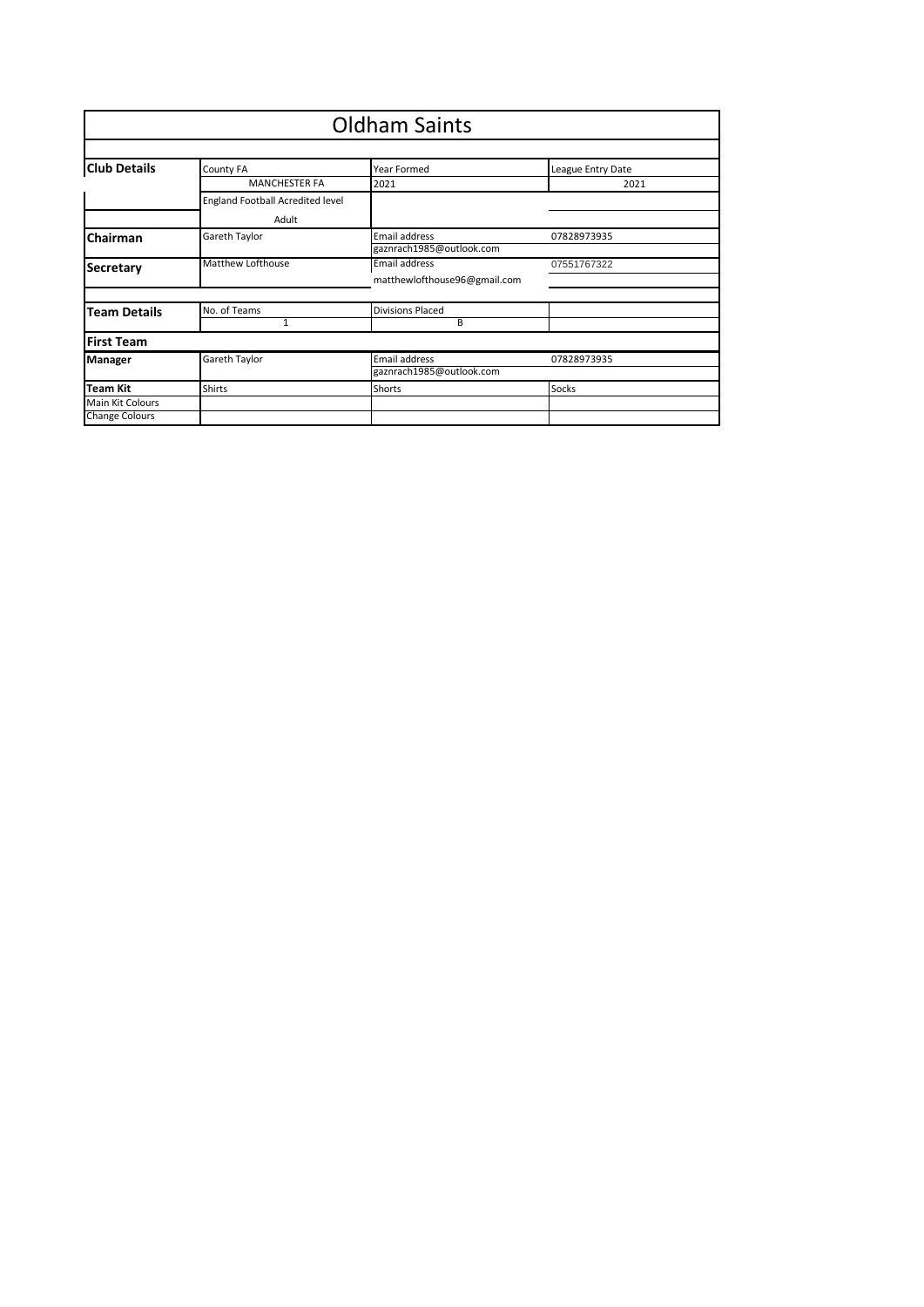# Oldham Saints

| | | | |
|---|---|---|---|
| **Club Details** | County FA | Year Formed | League Entry Date |
| | MANCHESTER FA | 2021 | 2021 |
| | England Football Acredited level | | |
| | Adult | | |
| **Chairman** | Gareth Taylor | Email address | 07828973935 |
| | | gaznrach1985@outlook.com | |
| **Secretary** | Matthew Lofthouse | Email address | 07551767322 |
| | | matthewlofthouse96@gmail.com | |
| | | | |
| **Team Details** | No. of Teams | Divisions Placed | |
| | 1 | B | |
| **First Team** | | | |
| **Manager** | Gareth Taylor | Email address | 07828973935 |
| | | gaznrach1985@outlook.com | |
| **Team Kit** | Shirts | Shorts | Socks |
| Main Kit Colours | | | |
| Change Colours | | | |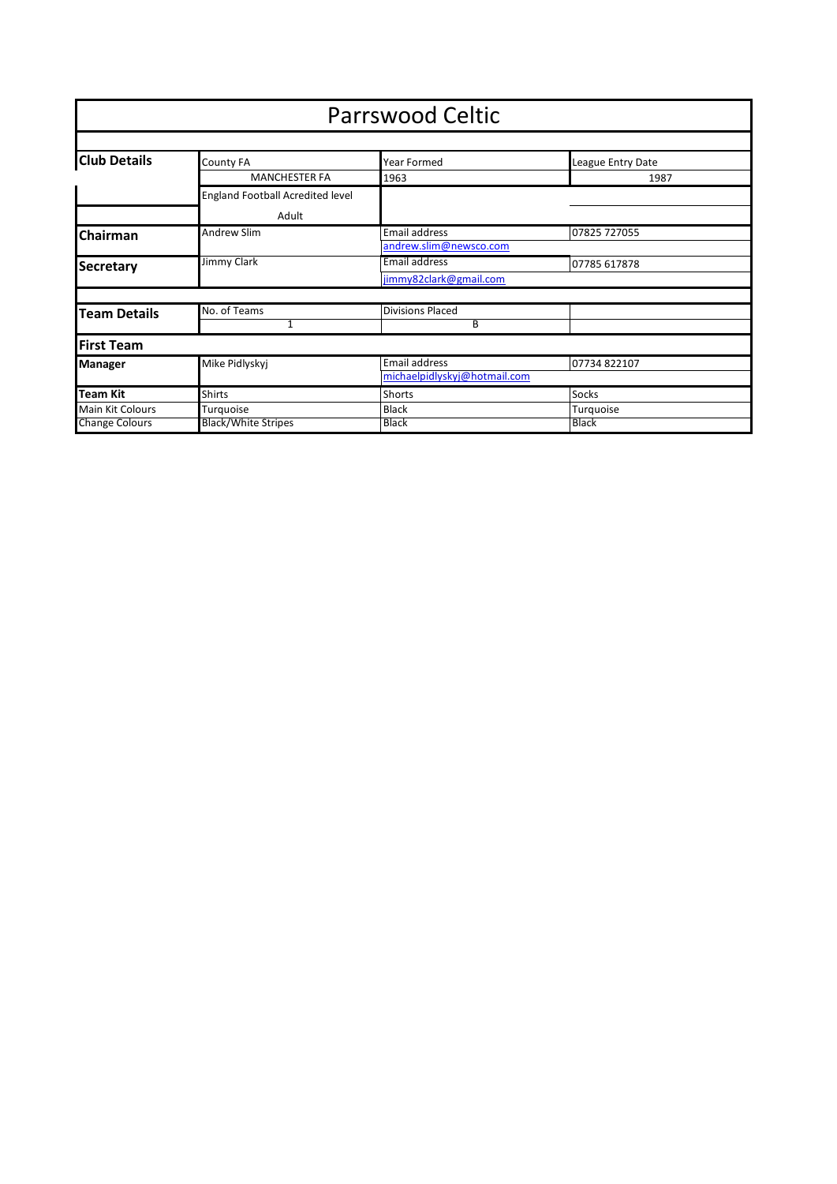# Parrswood Celtic

| | | | |
|---|---|---|---|
| **Club Details** | County FA | Year Formed | League Entry Date |
| | MANCHESTER FA | 1963 | 1987 |
| | England Football Acredited level | | |
| | Adult | | |
| **Chairman** | Andrew Slim | Email address | 07825 727055 |
| | | andrew.slim@newsco.com | |
| **Secretary** | Jimmy Clark | Email address | 07785 617878 |
| | | jimmy82clark@gmail.com | |
| | | | |
| **Team Details** | No. of Teams | Divisions Placed | |
| | 1 | B | |
| **First Team** | | | |
| **Manager** | Mike Pidlyskyj | Email address | 07734 822107 |
| | | michaelpidlyskyj@hotmail.com | |
| **Team Kit** | Shirts | Shorts | Socks |
| Main Kit Colours | Turquoise | Black | Turquoise |
| Change Colours | Black/White Stripes | Black | Black |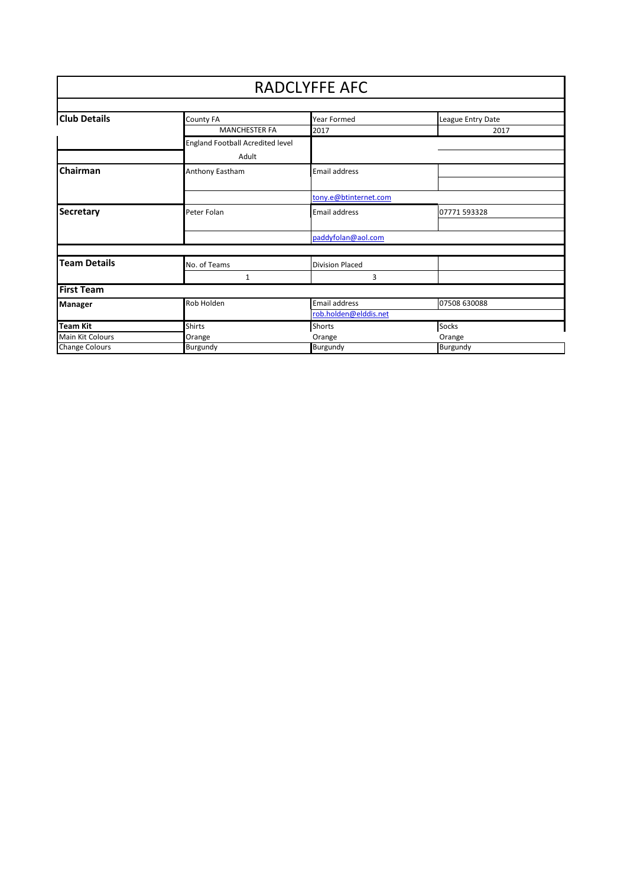# RADCLYFFE AFC

| | | | |
|---|---|---|---|
| **Club Details** | County FA | Year Formed | League Entry Date |
| | MANCHESTER FA | 2017 | 2017 |
| | England Football Acredited level | | |
| | Adult | | |
| **Chairman** | Anthony Eastham | Email address | |
| | | tony.e@btinternet.com | |
| **Secretary** | Peter Folan | Email address | 07771 593328 |
| | | paddyfolan@aol.com | |
| **Team Details** | No. of Teams | Division Placed | |
| | 1 | 3 | |
| **First Team** | | | |
| **Manager** | Rob Holden | Email address | 07508 630088 |
| | | rob.holden@elddis.net | |
| **Team Kit** | Shirts | Shorts | Socks |
| Main Kit Colours | Orange | Orange | Orange |
| Change Colours | Burgundy | Burgundy | Burgundy |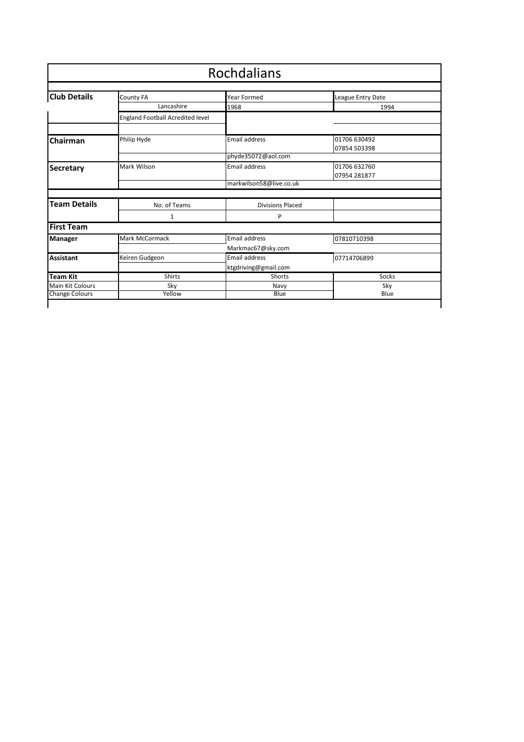# Rochdalians

| | | | |
|---|---|---|---|
| **Club Details** | County FA | Year Formed | League Entry Date |
| | Lancashire | 1968 | 1994 |
| | England Football Acredited level | | |
| | | | |
| **Chairman** | Philip Hyde | Email address | 01706 630492<br>07854 503398 |
| | | phyde35072@aol.com | |
| **Secretary** | Mark Wilson | Email address | 01706 632760<br>07954 281877 |
| | | markwilson58@live.co.uk | |
| **Team Details** | No. of Teams | Divisions Placed | |
| | 1 | P | |
| **First Team** | | | |
| **Manager** | Mark McCormack | Email address | 07810710398 |
| | | Markmac67@sky.com | |
| **Assistant** | Keiren Gudgeon | Email address | 07714706899 |
| | | ktgdriving@gmail.com | |
| **Team Kit** | Shirts | Shorts | Socks |
| Main Kit Colours | Sky | Navy | Sky |
| Change Colours | Yellow | Blue | Blue |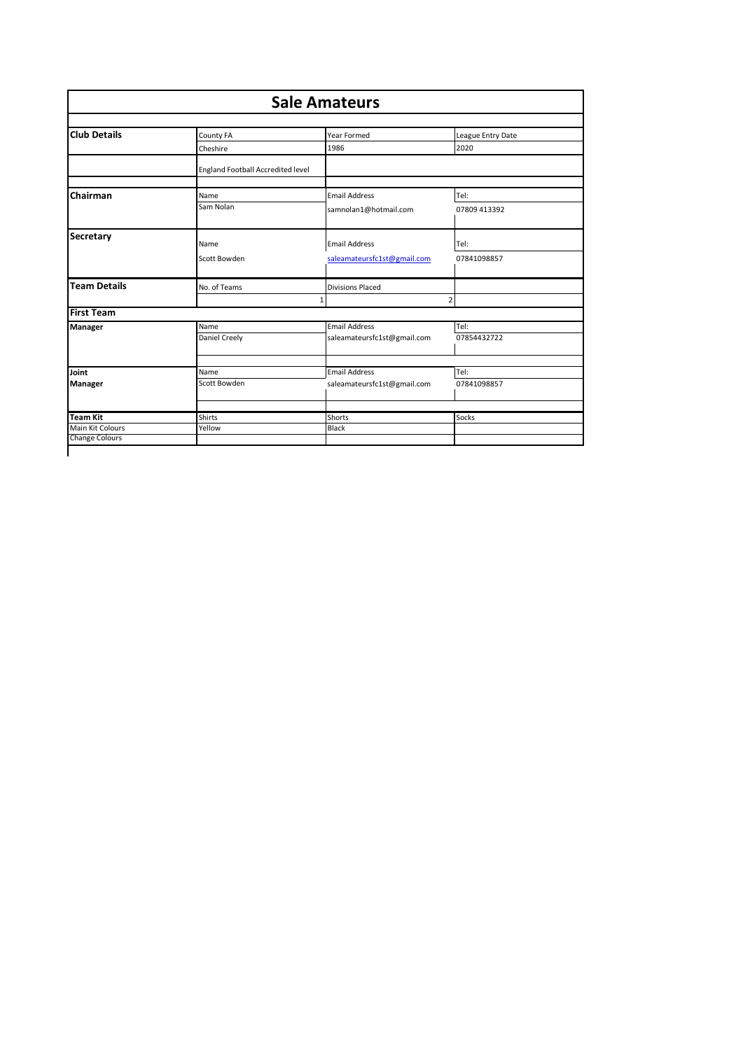# Sale Amateurs

| Club Details | County FA | Year Formed | League Entry Date |
|---|---|---|---|
| | Cheshire | 1986 | 2020 |
| | England Football Accredited level | | |
| **Chairman** | Name | Email Address | Tel: |
| | Sam Nolan | samnolan1@hotmail.com | 07809 413392 |
| **Secretary** | Name | Email Address | Tel: |
| | Scott Bowden | saleamateursfc1st@gmail.com | 07841098857 |
| **Team Details** | No. of Teams | Divisions Placed | |
| | 1 | 2 | |
| **First Team** | | | |
| **Manager** | Name | Email Address | Tel: |
| | Daniel Creely | saleamateursfc1st@gmail.com | 07854432722 |
| **Joint Manager** | Name | Email Address | Tel: |
| | Scott Bowden | saleamateursfc1st@gmail.com | 07841098857 |
| **Team Kit** | Shirts | Shorts | Socks |
| Main Kit Colours | Yellow | Black | |
| Change Colours | | | |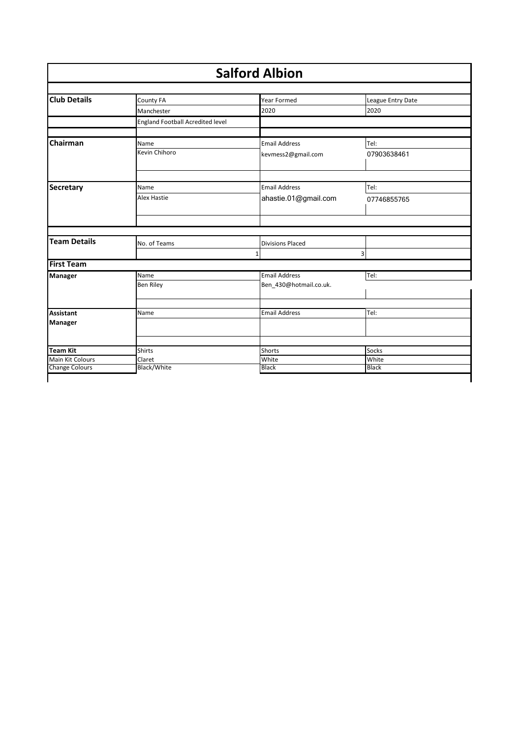# Salford Albion

| | | | |
|---|---|---|---|
| **Club Details** | County FA | Year Formed | League Entry Date |
| | Manchester | 2020 | 2020 |
| | England Football Acredited level | | |
| **Chairman** | Name | Email Address | Tel: |
| | Kevin Chihoro | kevmess2@gmail.com | 07903638461 |
| **Secretary** | Name | Email Address | Tel: |
| | Alex Hastie | ahastie.01@gmail.com | 07746855765 |
| **Team Details** | No. of Teams | Divisions Placed | |
| | 1 | 3 | |
| **First Team** | | | |
| **Manager** | Name | Email Address | Tel: |
| | Ben Riley | Ben_430@hotmail.co.uk. | |
| **Assistant Manager** | Name | Email Address | Tel: |
| | | | |
| **Team Kit** | Shirts | Shorts | Socks |
| Main Kit Colours | Claret | White | White |
| Change Colours | Black/White | Black | Black |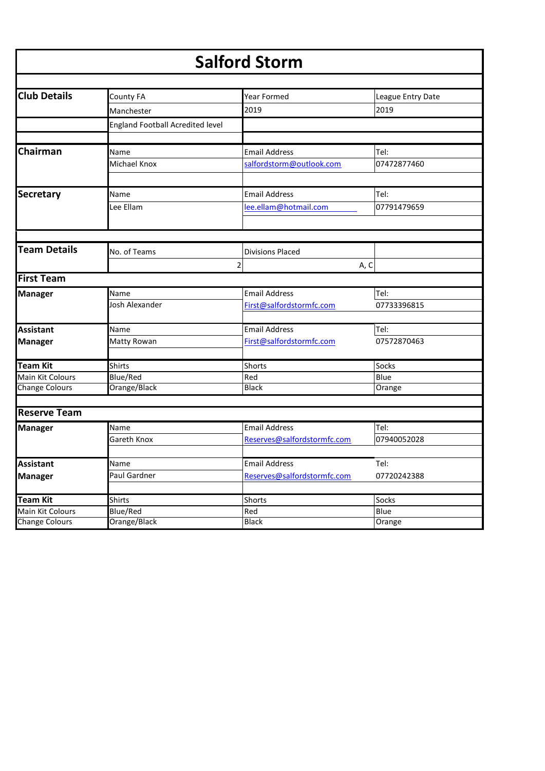# Salford Storm

| | | | |
|---|---|---|---|
| **Club Details** | County FA | Year Formed | League Entry Date |
| | Manchester | 2019 | 2019 |
| | England Football Acredited level | | |
| | | | |
| **Chairman** | Name | Email Address | Tel: |
| | Michael Knox | salfordstorm@outlook.com | 07472877460 |
| | | | |
| **Secretary** | Name | Email Address | Tel: |
| | Lee Ellam | lee.ellam@hotmail.com | 07791479659 |
| | | | |
| **Team Details** | No. of Teams | Divisions Placed | |
| | 2 | A, C | |

| | | | |
|---|---|---|---|
| **First Team** | | | |
| **Manager** | Name | Email Address | Tel: |
| | Josh Alexander | First@salfordstormfc.com | 07733396815 |
| **Assistant Manager** | Name | Email Address | Tel: |
| | Matty Rowan | First@salfordstormfc.com | 07572870463 |
| **Team Kit** | Shirts | Shorts | Socks |
| Main Kit Colours | Blue/Red | Red | Blue |
| Change Colours | Orange/Black | Black | Orange |

| | | | |
|---|---|---|---|
| **Reserve Team** | | | |
| **Manager** | Name | Email Address | Tel: |
| | Gareth Knox | Reserves@salfordstormfc.com | 07940052028 |
| **Assistant Manager** | Name | Email Address | Tel: |
| | Paul Gardner | Reserves@salfordstormfc.com | 07720242388 |
| **Team Kit** | Shirts | Shorts | Socks |
| Main Kit Colours | Blue/Red | Red | Blue |
| Change Colours | Orange/Black | Black | Orange |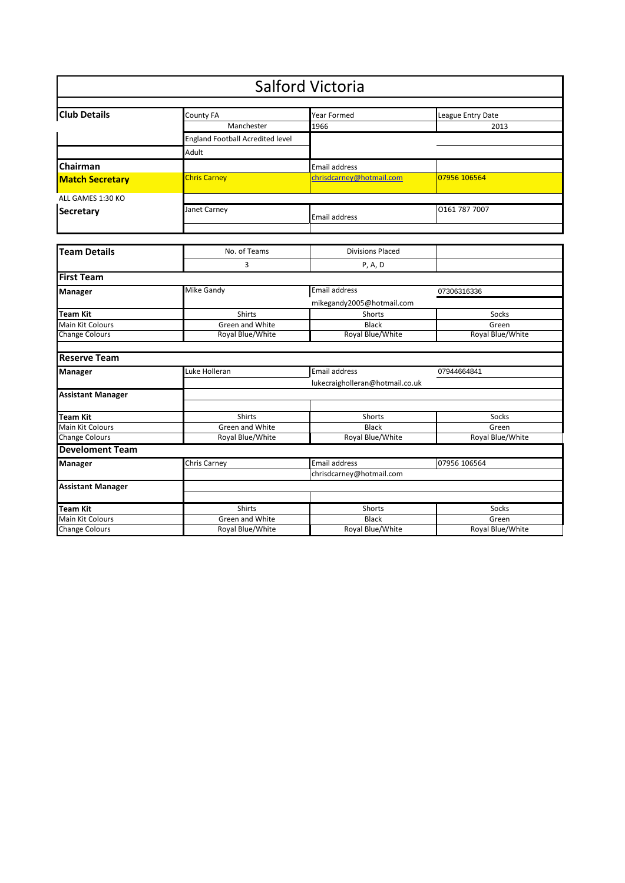# Salford Victoria

| Club Details | County FA | Year Formed | League Entry Date |
|---|---|---|---|
| | Manchester | 1966 | 2013 |
| | England Football Acredited level | | |
| | Adult | | |
| **Chairman** | | Email address | |
| **Match Secretary** | Chris Carney | chrisdcarney@hotmail.com | 07956 106564 |
| ALL GAMES 1:30 KO | | | |
| **Secretary** | Janet Carney | Email address | 0161 787 7007 |

| Team Details | No. of Teams | Divisions Placed | |
|---|---|---|---|
| | 3 | P, A, D | |

## First Team

| | | | |
|---|---|---|---|
| **Manager** | Mike Gandy | Email address | 07306316336 |
| | | mikegandy2005@hotmail.com | |
| **Team Kit** | Shirts | Shorts | Socks |
| Main Kit Colours | Green and White | Black | Green |
| Change Colours | Royal Blue/White | Royal Blue/White | Royal Blue/White |

## Reserve Team

| | | | |
|---|---|---|---|
| **Manager** | Luke Holleran | Email address | 07944664841 |
| | | lukecraigholleran@hotmail.co.uk | |
| **Assistant Manager** | | | |
| **Team Kit** | Shirts | Shorts | Socks |
| Main Kit Colours | Green and White | Black | Green |
| Change Colours | Royal Blue/White | Royal Blue/White | Royal Blue/White |

## Develoment Team

| | | | |
|---|---|---|---|
| **Manager** | Chris Carney | Email address | 07956 106564 |
| | | chrisdcarney@hotmail.com | |
| **Assistant Manager** | | | |
| **Team Kit** | Shirts | Shorts | Socks |
| Main Kit Colours | Green and White | Black | Green |
| Change Colours | Royal Blue/White | Royal Blue/White | Royal Blue/White |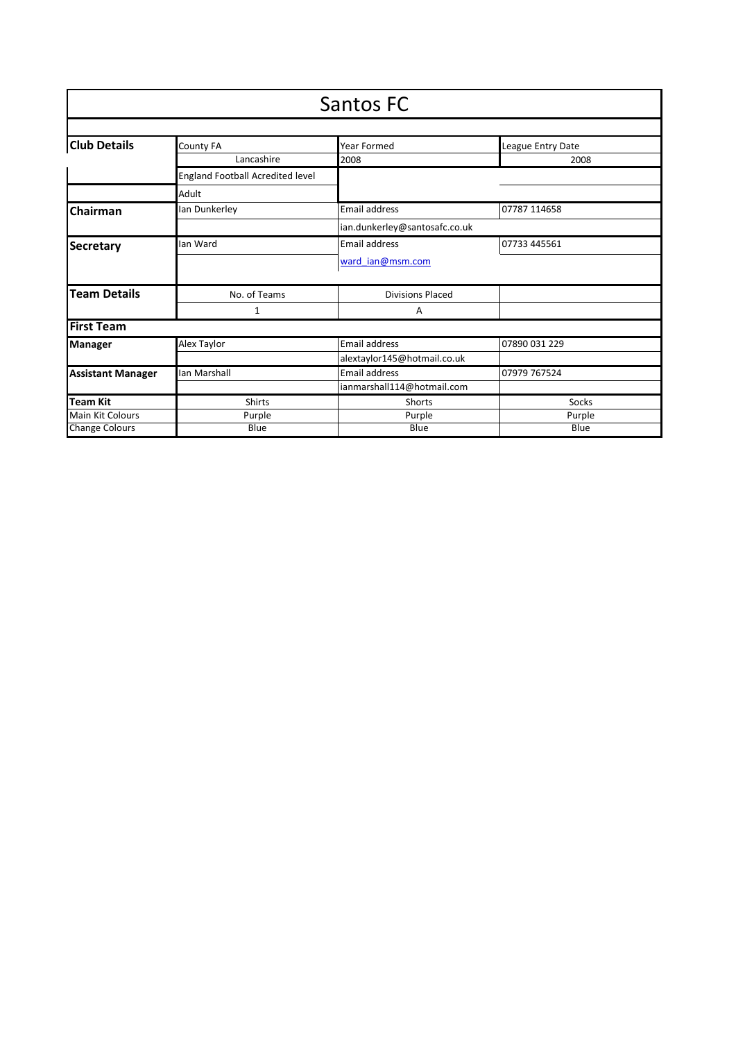# Santos FC

| | | | |
|---|---|---|---|
| **Club Details** | County FA | Year Formed | League Entry Date |
| | Lancashire | 2008 | 2008 |
| | England Football Acredited level | | |
| | Adult | | |
| **Chairman** | Ian Dunkerley | Email address | 07787 114658 |
| | | ian.dunkerley@santosafc.co.uk | |
| **Secretary** | Ian Ward | Email address | 07733 445561 |
| | | ward_ian@msm.com | |
| **Team Details** | No. of Teams | Divisions Placed | |
| | 1 | A | |
| **First Team** | | | |
| **Manager** | Alex Taylor | Email address | 07890 031 229 |
| | | alextaylor145@hotmail.co.uk | |
| **Assistant Manager** | Ian Marshall | Email address | 07979 767524 |
| | | ianmarshall114@hotmail.com | |
| **Team Kit** | Shirts | Shorts | Socks |
| Main Kit Colours | Purple | Purple | Purple |
| Change Colours | Blue | Blue | Blue |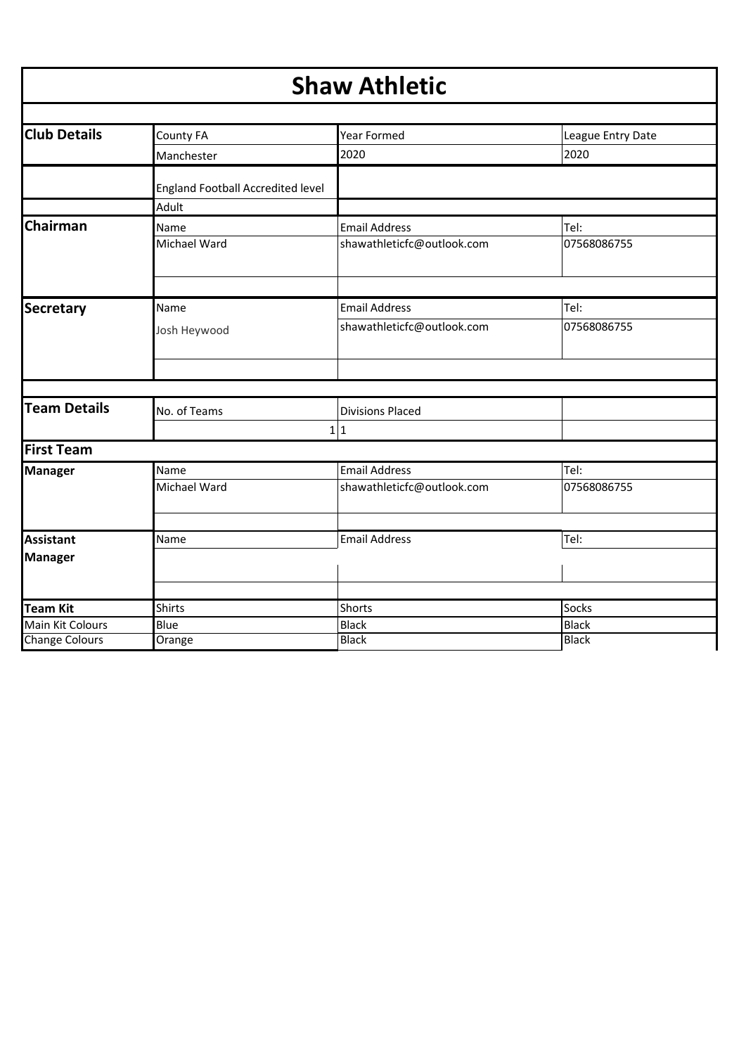# Shaw Athletic

| | | | |
|---|---|---|---|
| **Club Details** | County FA | Year Formed | League Entry Date |
| | Manchester | 2020 | 2020 |
| | England Football Accredited level | | |
| | Adult | | |
| **Chairman** | Name | Email Address | Tel: |
| | Michael Ward | shawathleticfc@outlook.com | 07568086755 |
| **Secretary** | Name | Email Address | Tel: |
| | Josh Heywood | shawathleticfc@outlook.com | 07568086755 |
| **Team Details** | No. of Teams | Divisions Placed | |
| | 1 | 1 | |
| **First Team** | | | |
| **Manager** | Name | Email Address | Tel: |
| | Michael Ward | shawathleticfc@outlook.com | 07568086755 |
| **Assistant Manager** | Name | Email Address | Tel: |
| **Team Kit** | Shirts | Shorts | Socks |
| Main Kit Colours | Blue | Black | Black |
| Change Colours | Orange | Black | Black |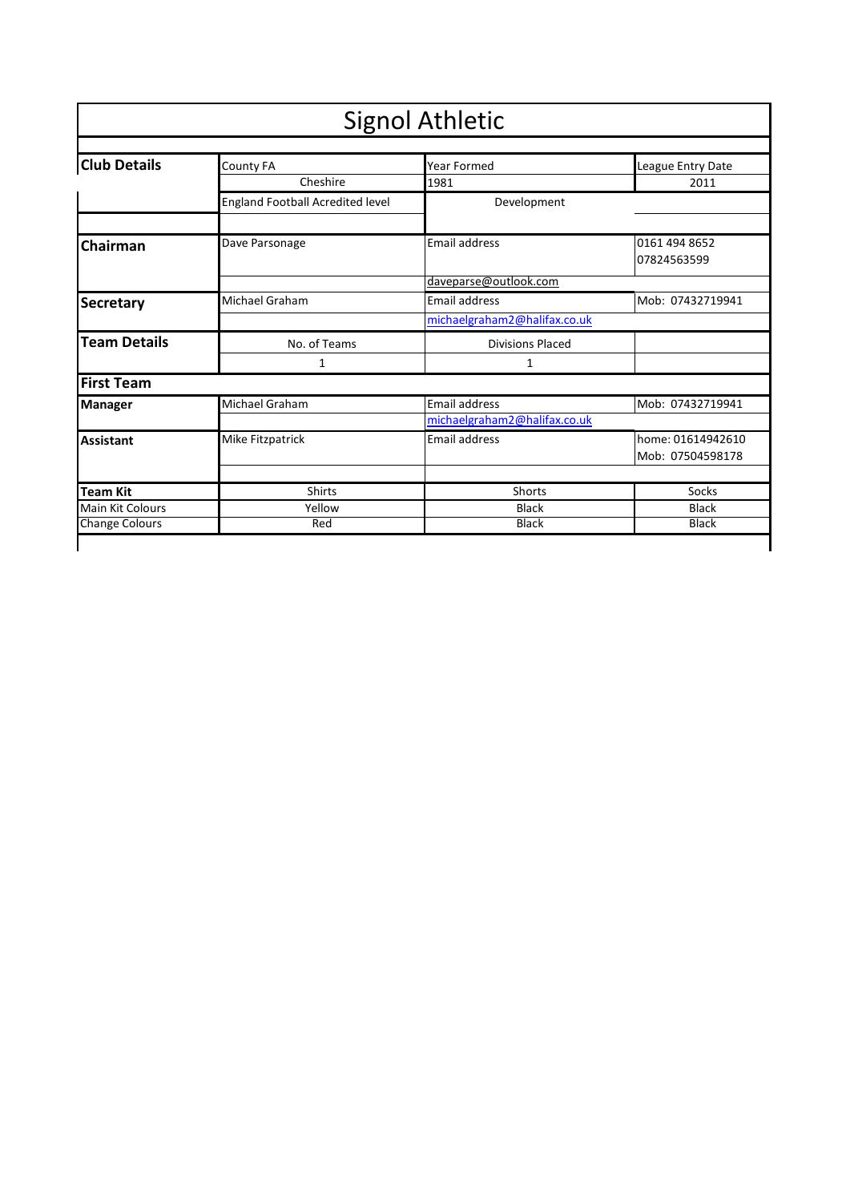# Signol Athletic

| | | | |
|---|---|---|---|
| **Club Details** | County FA | Year Formed | League Entry Date |
| | Cheshire | 1981 | 2011 |
| | England Football Acredited level | Development | |
| | | | |
| **Chairman** | Dave Parsonage | Email address | 0161 494 8652<br>07824563599 |
| | | daveparse@outlook.com | |
| **Secretary** | Michael Graham | Email address | Mob: 07432719941 |
| | | michaelgraham2@halifax.co.uk | |
| **Team Details** | No. of Teams | Divisions Placed | |
| | 1 | 1 | |
| **First Team** | | | |
| **Manager** | Michael Graham | Email address | Mob: 07432719941 |
| | | michaelgraham2@halifax.co.uk | |
| **Assistant** | Mike Fitzpatrick | Email address | home: 01614942610<br>Mob: 07504598178 |
| | | | |
| **Team Kit** | Shirts | Shorts | Socks |
| Main Kit Colours | Yellow | Black | Black |
| Change Colours | Red | Black | Black |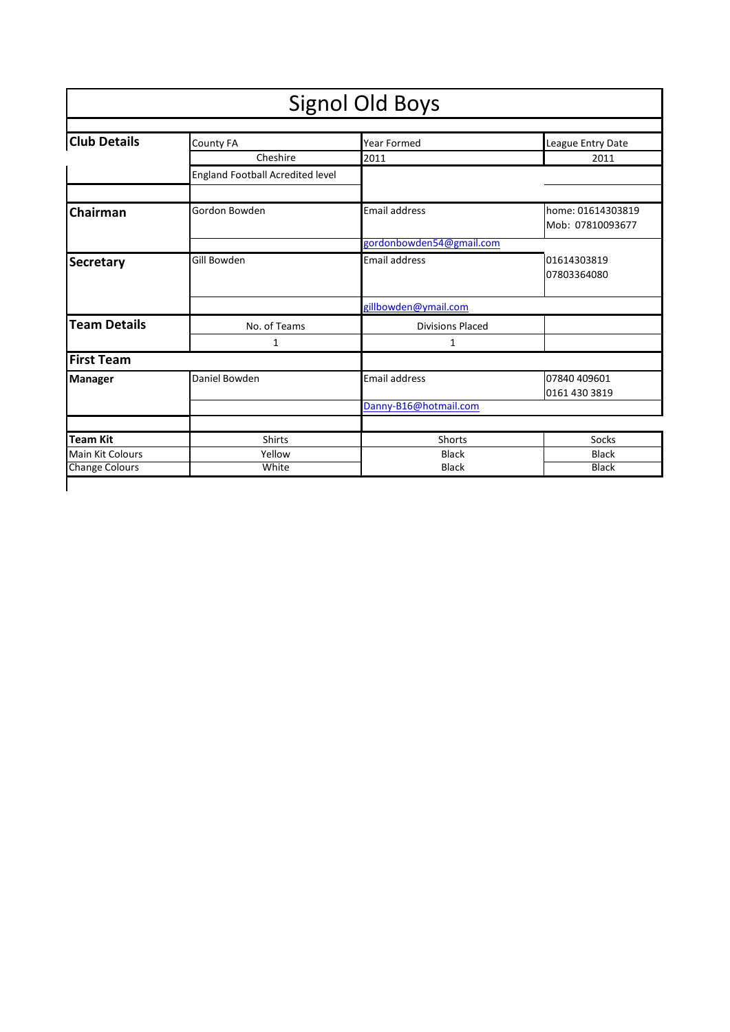# Signol Old Boys

| | | | |
|---|---|---|---|
| **Club Details** | County FA | Year Formed | League Entry Date |
| | Cheshire | 2011 | 2011 |
| | England Football Acredited level | | |
| | | | |
| **Chairman** | Gordon Bowden | Email address | home: 01614303819<br>Mob: 07810093677 |
| | | gordonbowden54@gmail.com | |
| **Secretary** | Gill Bowden | Email address | 01614303819<br>07803364080 |
| | | gillbowden@ymail.com | |
| **Team Details** | No. of Teams | Divisions Placed | |
| | 1 | 1 | |
| **First Team** | | | |
| **Manager** | Daniel Bowden | Email address | 07840 409601<br>0161 430 3819 |
| | | Danny-B16@hotmail.com | |
| | | | |
| **Team Kit** | Shirts | Shorts | Socks |
| Main Kit Colours | Yellow | Black | Black |
| Change Colours | White | Black | Black |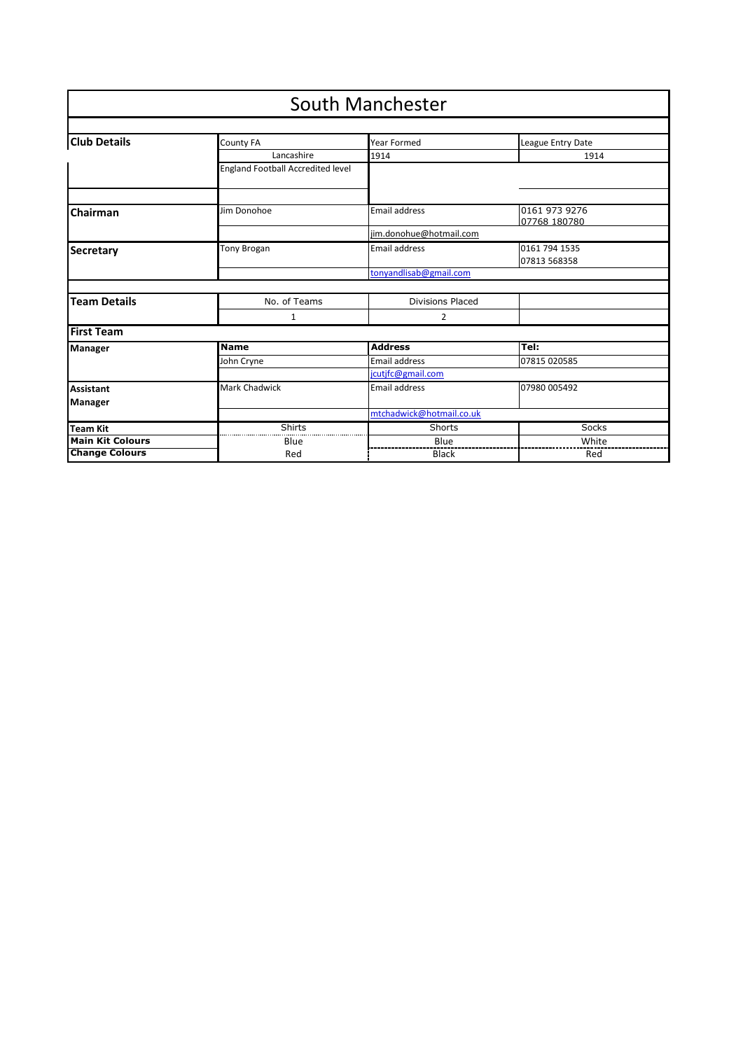# South Manchester

| | | | |
|---|---|---|---|
| **Club Details** | County FA | Year Formed | League Entry Date |
| | Lancashire | 1914 | 1914 |
| | England Football Accredited level | | |
| | | | |
| **Chairman** | Jim Donohoe | Email address | 0161 973 9276<br>07768 180780 |
| | | jim.donohue@hotmail.com | |
| **Secretary** | Tony Brogan | Email address | 0161 794 1535<br>07813 568358 |
| | | tonyandlisab@gmail.com | |
| | | | |
| **Team Details** | No. of Teams | Divisions Placed | |
| | 1 | 2 | |
| **First Team** | | | |
| **Manager** | **Name** | **Address** | **Tel:** |
| | John Cryne | Email address | 07815 020585 |
| | | jcutjfc@gmail.com | |
| **Assistant Manager** | Mark Chadwick | Email address | 07980 005492 |
| | | mtchadwick@hotmail.co.uk | |
| **Team Kit** | Shirts | Shorts | Socks |
| **Main Kit Colours** | Blue | Blue | White |
| **Change Colours** | Red | Black | Red |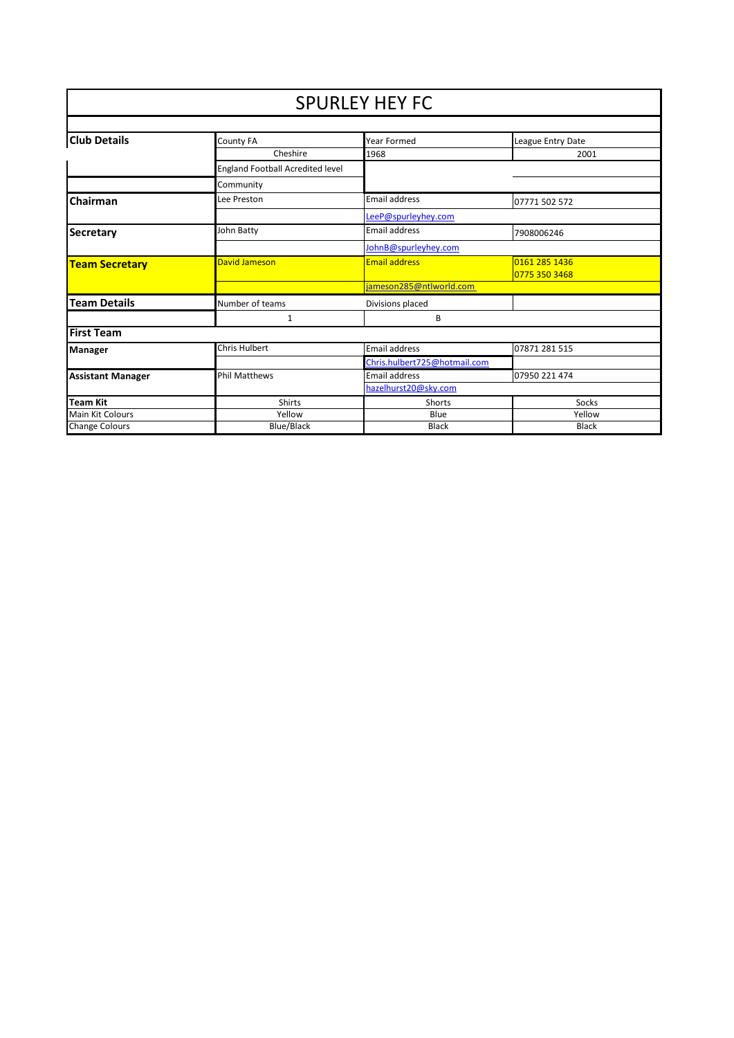# SPURLEY HEY FC

| | | | |
|---|---|---|---|
| **Club Details** | County FA | Year Formed | League Entry Date |
| | Cheshire | 1968 | 2001 |
| | England Football Acredited level | | |
| | Community | | |
| **Chairman** | Lee Preston | Email address | 07771 502 572 |
| | | LeeP@spurleyhey.com | |
| **Secretary** | John Batty | Email address | 7908006246 |
| | | JohnB@spurleyhey.com | |
| **Team Secretary** | David Jameson | Email address | 0161 285 1436<br>0775 350 3468 |
| | | jameson285@ntlworld.com | |
| **Team Details** | Number of teams | Divisions placed | |
| | 1 | B | |
| **First Team** | | | |
| **Manager** | Chris Hulbert | Email address | 07871 281 515 |
| | | Chris.hulbert725@hotmail.com | |
| **Assistant Manager** | Phil Matthews | Email address | 07950 221 474 |
| | | hazelhurst20@sky.com | |
| **Team Kit** | Shirts | Shorts | Socks |
| Main Kit Colours | Yellow | Blue | Yellow |
| Change Colours | Blue/Black | Black | Black |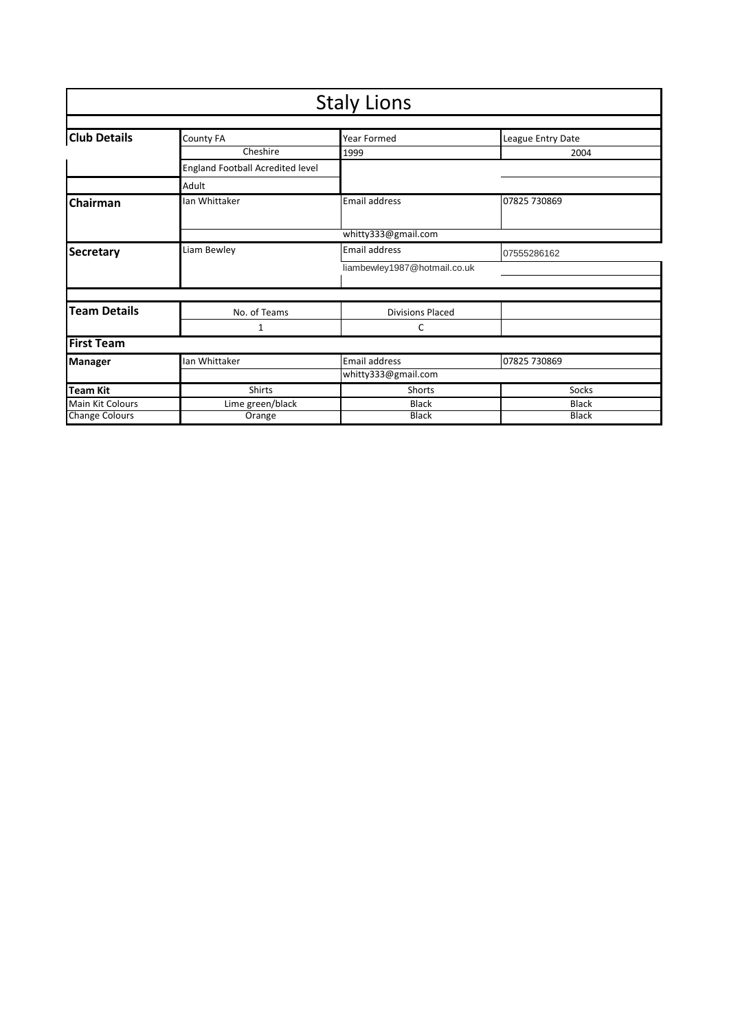# Staly Lions

| | | | |
|---|---|---|---|
| **Club Details** | County FA | Year Formed | League Entry Date |
| | Cheshire | 1999 | 2004 |
| | England Football Acredited level | | |
| | Adult | | |
| **Chairman** | Ian Whittaker | Email address | 07825 730869 |
| | | whitty333@gmail.com | |
| **Secretary** | Liam Bewley | Email address | 07555286162 |
| | | liambewley1987@hotmail.co.uk | |
| **Team Details** | No. of Teams | Divisions Placed | |
| | 1 | C | |
| **First Team** | | | |
| **Manager** | Ian Whittaker | Email address | 07825 730869 |
| | | whitty333@gmail.com | |
| **Team Kit** | Shirts | Shorts | Socks |
| Main Kit Colours | Lime green/black | Black | Black |
| Change Colours | Orange | Black | Black |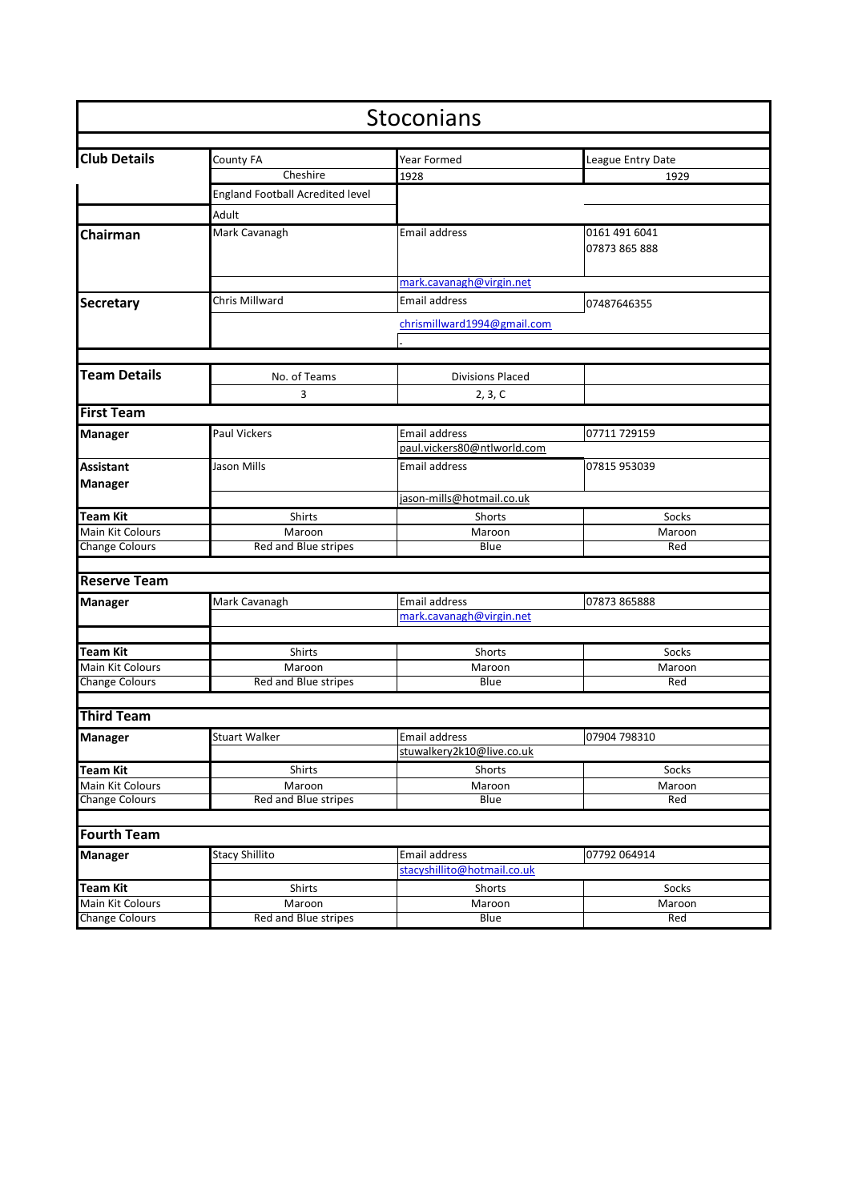# Stoconians

| | | | |
|---|---|---|---|
| **Club Details** | County FA | Year Formed | League Entry Date |
| | Cheshire | 1928 | 1929 |
| | England Football Acredited level | | |
| | Adult | | |
| **Chairman** | Mark Cavanagh | Email address | 0161 491 6041<br>07873 865 888 |
| | | mark.cavanagh@virgin.net | |
| **Secretary** | Chris Millward | Email address | 07487646355 |
| | | chrismillward1994@gmail.com | |
| | | - | |

| | | | |
|---|---|---|---|
| **Team Details** | No. of Teams | Divisions Placed | |
| | 3 | 2, 3, C | |

## First Team

| | | | |
|---|---|---|---|
| **Manager** | Paul Vickers | Email address | 07711 729159 |
| | | paul.vickers80@ntlworld.com | |
| **Assistant Manager** | Jason Mills | Email address | 07815 953039 |
| | | jason-mills@hotmail.co.uk | |
| **Team Kit** | Shirts | Shorts | Socks |
| Main Kit Colours | Maroon | Maroon | Maroon |
| Change Colours | Red and Blue stripes | Blue | Red |

## Reserve Team

| | | | |
|---|---|---|---|
| **Manager** | Mark Cavanagh | Email address | 07873 865888 |
| | | mark.cavanagh@virgin.net | |
| **Team Kit** | Shirts | Shorts | Socks |
| Main Kit Colours | Maroon | Maroon | Maroon |
| Change Colours | Red and Blue stripes | Blue | Red |

## Third Team

| | | | |
|---|---|---|---|
| **Manager** | Stuart Walker | Email address | 07904 798310 |
| | | stuwalkery2k10@live.co.uk | |
| **Team Kit** | Shirts | Shorts | Socks |
| Main Kit Colours | Maroon | Maroon | Maroon |
| Change Colours | Red and Blue stripes | Blue | Red |

## Fourth Team

| | | | |
|---|---|---|---|
| **Manager** | Stacy Shillito | Email address | 07792 064914 |
| | | stacyshillito@hotmail.co.uk | |
| **Team Kit** | Shirts | Shorts | Socks |
| Main Kit Colours | Maroon | Maroon | Maroon |
| Change Colours | Red and Blue stripes | Blue | Red |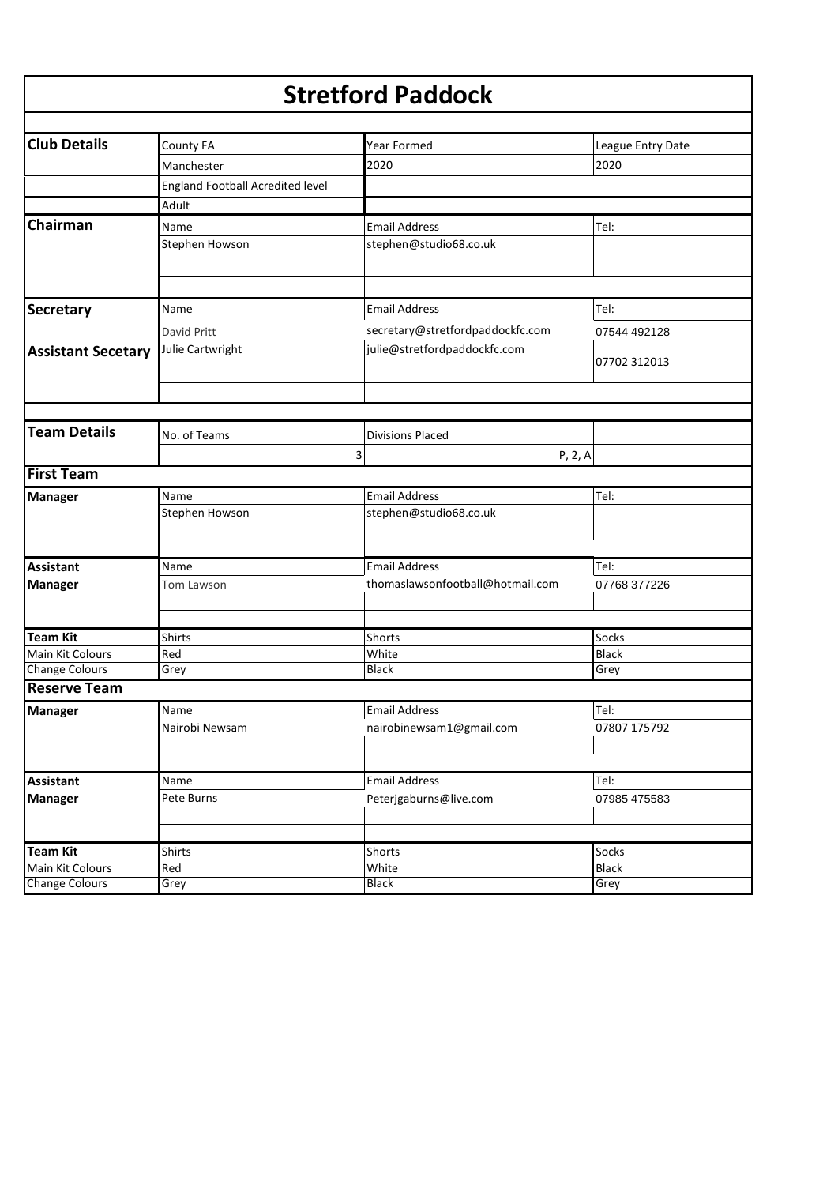# Stretford Paddock

| | | | |
|---|---|---|---|
| **Club Details** | County FA | Year Formed | League Entry Date |
| | Manchester | 2020 | 2020 |
| | England Football Acredited level | | |
| | Adult | | |
| **Chairman** | Name | Email Address | Tel: |
| | Stephen Howson | stephen@studio68.co.uk | |
| **Secretary** | Name | Email Address | Tel: |
| | David Pritt | secretary@stretfordpaddockfc.com | 07544 492128 |
| **Assistant Secetary** | Julie Cartwright | julie@stretfordpaddockfc.com | 07702 312013 |
| **Team Details** | No. of Teams | Divisions Placed | |
| | 3 | P, 2, A | |
| **First Team** | | | |
| **Manager** | Name | Email Address | Tel: |
| | Stephen Howson | stephen@studio68.co.uk | |
| **Assistant Manager** | Name | Email Address | Tel: |
| | Tom Lawson | thomaslawsonfootball@hotmail.com | 07768 377226 |
| **Team Kit** | Shirts | Shorts | Socks |
| Main Kit Colours | Red | White | Black |
| Change Colours | Grey | Black | Grey |
| **Reserve Team** | | | |
| **Manager** | Name | Email Address | Tel: |
| | Nairobi Newsam | nairobinewsam1@gmail.com | 07807 175792 |
| **Assistant Manager** | Name | Email Address | Tel: |
| | Pete Burns | Peterjgaburns@live.com | 07985 475583 |
| **Team Kit** | Shirts | Shorts | Socks |
| Main Kit Colours | Red | White | Black |
| Change Colours | Grey | Black | Grey |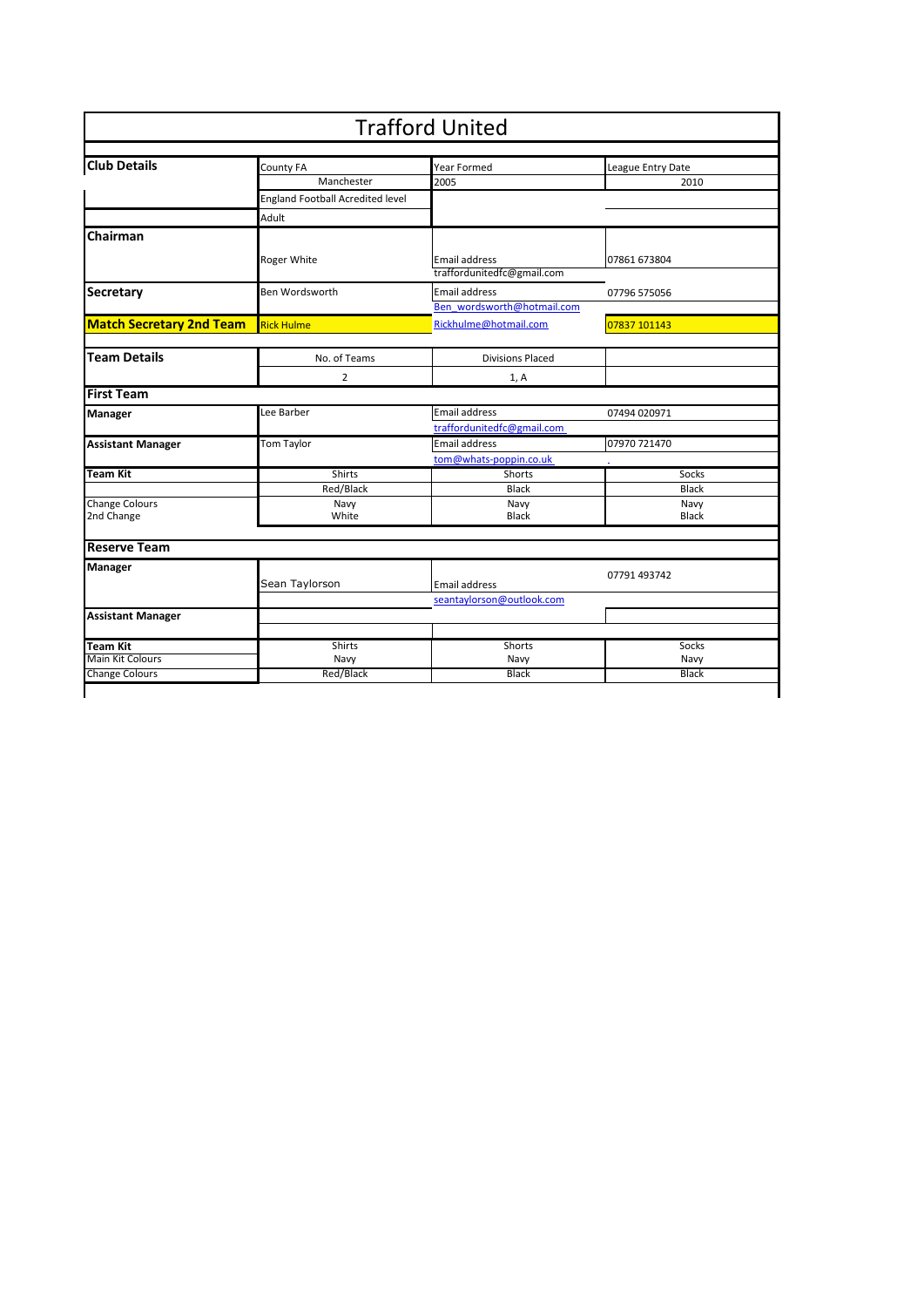# Trafford United

| | | | |
|---|---|---|---|
| **Club Details** | County FA | Year Formed | League Entry Date |
| | Manchester | 2005 | 2010 |
| | England Football Acredited level | | |
| | Adult | | |
| **Chairman** | Roger White | Email address<br>traffordunitedfc@gmail.com | 07861 673804 |
| **Secretary** | Ben Wordsworth | Email address<br>Ben_wordsworth@hotmail.com | 07796 575056 |
| **Match Secretary 2nd Team** | Rick Hulme | Rickhulme@hotmail.com | 07837 101143 |
| **Team Details** | No. of Teams | Divisions Placed | |
| | 2 | 1, A | |
| **First Team** | | | |
| **Manager** | Lee Barber | Email address<br>traffordunitedfc@gmail.com | 07494 020971 |
| **Assistant Manager** | Tom Taylor | Email address<br>tom@whats-poppin.co.uk | 07970 721470 |
| **Team Kit** | Shirts | Shorts | Socks |
| | Red/Black | Black | Black |
| Change Colours | Navy | Navy | Navy |
| 2nd Change | White | Black | Black |
| **Reserve Team** | | | |
| **Manager** | Sean Taylorson | Email address<br>seantaylorson@outlook.com | 07791 493742 |
| **Assistant Manager** | | | |
| **Team Kit** | Shirts | Shorts | Socks |
| Main Kit Colours | Navy | Navy | Navy |
| Change Colours | Red/Black | Black | Black |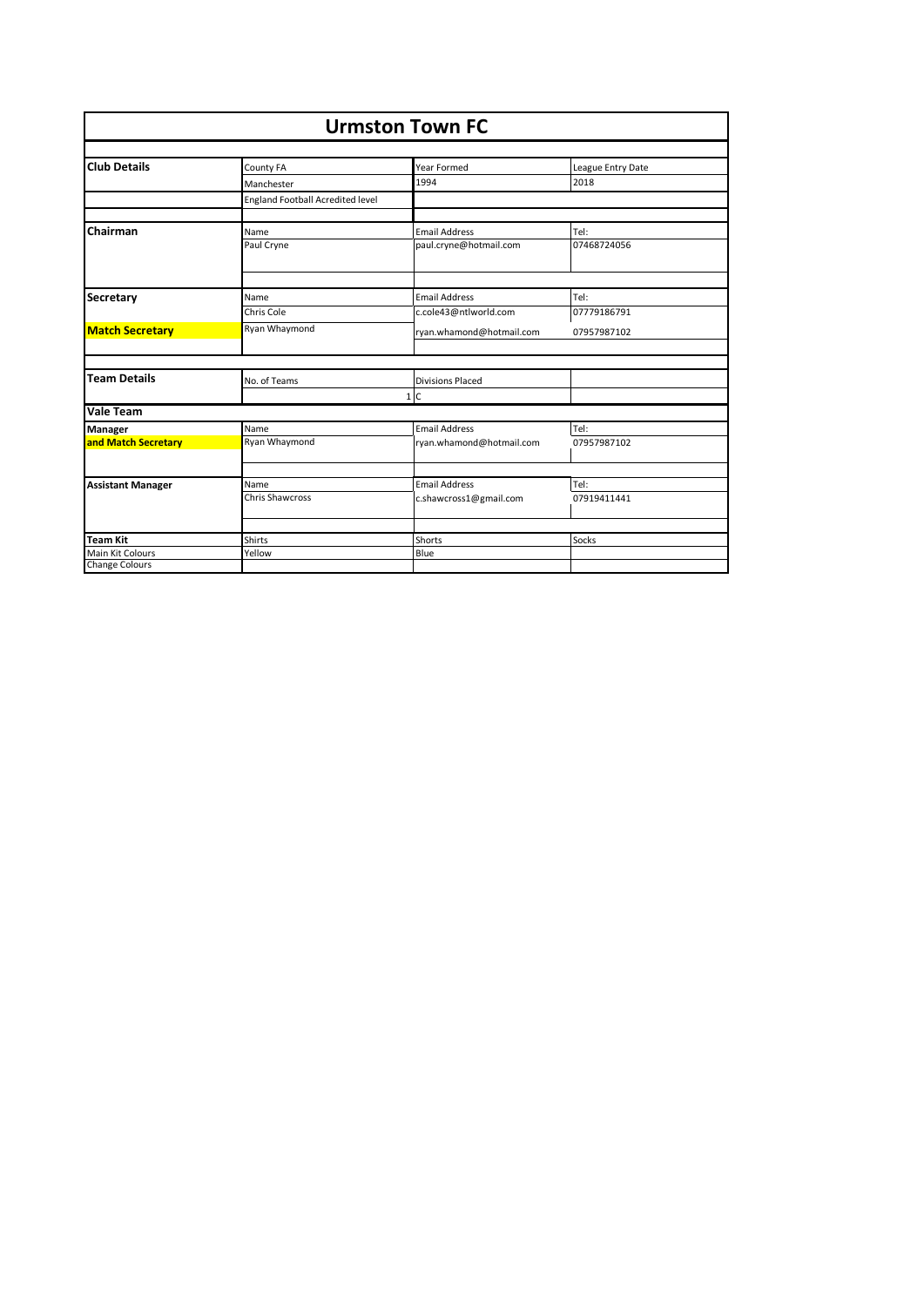# Urmston Town FC

| | | | |
|---|---|---|---|
| **Club Details** | County FA | Year Formed | League Entry Date |
| | Manchester | 1994 | 2018 |
| | England Football Acredited level | | |
| **Chairman** | Name | Email Address | Tel: |
| | Paul Cryne | paul.cryne@hotmail.com | 07468724056 |
| **Secretary** | Name | Email Address | Tel: |
| | Chris Cole | c.cole43@ntlworld.com | 07779186791 |
| **Match Secretary** | Ryan Whaymond | ryan.whamond@hotmail.com | 07957987102 |
| **Team Details** | No. of Teams | Divisions Placed | |
| | 1 | C | |
| **Vale Team** | | | |
| **Manager and Match Secretary** | Name | Email Address | Tel: |
| | Ryan Whaymond | ryan.whamond@hotmail.com | 07957987102 |
| **Assistant Manager** | Name | Email Address | Tel: |
| | Chris Shawcross | c.shawcross1@gmail.com | 07919411441 |
| **Team Kit** | Shirts | Shorts | Socks |
| Main Kit Colours | Yellow | Blue | |
| Change Colours | | | |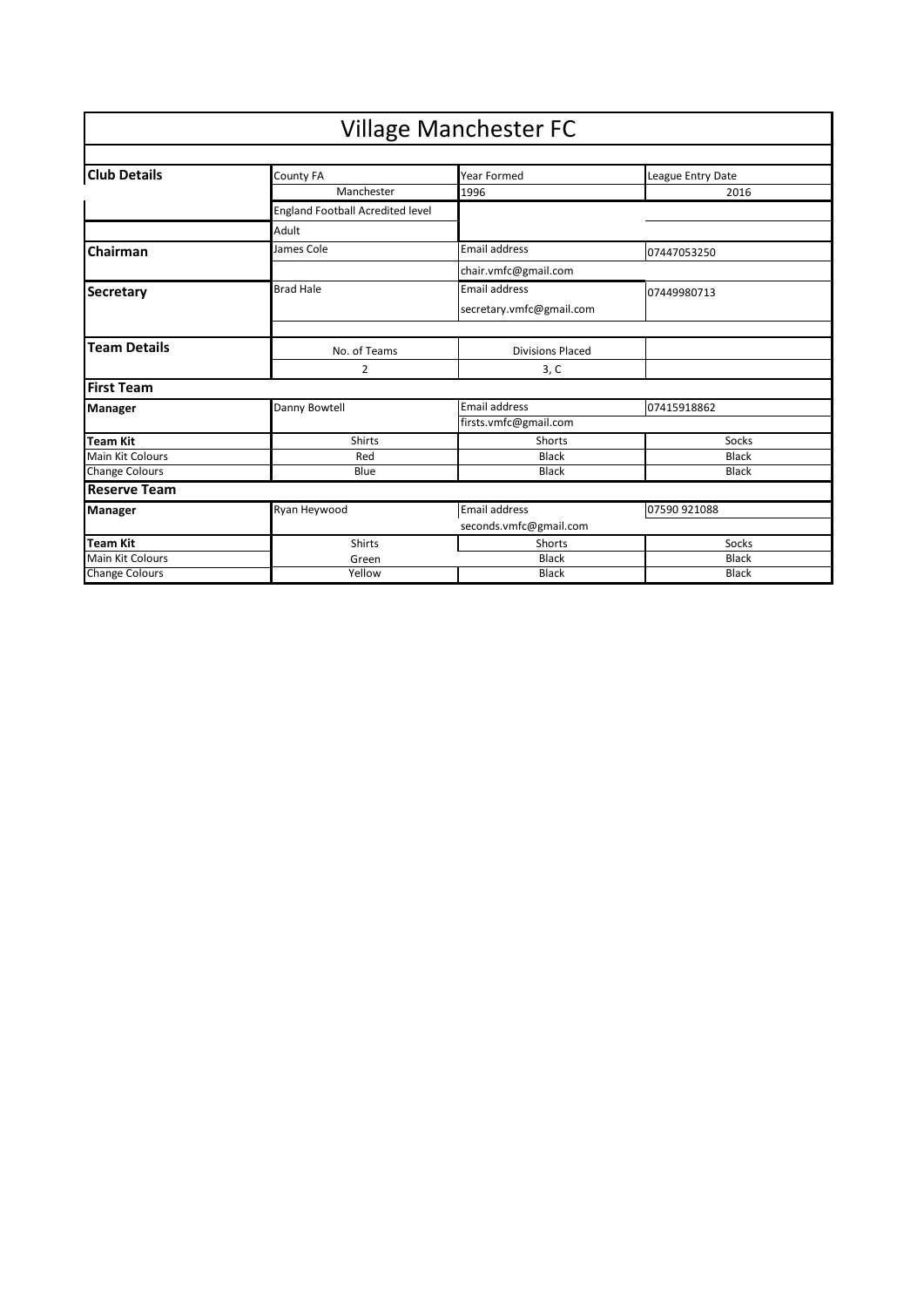# Village Manchester FC

| | | | |
|---|---|---|---|
| **Club Details** | County FA | Year Formed | League Entry Date |
| | Manchester | 1996 | 2016 |
| | England Football Acredited level | | |
| | Adult | | |
| **Chairman** | James Cole | Email address | 07447053250 |
| | | chair.vmfc@gmail.com | |
| **Secretary** | Brad Hale | Email address<br>secretary.vmfc@gmail.com | 07449980713 |
| | | | |
| **Team Details** | No. of Teams | Divisions Placed | |
| | 2 | 3, C | |
| **First Team** | | | |
| **Manager** | Danny Bowtell | Email address<br>firsts.vmfc@gmail.com | 07415918862 |
| **Team Kit** | Shirts | Shorts | Socks |
| Main Kit Colours | Red | Black | Black |
| Change Colours | Blue | Black | Black |
| **Reserve Team** | | | |
| **Manager** | Ryan Heywood | Email address<br>seconds.vmfc@gmail.com | 07590 921088 |
| **Team Kit** | Shirts | Shorts | Socks |
| Main Kit Colours | Green | Black | Black |
| Change Colours | Yellow | Black | Black |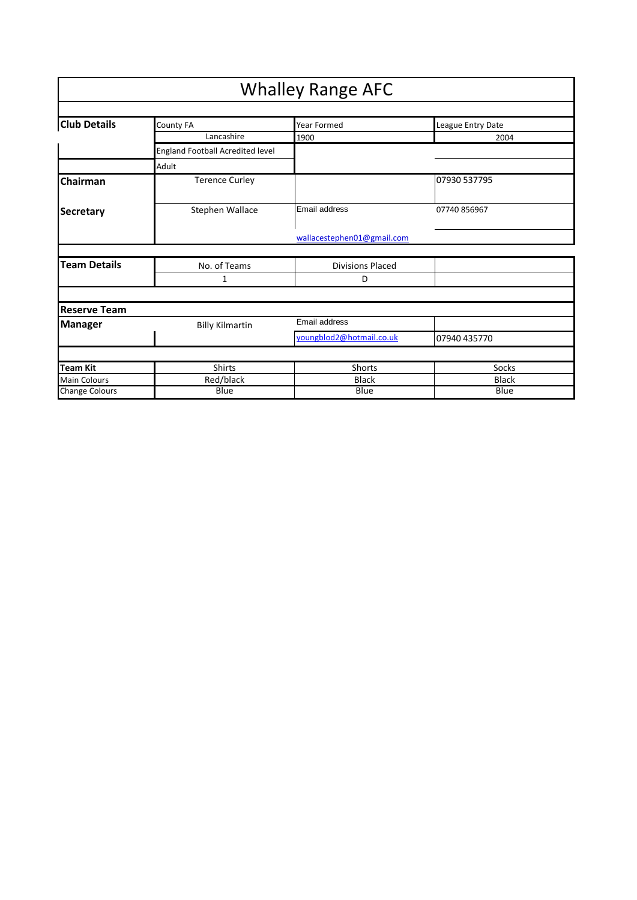# Whalley Range AFC

| | | | |
|---|---|---|---|
| **Club Details** | County FA | Year Formed | League Entry Date |
| | Lancashire | 1900 | 2004 |
| | England Football Acredited level | | |
| | Adult | | |
| **Chairman** | Terence Curley | | 07930 537795 |
| **Secretary** | Stephen Wallace | Email address | 07740 856967 |
| | | wallacestephen01@gmail.com | |

| | | | |
|---|---|---|---|
| **Team Details** | No. of Teams | Divisions Placed | |
| | 1 | D | |

| | | | |
|---|---|---|---|
| **Reserve Team** | | | |
| **Manager** | Billy Kilmartin | Email address | |
| | | youngblod2@hotmail.co.uk | 07940 435770 |

| **Team Kit** | Shirts | Shorts | Socks |
|---|---|---|---|
| Main Colours | Red/black | Black | Black |
| Change Colours | Blue | Blue | Blue |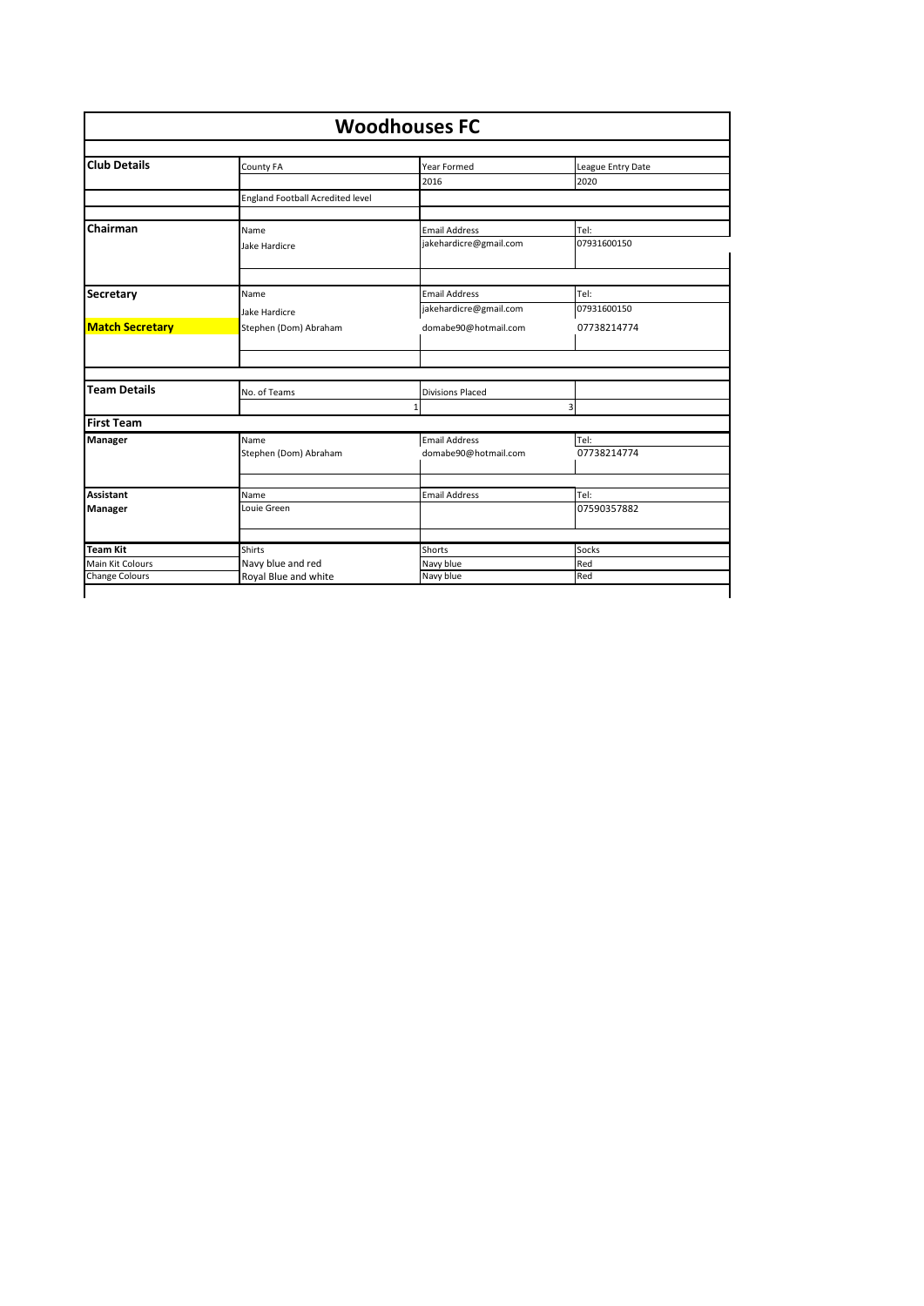# Woodhouses FC

| | | | |
|---|---|---|---|
| **Club Details** | County FA | Year Formed | League Entry Date |
| | | 2016 | 2020 |
| | England Football Acredited level | | |
| **Chairman** | Name | Email Address | Tel: |
| | Jake Hardicre | jakehardicre@gmail.com | 07931600150 |
| **Secretary** | Name | Email Address | Tel: |
| | Jake Hardicre | jakehardicre@gmail.com | 07931600150 |
| **Match Secretary** | Stephen (Dom) Abraham | domabe90@hotmail.com | 07738214774 |
| **Team Details** | No. of Teams | Divisions Placed | |
| | 1 | 3 | |
| **First Team** | | | |
| **Manager** | Name | Email Address | Tel: |
| | Stephen (Dom) Abraham | domabe90@hotmail.com | 07738214774 |
| **Assistant Manager** | Name | Email Address | Tel: |
| | Louie Green | | 07590357882 |
| **Team Kit** | Shirts | Shorts | Socks |
| Main Kit Colours | Navy blue and red | Navy blue | Red |
| Change Colours | Royal Blue and white | Navy blue | Red |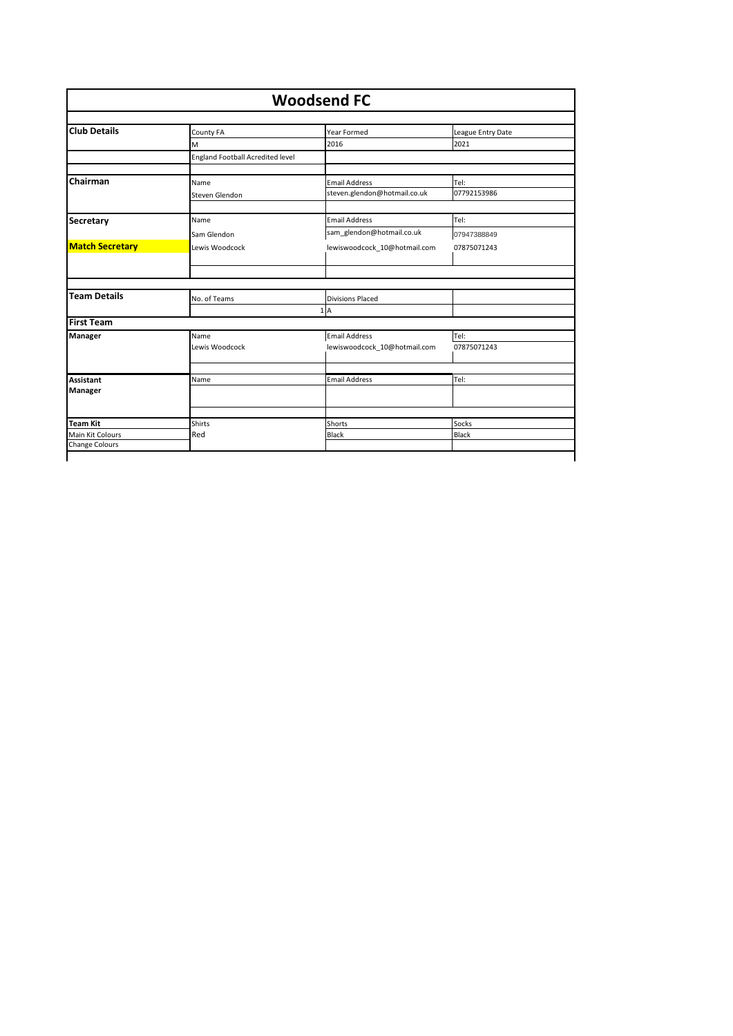# Woodsend FC

| | | | |
|---|---|---|---|
| **Club Details** | County FA | Year Formed | League Entry Date |
| | M | 2016 | 2021 |
| | England Football Acredited level | | |
| **Chairman** | Name | Email Address | Tel: |
| | Steven Glendon | steven.glendon@hotmail.co.uk | 07792153986 |
| **Secretary** | Name | Email Address | Tel: |
| | Sam Glendon | sam_glendon@hotmail.co.uk | 07947388849 |
| **Match Secretary** | Lewis Woodcock | lewiswoodcock_10@hotmail.com | 07875071243 |
| **Team Details** | No. of Teams | Divisions Placed | |
| | 1 | A | |
| **First Team** | | | |
| **Manager** | Name | Email Address | Tel: |
| | Lewis Woodcock | lewiswoodcock_10@hotmail.com | 07875071243 |
| **Assistant Manager** | Name | Email Address | Tel: |
| **Team Kit** | Shirts | Shorts | Socks |
| Main Kit Colours | Red | Black | Black |
| Change Colours | | | |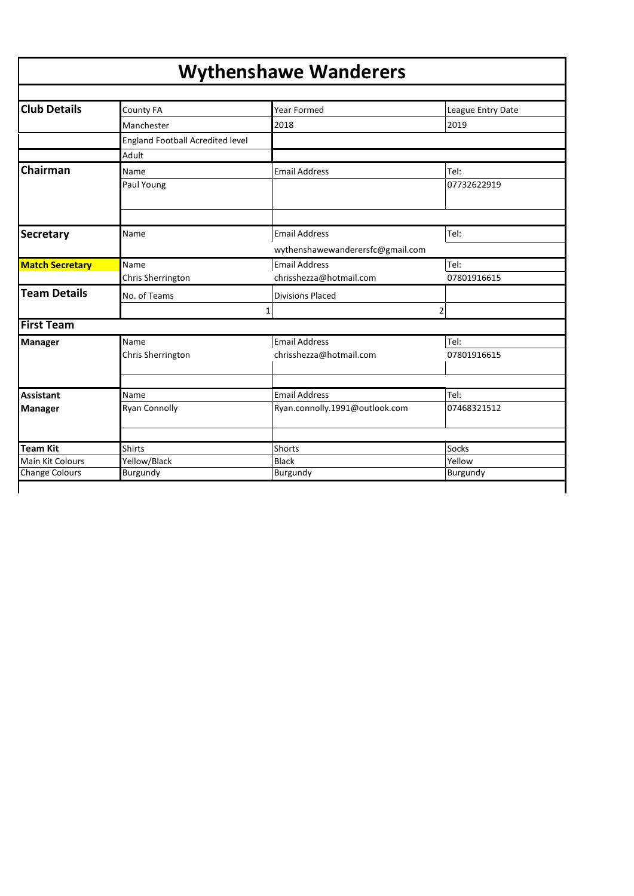# Wythenshawe Wanderers

| | | | |
|---|---|---|---|
| **Club Details** | County FA | Year Formed | League Entry Date |
| | Manchester | 2018 | 2019 |
| | England Football Acredited level | | |
| | Adult | | |
| **Chairman** | Name | Email Address | Tel: |
| | Paul Young | | 07732622919 |
| **Secretary** | Name | Email Address | Tel: |
| | | wythenshawewanderersfc@gmail.com | |
| **Match Secretary** | Name | Email Address | Tel: |
| | Chris Sherrington | chrisshezza@hotmail.com | 07801916615 |
| **Team Details** | No. of Teams | Divisions Placed | |
| | 1 | 2 | |
| **First Team** | | | |
| **Manager** | Name | Email Address | Tel: |
| | Chris Sherrington | chrisshezza@hotmail.com | 07801916615 |
| **Assistant Manager** | Name | Email Address | Tel: |
| | Ryan Connolly | Ryan.connolly.1991@outlook.com | 07468321512 |
| **Team Kit** | Shirts | Shorts | Socks |
| Main Kit Colours | Yellow/Black | Black | Yellow |
| Change Colours | Burgundy | Burgundy | Burgundy |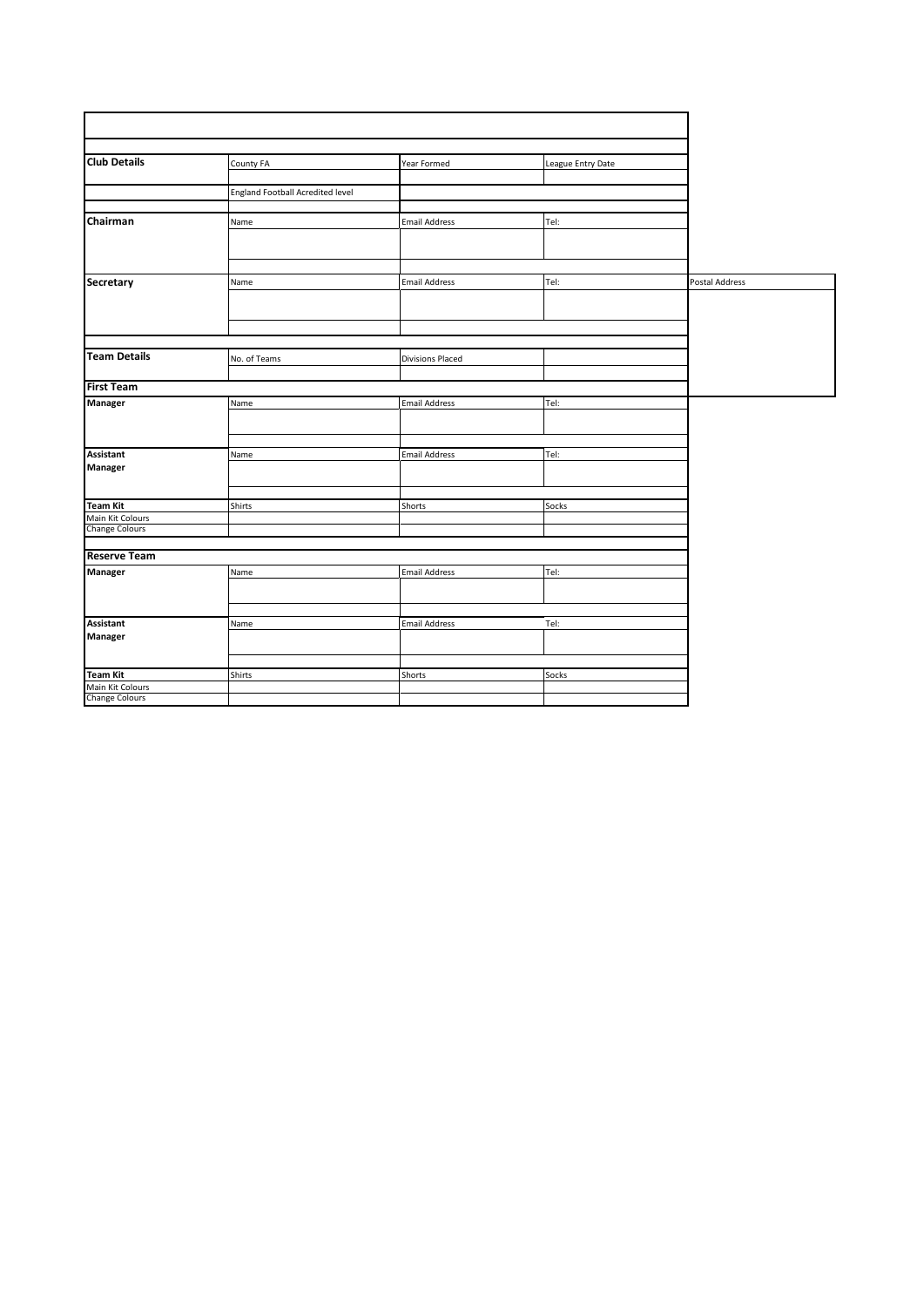| | | | | |
|---|---|---|---|---|
| **Club Details** | County FA | Year Formed | League Entry Date | |
| | | | | |
| | England Football Acredited level | | | |
| | | | | |
| **Chairman** | Name | Email Address | Tel: | |
| | | | | |
| | | | | |
| **Secretary** | Name | Email Address | Tel: | Postal Address |
| | | | | |
| | | | | |
| **Team Details** | No. of Teams | Divisions Placed | | |
| | | | | |
| **First Team** | | | | |
| **Manager** | Name | Email Address | Tel: | |
| | | | | |
| | | | | |
| **Assistant Manager** | Name | Email Address | Tel: | |
| | | | | |
| | | | | |
| **Team Kit** | Shirts | Shorts | Socks | |
| Main Kit Colours | | | | |
| Change Colours | | | | |
| **Reserve Team** | | | | |
| **Manager** | Name | Email Address | Tel: | |
| | | | | |
| | | | | |
| **Assistant Manager** | Name | Email Address | Tel: | |
| | | | | |
| | | | | |
| **Team Kit** | Shirts | Shorts | Socks | |
| Main Kit Colours | | | | |
| Change Colours | | | | |